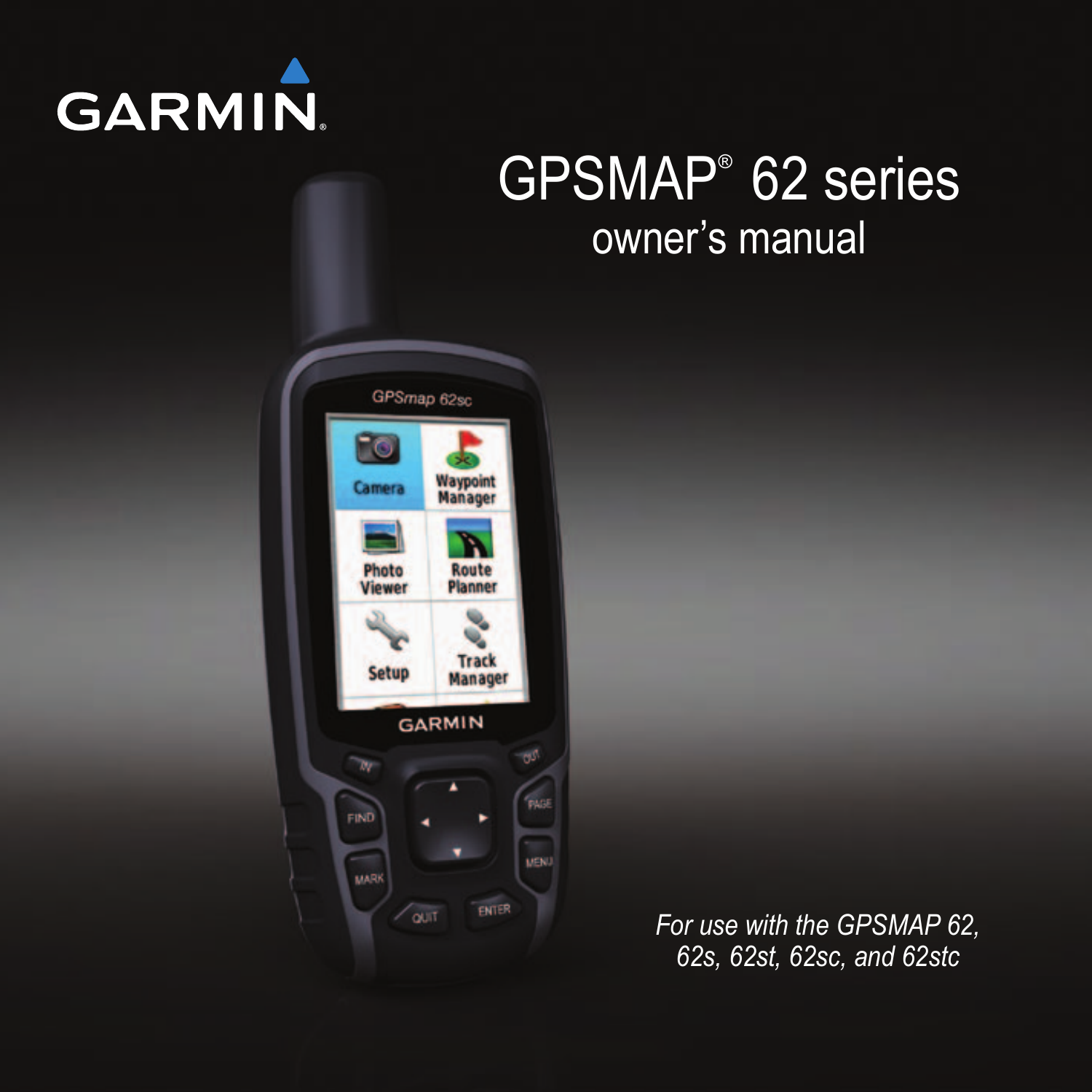GARMIN

# GPSMAP® 62 series

## owner's manual

*For use with the GPSMAP 62, 62s, 62st, 62sc, and 62stc*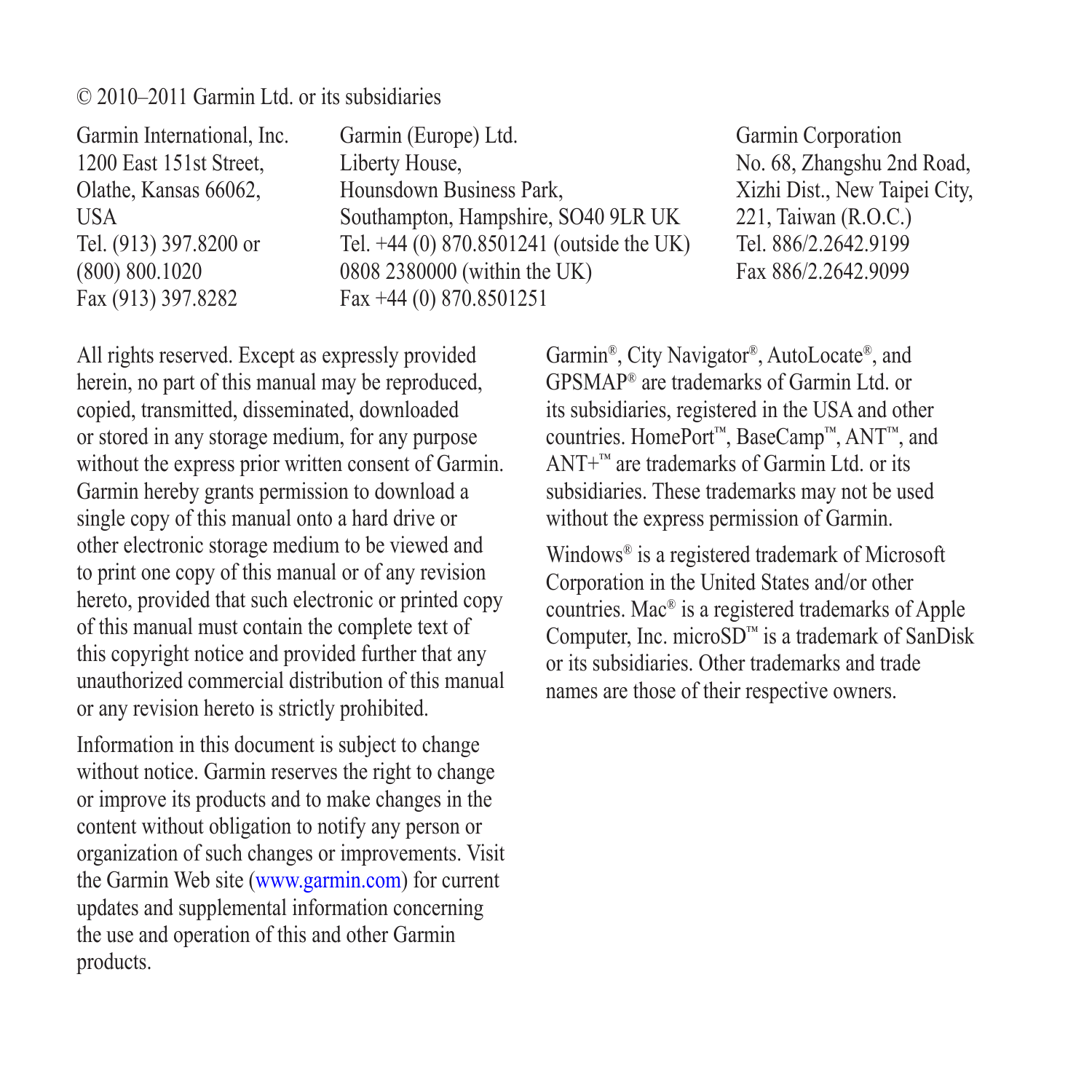© 2010–2011 Garmin Ltd. or its subsidiaries

Garmin International, Inc.
1200 East 151st Street,
Olathe, Kansas 66062,
USA
Tel. (913) 397.8200 or
(800) 800.1020
Fax (913) 397.8282

Garmin (Europe) Ltd.
Liberty House,
Hounsdown Business Park,
Southampton, Hampshire, SO40 9LR UK
Tel. +44 (0) 870.8501241 (outside the UK)
0808 2380000 (within the UK)
Fax +44 (0) 870.8501251

Garmin Corporation
No. 68, Zhangshu 2nd Road,
Xizhi Dist., New Taipei City,
221, Taiwan (R.O.C.)
Tel. 886/2.2642.9199
Fax 886/2.2642.9099

All rights reserved. Except as expressly provided herein, no part of this manual may be reproduced, copied, transmitted, disseminated, downloaded or stored in any storage medium, for any purpose without the express prior written consent of Garmin. Garmin hereby grants permission to download a single copy of this manual onto a hard drive or other electronic storage medium to be viewed and to print one copy of this manual or of any revision hereto, provided that such electronic or printed copy of this manual must contain the complete text of this copyright notice and provided further that any unauthorized commercial distribution of this manual or any revision hereto is strictly prohibited.

Information in this document is subject to change without notice. Garmin reserves the right to change or improve its products and to make changes in the content without obligation to notify any person or organization of such changes or improvements. Visit the Garmin Web site (www.garmin.com) for current updates and supplemental information concerning the use and operation of this and other Garmin products.

Garmin®, City Navigator®, AutoLocate®, and GPSMAP® are trademarks of Garmin Ltd. or its subsidiaries, registered in the USA and other countries. HomePort™, BaseCamp™, ANT™, and ANT+™ are trademarks of Garmin Ltd. or its subsidiaries. These trademarks may not be used without the express permission of Garmin.

Windows® is a registered trademark of Microsoft Corporation in the United States and/or other countries. Mac® is a registered trademarks of Apple Computer, Inc. microSD™ is a trademark of SanDisk or its subsidiaries. Other trademarks and trade names are those of their respective owners.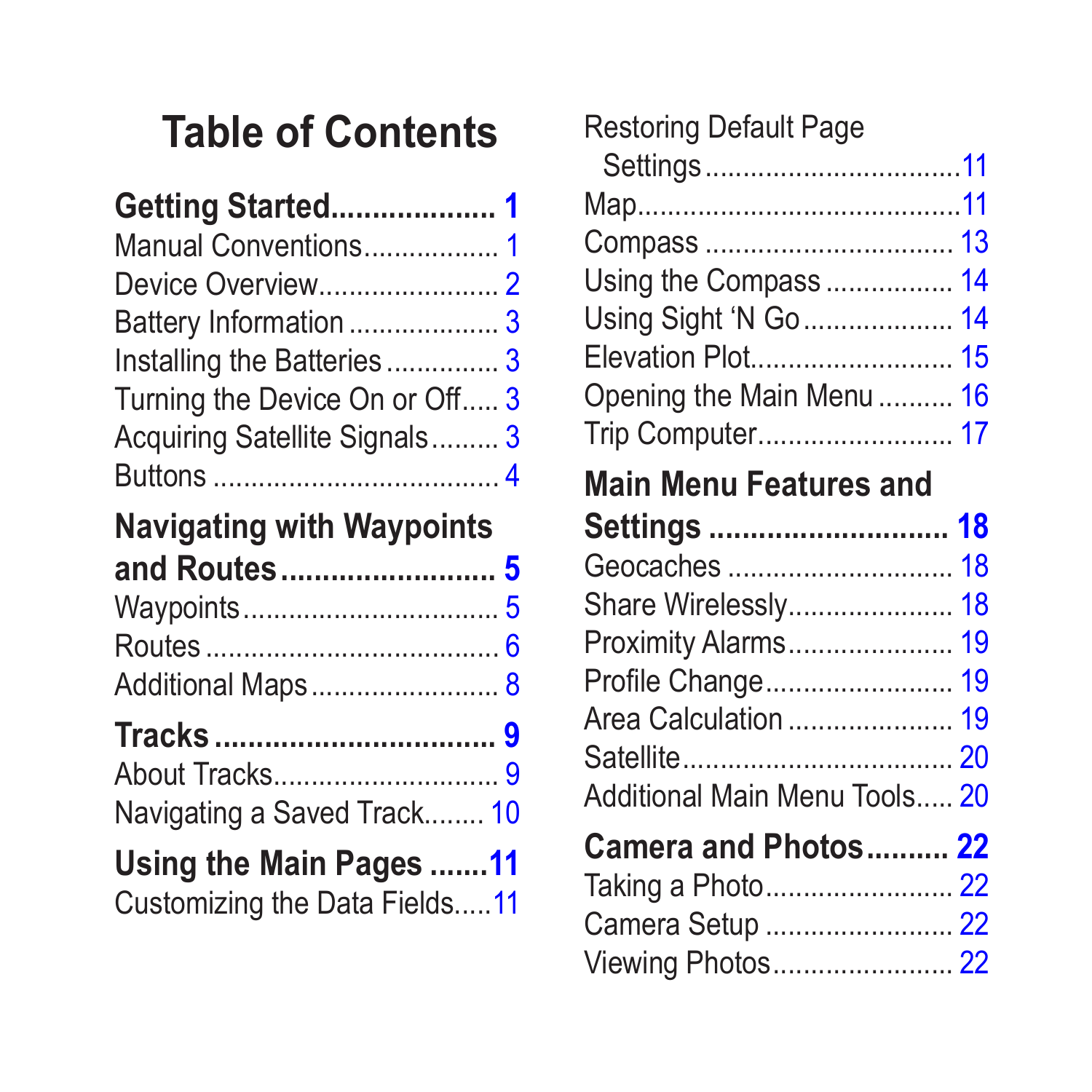# Table of Contents

**Getting Started.................... 1**

Manual Conventions.................. 1
Device Overview........................ 2
Battery Information .................... 3
Installing the Batteries ............... 3
Turning the Device On or Off..... 3
Acquiring Satellite Signals......... 3
Buttons ...................................... 4

**Navigating with Waypoints and Routes.......................... 5**

Waypoints.................................. 5
Routes ....................................... 6
Additional Maps ......................... 8

**Tracks ................................. 9**

About Tracks.............................. 9
Navigating a Saved Track........ 10

**Using the Main Pages .......11**

Customizing the Data Fields.....11
Restoring Default Page Settings..................................11
Map..........................................11
Compass ................................. 13
Using the Compass ................. 14
Using Sight 'N Go .................... 14
Elevation Plot........................... 15
Opening the Main Menu .......... 16
Trip Computer.......................... 17

**Main Menu Features and Settings ............................ 18**

Geocaches .............................. 18
Share Wirelessly...................... 18
Proximity Alarms...................... 19
Profile Change......................... 19
Area Calculation ...................... 19
Satellite.................................... 20
Additional Main Menu Tools..... 20

**Camera and Photos.......... 22**

Taking a Photo......................... 22
Camera Setup ......................... 22
Viewing Photos........................ 22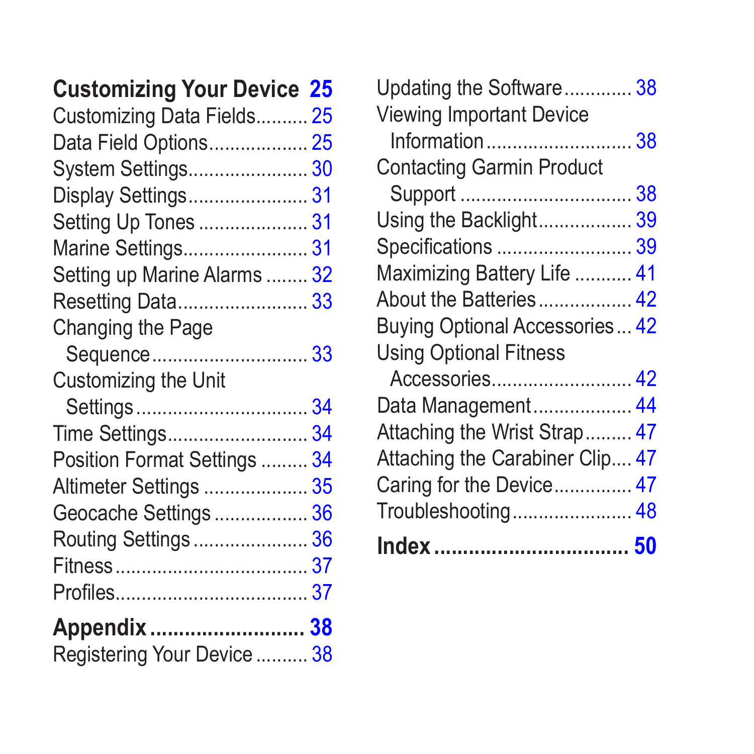**Customizing Your Device 25**

Customizing Data Fields.......... 25
Data Field Options.................. 25
System Settings...................... 30
Display Settings...................... 31
Setting Up Tones .................... 31
Marine Settings....................... 31
Setting up Marine Alarms ........ 32
Resetting Data........................ 33
Changing the Page Sequence.............................. 33
Customizing the Unit Settings................................ 34
Time Settings.......................... 34
Position Format Settings ......... 34
Altimeter Settings .................... 35
Geocache Settings .................. 36
Routing Settings ...................... 36
Fitness..................................... 37
Profiles.................................... 37

**Appendix .......................... 38**

Registering Your Device .......... 38
Updating the Software............. 38
Viewing Important Device Information........................... 38
Contacting Garmin Product Support ................................ 38
Using the Backlight.................. 39
Specifications .......................... 39
Maximizing Battery Life ........... 41
About the Batteries.................. 42
Buying Optional Accessories... 42
Using Optional Fitness Accessories.......................... 42
Data Management................... 44
Attaching the Wrist Strap......... 47
Attaching the Carabiner Clip.... 47
Caring for the Device............... 47
Troubleshooting....................... 48

**Index ................................ 50**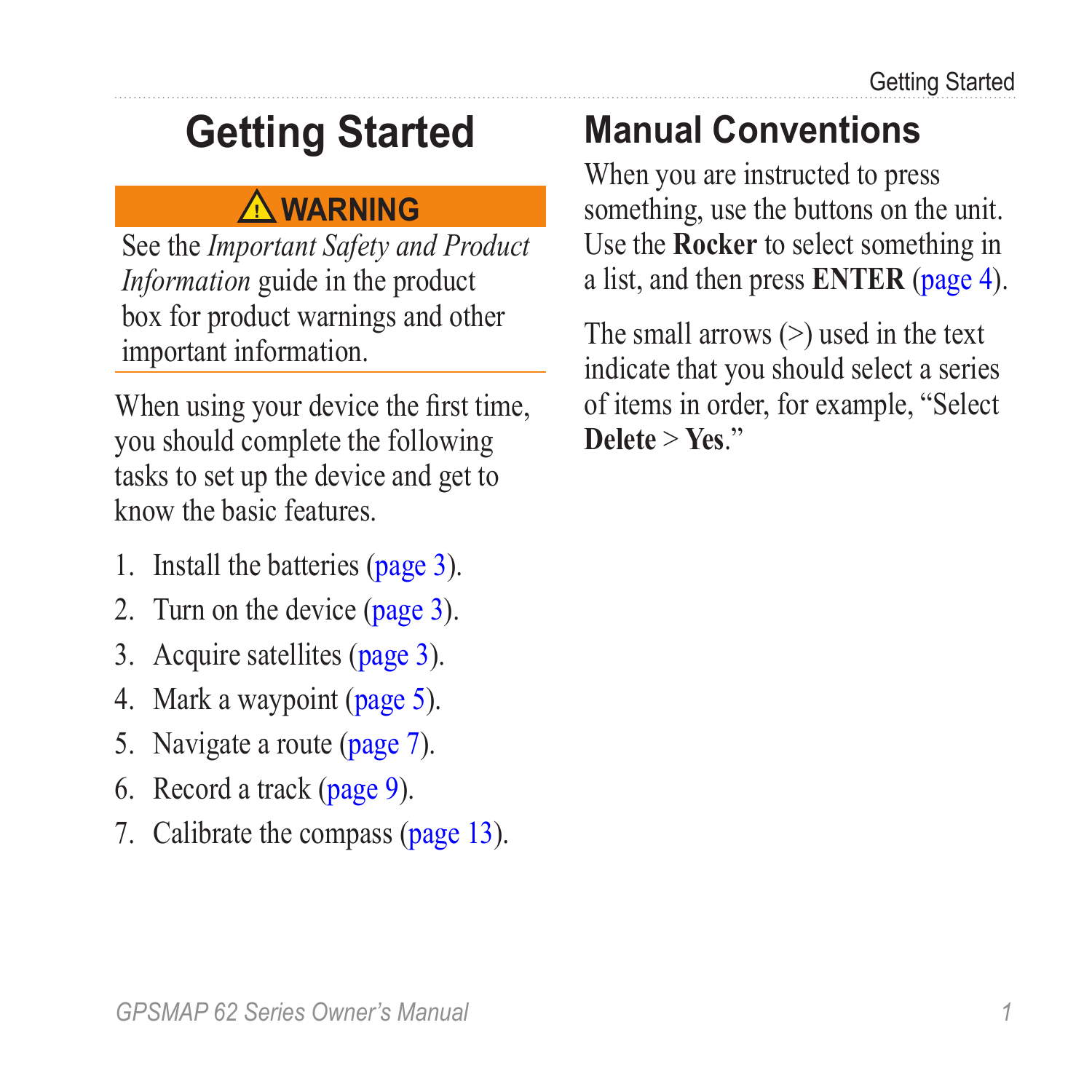# Getting Started

**⚠ WARNING**

See the *Important Safety and Product Information* guide in the product box for product warnings and other important information.

When using your device the first time, you should complete the following tasks to set up the device and get to know the basic features.

1. Install the batteries (page 3).
2. Turn on the device (page 3).
3. Acquire satellites (page 3).
4. Mark a waypoint (page 5).
5. Navigate a route (page 7).
6. Record a track (page 9).
7. Calibrate the compass (page 13).

## Manual Conventions

When you are instructed to press something, use the buttons on the unit. Use the **Rocker** to select something in a list, and then press **ENTER** (page 4).

The small arrows (>) used in the text indicate that you should select a series of items in order, for example, "Select **Delete** > **Yes**."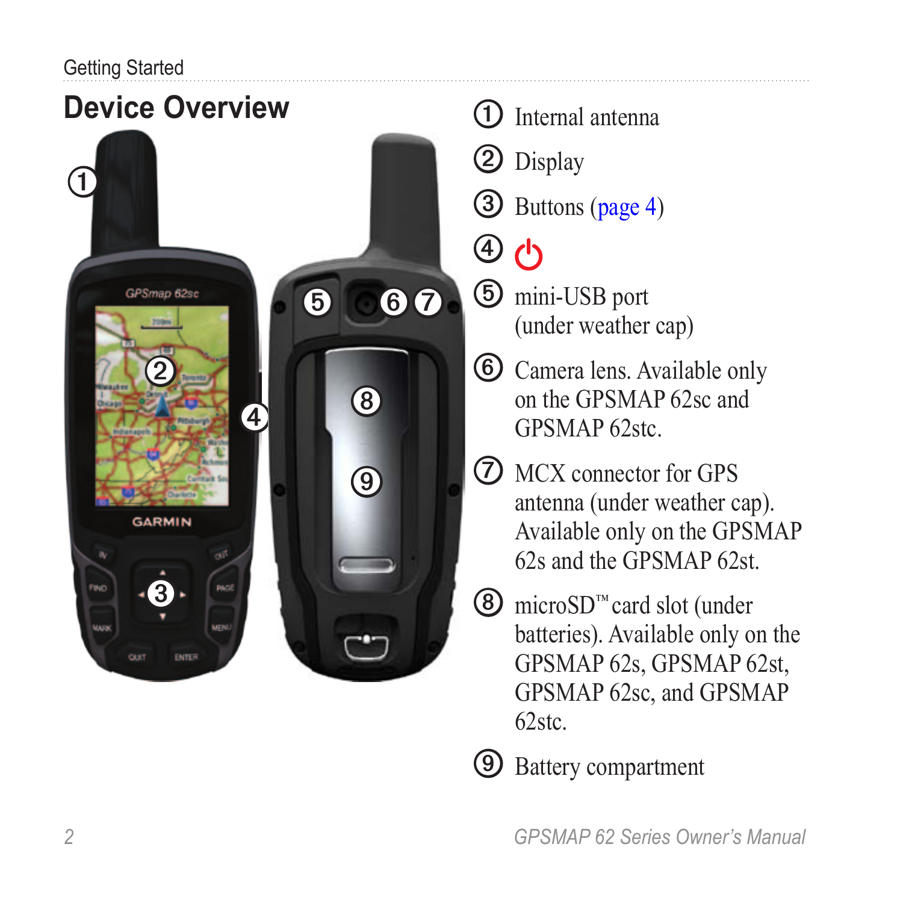## Device Overview

① Internal antenna

② Display

③ Buttons (page 4)

④ ⏻

⑤ mini-USB port (under weather cap)

⑥ Camera lens. Available only on the GPSMAP 62sc and GPSMAP 62stc.

⑦ MCX connector for GPS antenna (under weather cap). Available only on the GPSMAP 62s and the GPSMAP 62st.

⑧ microSD™ card slot (under batteries). Available only on the GPSMAP 62s, GPSMAP 62st, GPSMAP 62sc, and GPSMAP 62stc.

⑨ Battery compartment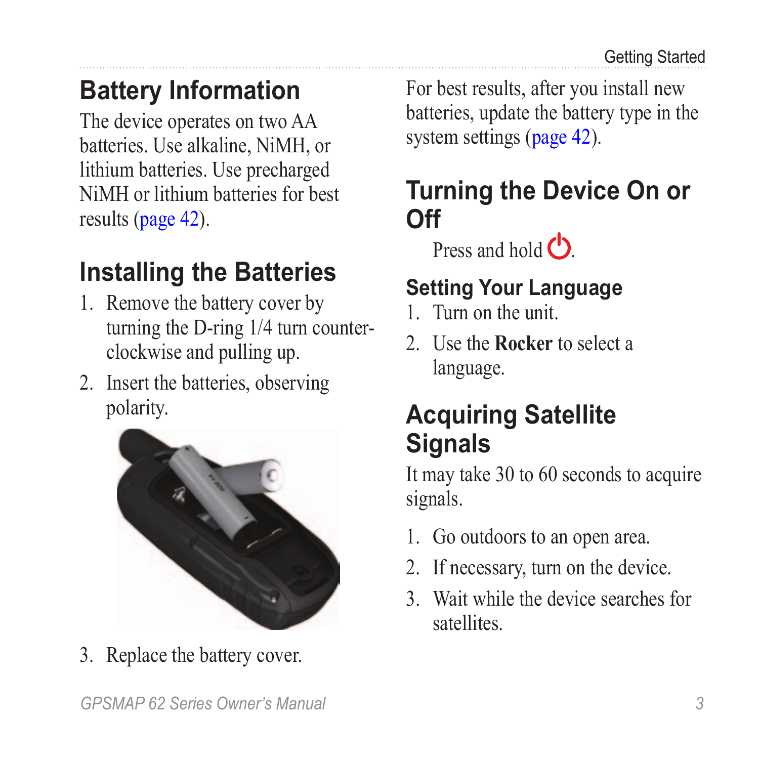## Battery Information

The device operates on two AA batteries. Use alkaline, NiMH, or lithium batteries. Use precharged NiMH or lithium batteries for best results (page 42).

## Installing the Batteries

1. Remove the battery cover by turning the D-ring 1/4 turn counter-clockwise and pulling up.
2. Insert the batteries, observing polarity.
3. Replace the battery cover.

For best results, after you install new batteries, update the battery type in the system settings (page 42).

## Turning the Device On or Off

Press and hold ⏻.

### Setting Your Language

1. Turn on the unit.
2. Use the **Rocker** to select a language.

## Acquiring Satellite Signals

It may take 30 to 60 seconds to acquire signals.

1. Go outdoors to an open area.
2. If necessary, turn on the device.
3. Wait while the device searches for satellites.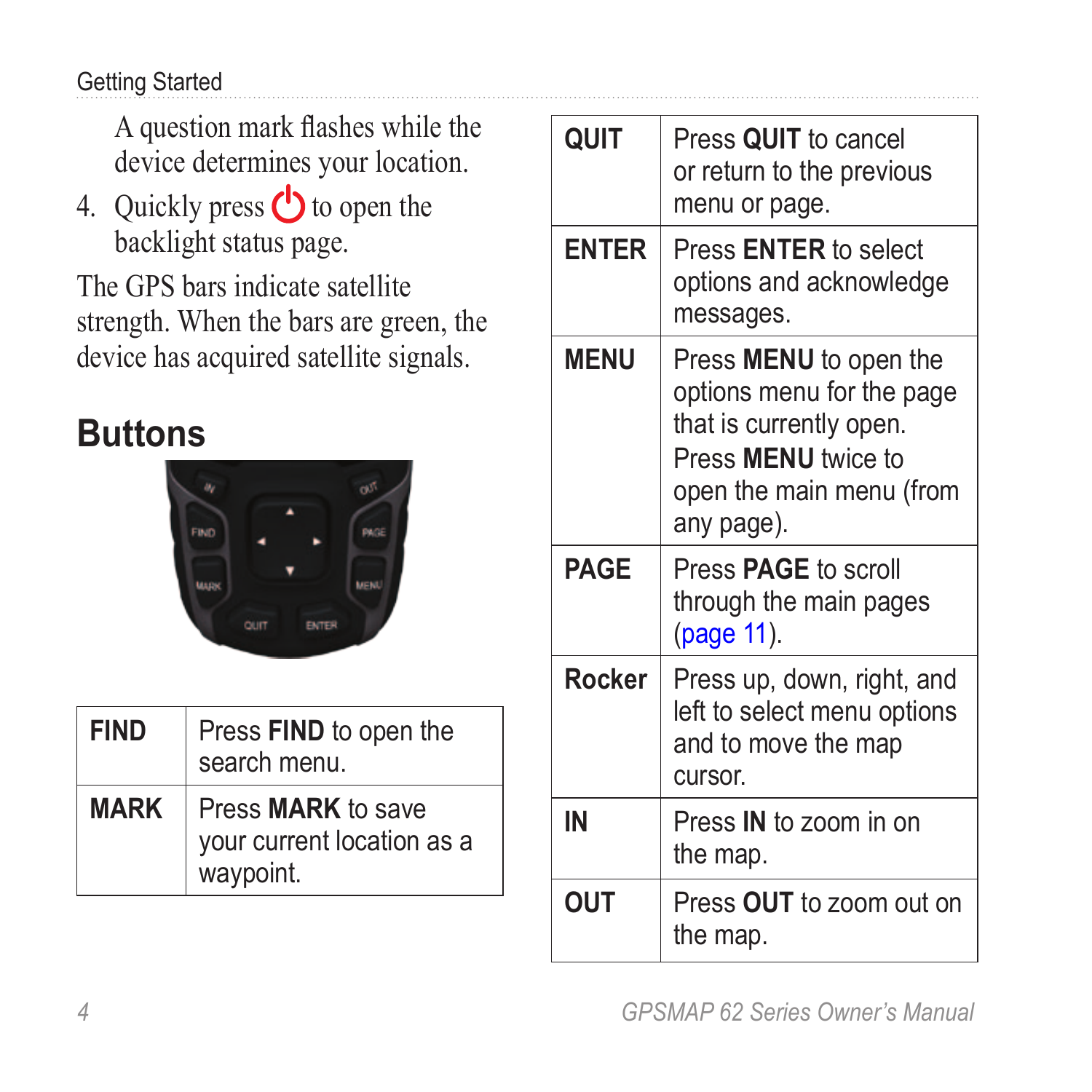A question mark flashes while the device determines your location.

4. Quickly press ⏻ to open the backlight status page.

The GPS bars indicate satellite strength. When the bars are green, the device has acquired satellite signals.

## Buttons

| | |
|---|---|
| **FIND** | Press **FIND** to open the search menu. |
| **MARK** | Press **MARK** to save your current location as a waypoint. |
| **QUIT** | Press **QUIT** to cancel or return to the previous menu or page. |
| **ENTER** | Press **ENTER** to select options and acknowledge messages. |
| **MENU** | Press **MENU** to open the options menu for the page that is currently open. Press **MENU** twice to open the main menu (from any page). |
| **PAGE** | Press **PAGE** to scroll through the main pages (page 11). |
| **Rocker** | Press up, down, right, and left to select menu options and to move the map cursor. |
| **IN** | Press **IN** to zoom in on the map. |
| **OUT** | Press **OUT** to zoom out on the map. |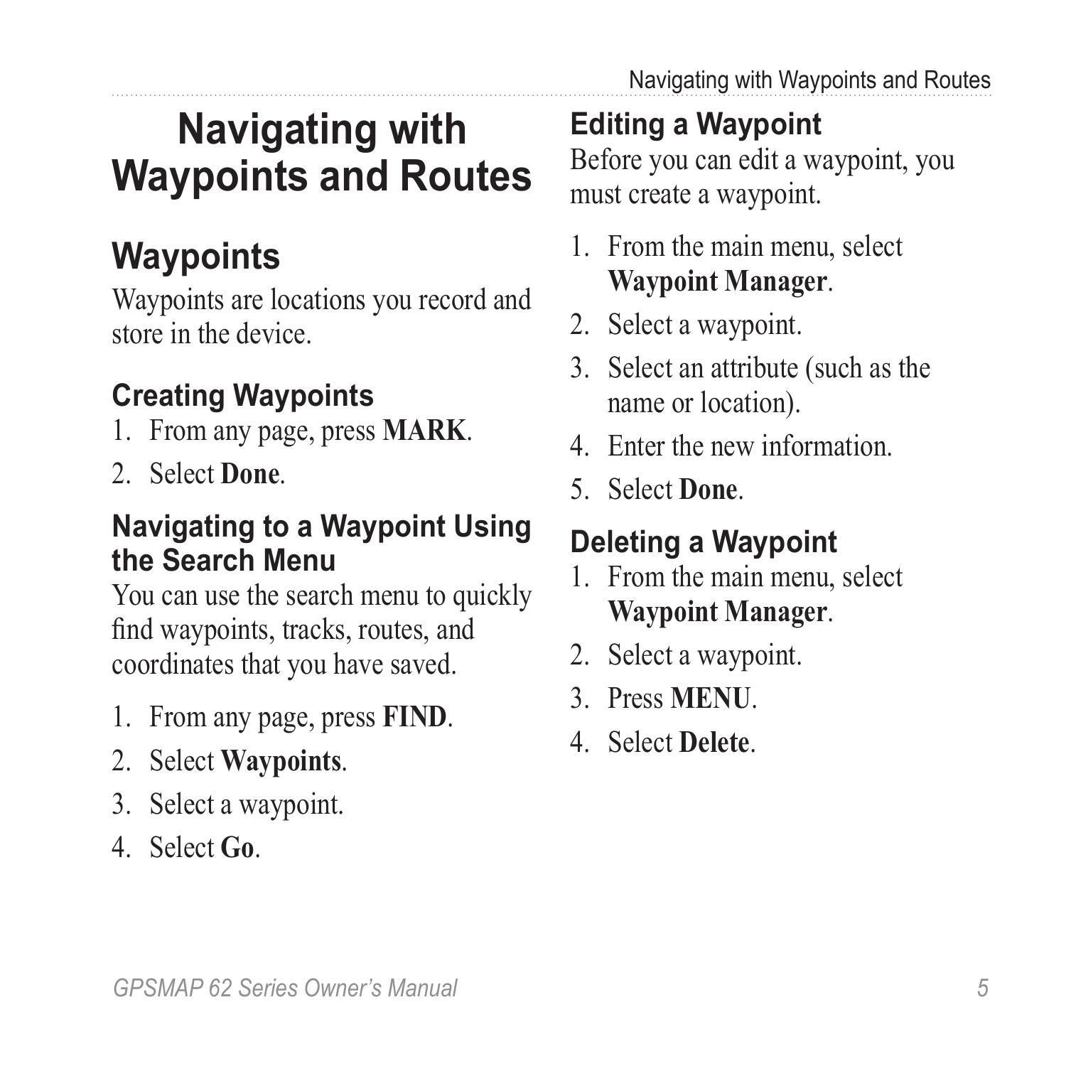# Navigating with Waypoints and Routes

## Waypoints

Waypoints are locations you record and store in the device.

### Creating Waypoints

1. From any page, press **MARK**.
2. Select **Done**.

### Navigating to a Waypoint Using the Search Menu

You can use the search menu to quickly find waypoints, tracks, routes, and coordinates that you have saved.

1. From any page, press **FIND**.
2. Select **Waypoints**.
3. Select a waypoint.
4. Select **Go**.

### Editing a Waypoint

Before you can edit a waypoint, you must create a waypoint.

1. From the main menu, select **Waypoint Manager**.
2. Select a waypoint.
3. Select an attribute (such as the name or location).
4. Enter the new information.
5. Select **Done**.

### Deleting a Waypoint

1. From the main menu, select **Waypoint Manager**.
2. Select a waypoint.
3. Press **MENU**.
4. Select **Delete**.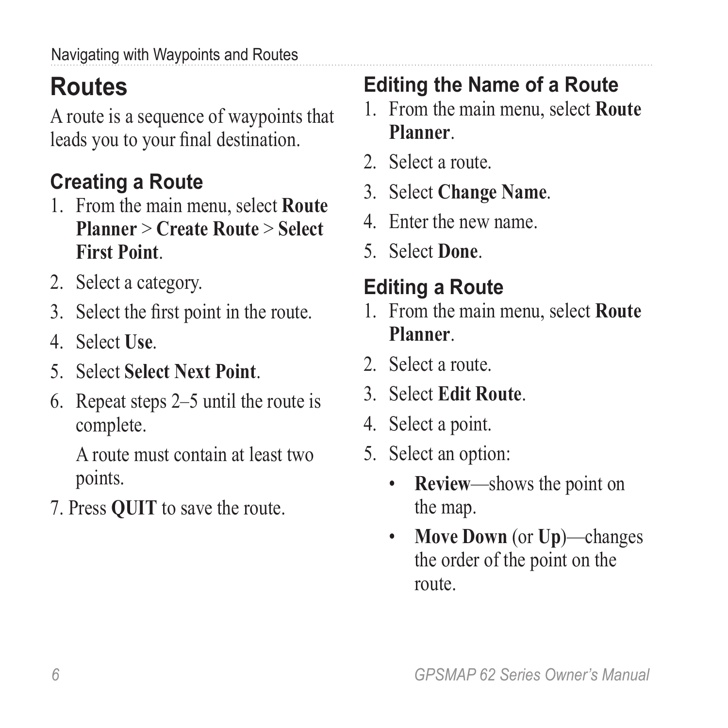## Routes

A route is a sequence of waypoints that leads you to your final destination.

### Creating a Route

1. From the main menu, select **Route Planner** > **Create Route** > **Select First Point**.
2. Select a category.
3. Select the first point in the route.
4. Select **Use**.
5. Select **Select Next Point**.
6. Repeat steps 2–5 until the route is complete.

   A route must contain at least two points.
7. Press **QUIT** to save the route.

### Editing the Name of a Route

1. From the main menu, select **Route Planner**.
2. Select a route.
3. Select **Change Name**.
4. Enter the new name.
5. Select **Done**.

### Editing a Route

1. From the main menu, select **Route Planner**.
2. Select a route.
3. Select **Edit Route**.
4. Select a point.
5. Select an option:
   - **Review**—shows the point on the map.
   - **Move Down** (or **Up**)—changes the order of the point on the route.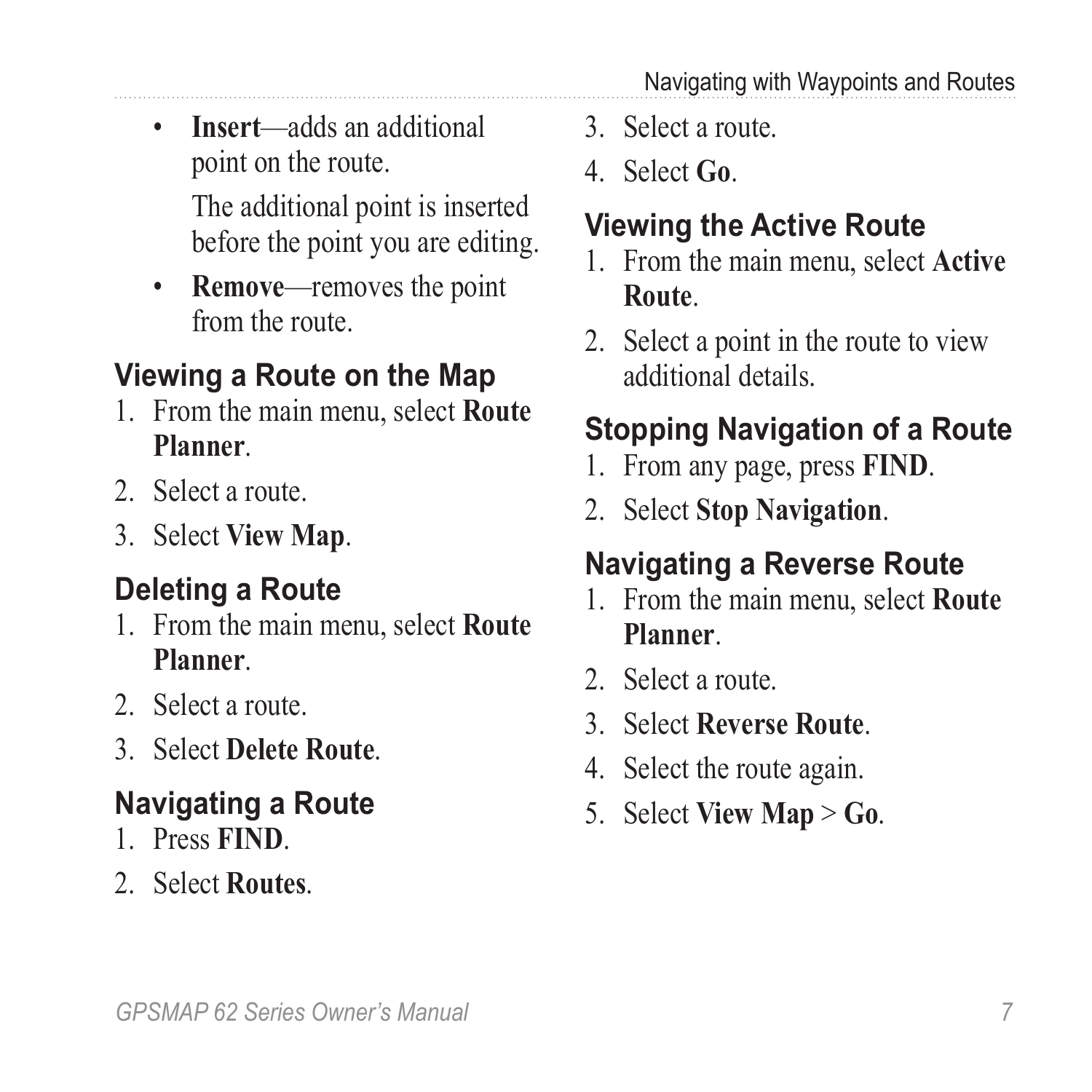- **Insert**—adds an additional point on the route.

  The additional point is inserted before the point you are editing.

- **Remove**—removes the point from the route.

### Viewing a Route on the Map

1. From the main menu, select **Route Planner**.
2. Select a route.
3. Select **View Map**.

### Deleting a Route

1. From the main menu, select **Route Planner**.
2. Select a route.
3. Select **Delete Route**.

### Navigating a Route

1. Press **FIND**.
2. Select **Routes**.
3. Select a route.
4. Select **Go**.

### Viewing the Active Route

1. From the main menu, select **Active Route**.
2. Select a point in the route to view additional details.

### Stopping Navigation of a Route

1. From any page, press **FIND**.
2. Select **Stop Navigation**.

### Navigating a Reverse Route

1. From the main menu, select **Route Planner**.
2. Select a route.
3. Select **Reverse Route**.
4. Select the route again.
5. Select **View Map** > **Go**.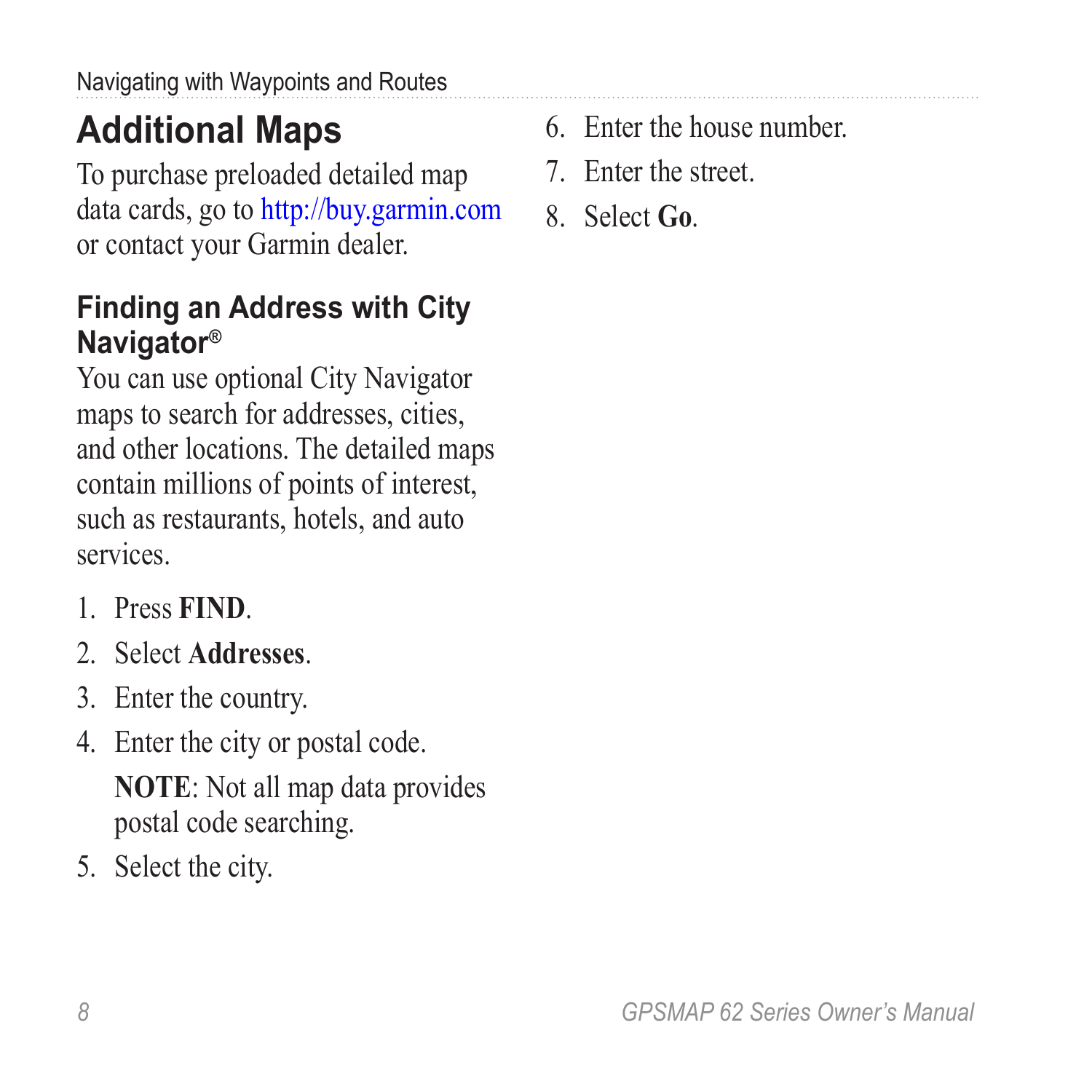## Additional Maps

To purchase preloaded detailed map data cards, go to http://buy.garmin.com or contact your Garmin dealer.

### Finding an Address with City Navigator®

You can use optional City Navigator maps to search for addresses, cities, and other locations. The detailed maps contain millions of points of interest, such as restaurants, hotels, and auto services.

1. Press **FIND**.
2. Select **Addresses**.
3. Enter the country.
4. Enter the city or postal code.

   **NOTE**: Not all map data provides postal code searching.
5. Select the city.
6. Enter the house number.
7. Enter the street.
8. Select **Go**.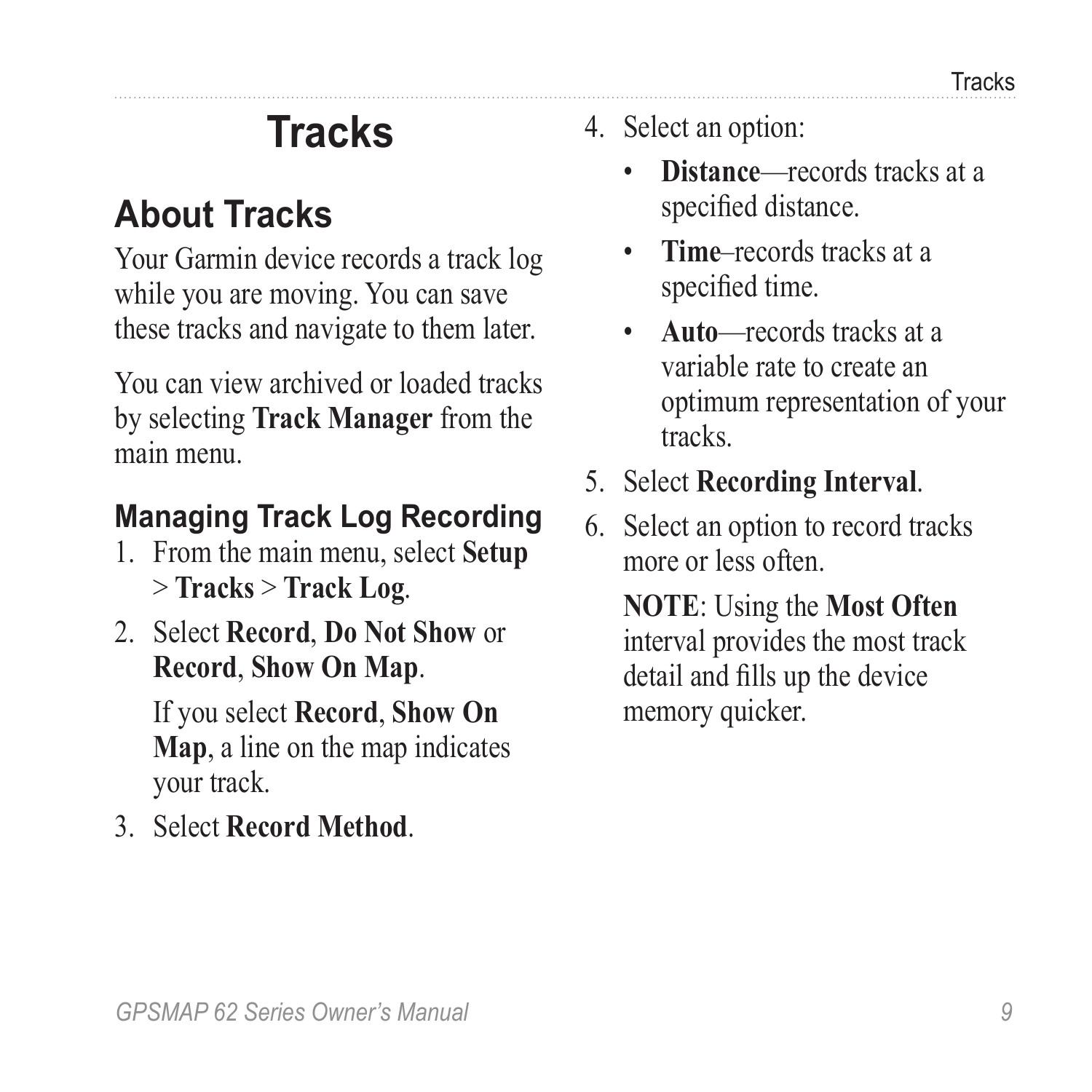# Tracks

## About Tracks

Your Garmin device records a track log while you are moving. You can save these tracks and navigate to them later.

You can view archived or loaded tracks by selecting **Track Manager** from the main menu.

### Managing Track Log Recording

1. From the main menu, select **Setup** > **Tracks** > **Track Log**.
2. Select **Record**, **Do Not Show** or **Record**, **Show On Map**.

   If you select **Record**, **Show On Map**, a line on the map indicates your track.
3. Select **Record Method**.
4. Select an option:
   - **Distance**—records tracks at a specified distance.
   - **Time**–records tracks at a specified time.
   - **Auto**—records tracks at a variable rate to create an optimum representation of your tracks.
5. Select **Recording Interval**.
6. Select an option to record tracks more or less often.

   **NOTE**: Using the **Most Often** interval provides the most track detail and fills up the device memory quicker.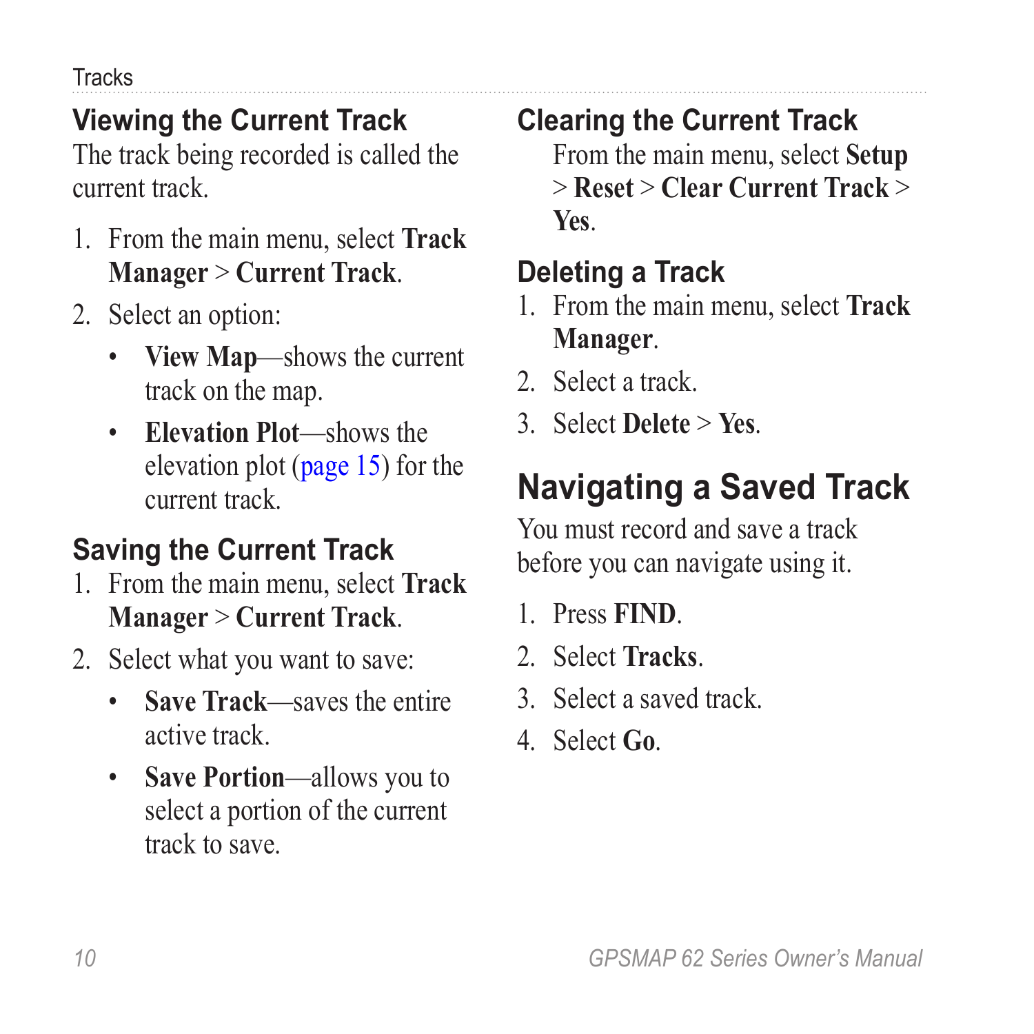### Viewing the Current Track

The track being recorded is called the current track.

1. From the main menu, select **Track Manager** > **Current Track**.
2. Select an option:
   - **View Map**—shows the current track on the map.
   - **Elevation Plot**—shows the elevation plot (page 15) for the current track.

### Saving the Current Track

1. From the main menu, select **Track Manager** > **Current Track**.
2. Select what you want to save:
   - **Save Track**—saves the entire active track.
   - **Save Portion**—allows you to select a portion of the current track to save.

### Clearing the Current Track

From the main menu, select **Setup** > **Reset** > **Clear Current Track** > **Yes**.

### Deleting a Track

1. From the main menu, select **Track Manager**.
2. Select a track.
3. Select **Delete** > **Yes**.

## Navigating a Saved Track

You must record and save a track before you can navigate using it.

1. Press **FIND**.
2. Select **Tracks**.
3. Select a saved track.
4. Select **Go**.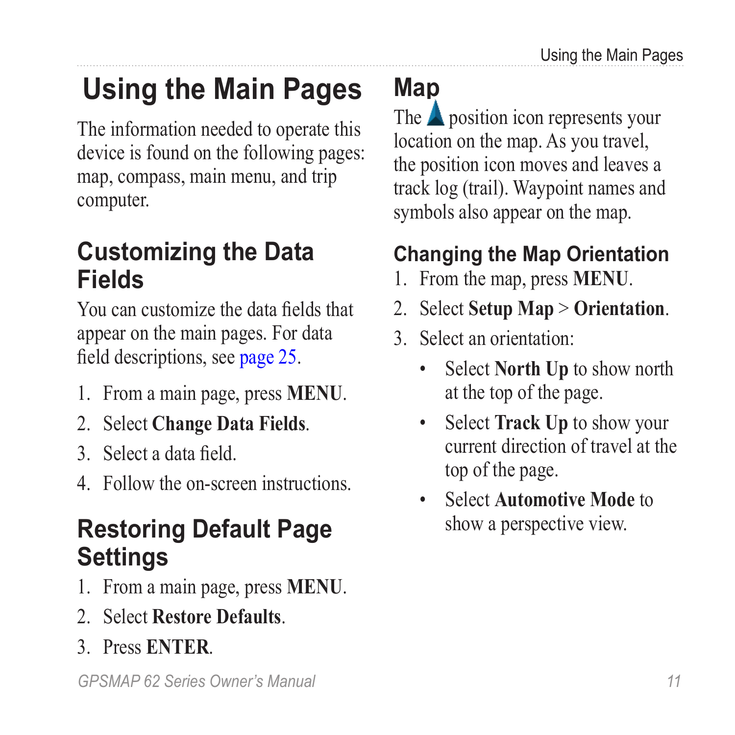# Using the Main Pages

The information needed to operate this device is found on the following pages: map, compass, main menu, and trip computer.

## Customizing the Data Fields

You can customize the data fields that appear on the main pages. For data field descriptions, see page 25.

1. From a main page, press **MENU**.
2. Select **Change Data Fields**.
3. Select a data field.
4. Follow the on-screen instructions.

## Restoring Default Page Settings

1. From a main page, press **MENU**.
2. Select **Restore Defaults**.
3. Press **ENTER**.

## Map

The position icon represents your location on the map. As you travel, the position icon moves and leaves a track log (trail). Waypoint names and symbols also appear on the map.

### Changing the Map Orientation

1. From the map, press **MENU**.
2. Select **Setup Map** > **Orientation**.
3. Select an orientation:
   - Select **North Up** to show north at the top of the page.
   - Select **Track Up** to show your current direction of travel at the top of the page.
   - Select **Automotive Mode** to show a perspective view.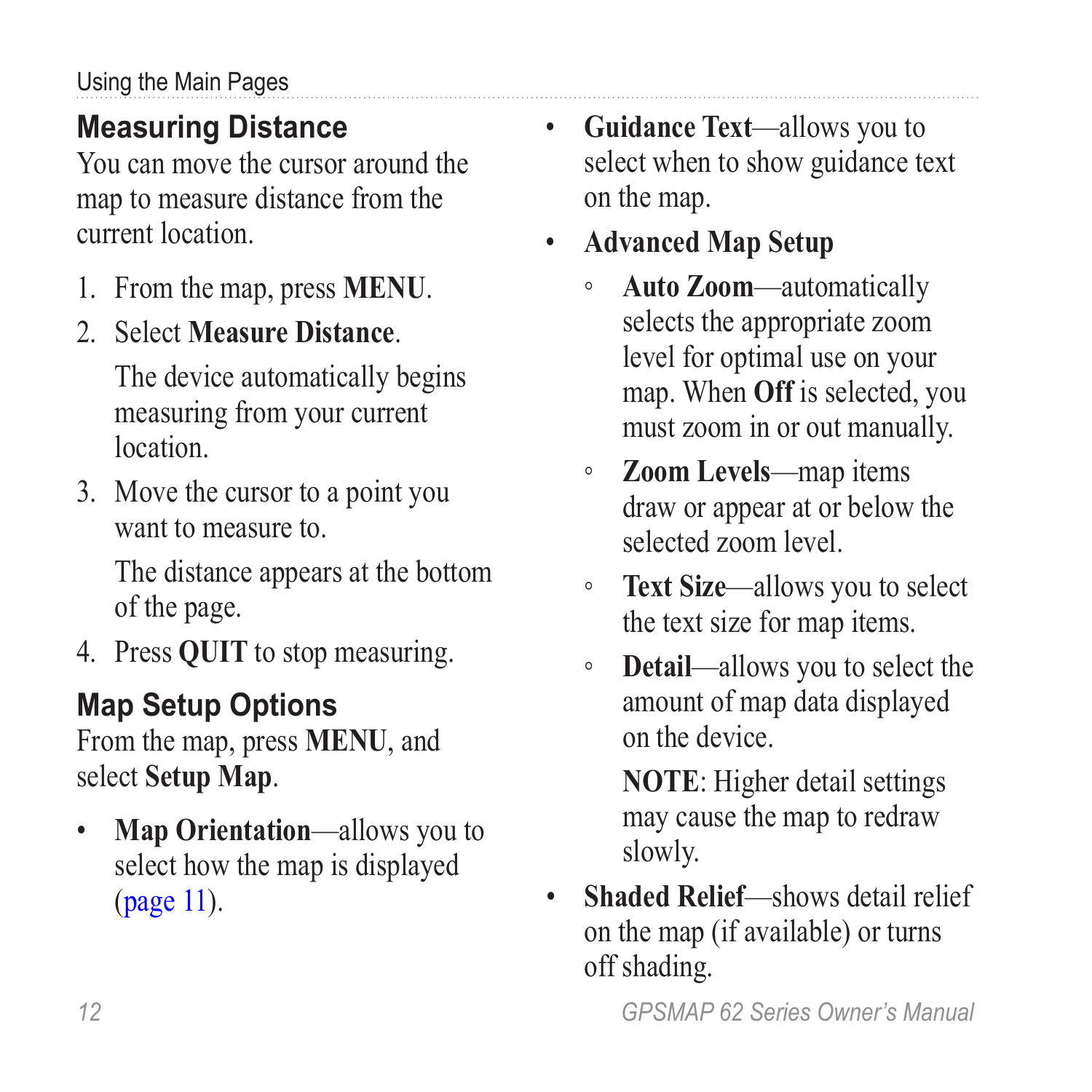## Measuring Distance

You can move the cursor around the map to measure distance from the current location.

1. From the map, press **MENU**.
2. Select **Measure Distance**.

   The device automatically begins measuring from your current location.
3. Move the cursor to a point you want to measure to.

   The distance appears at the bottom of the page.
4. Press **QUIT** to stop measuring.

## Map Setup Options

From the map, press **MENU**, and select **Setup Map**.

- **Map Orientation**—allows you to select how the map is displayed (page 11).
- **Guidance Text**—allows you to select when to show guidance text on the map.
- **Advanced Map Setup**
  - **Auto Zoom**—automatically selects the appropriate zoom level for optimal use on your map. When **Off** is selected, you must zoom in or out manually.
  - **Zoom Levels**—map items draw or appear at or below the selected zoom level.
  - **Text Size**—allows you to select the text size for map items.
  - **Detail**—allows you to select the amount of map data displayed on the device.

    **NOTE**: Higher detail settings may cause the map to redraw slowly.
- **Shaded Relief**—shows detail relief on the map (if available) or turns off shading.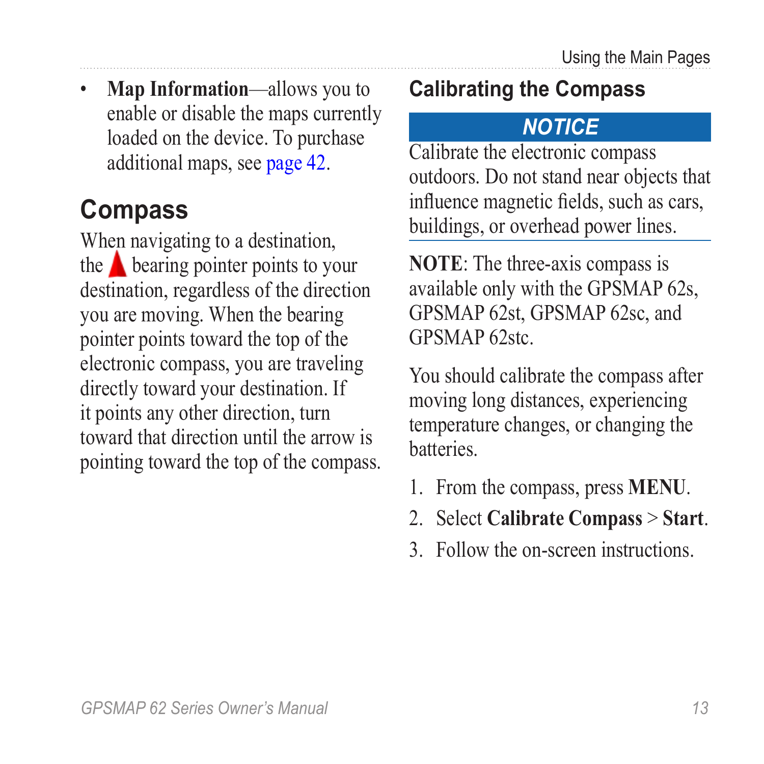- **Map Information**—allows you to enable or disable the maps currently loaded on the device. To purchase additional maps, see page 42.

## Compass

When navigating to a destination, the ▲ bearing pointer points to your destination, regardless of the direction you are moving. When the bearing pointer points toward the top of the electronic compass, you are traveling directly toward your destination. If it points any other direction, turn toward that direction until the arrow is pointing toward the top of the compass.

### Calibrating the Compass

***NOTICE***

Calibrate the electronic compass outdoors. Do not stand near objects that influence magnetic fields, such as cars, buildings, or overhead power lines.

**NOTE**: The three-axis compass is available only with the GPSMAP 62s, GPSMAP 62st, GPSMAP 62sc, and GPSMAP 62stc.

You should calibrate the compass after moving long distances, experiencing temperature changes, or changing the batteries.

1. From the compass, press **MENU**.
2. Select **Calibrate Compass** > **Start**.
3. Follow the on-screen instructions.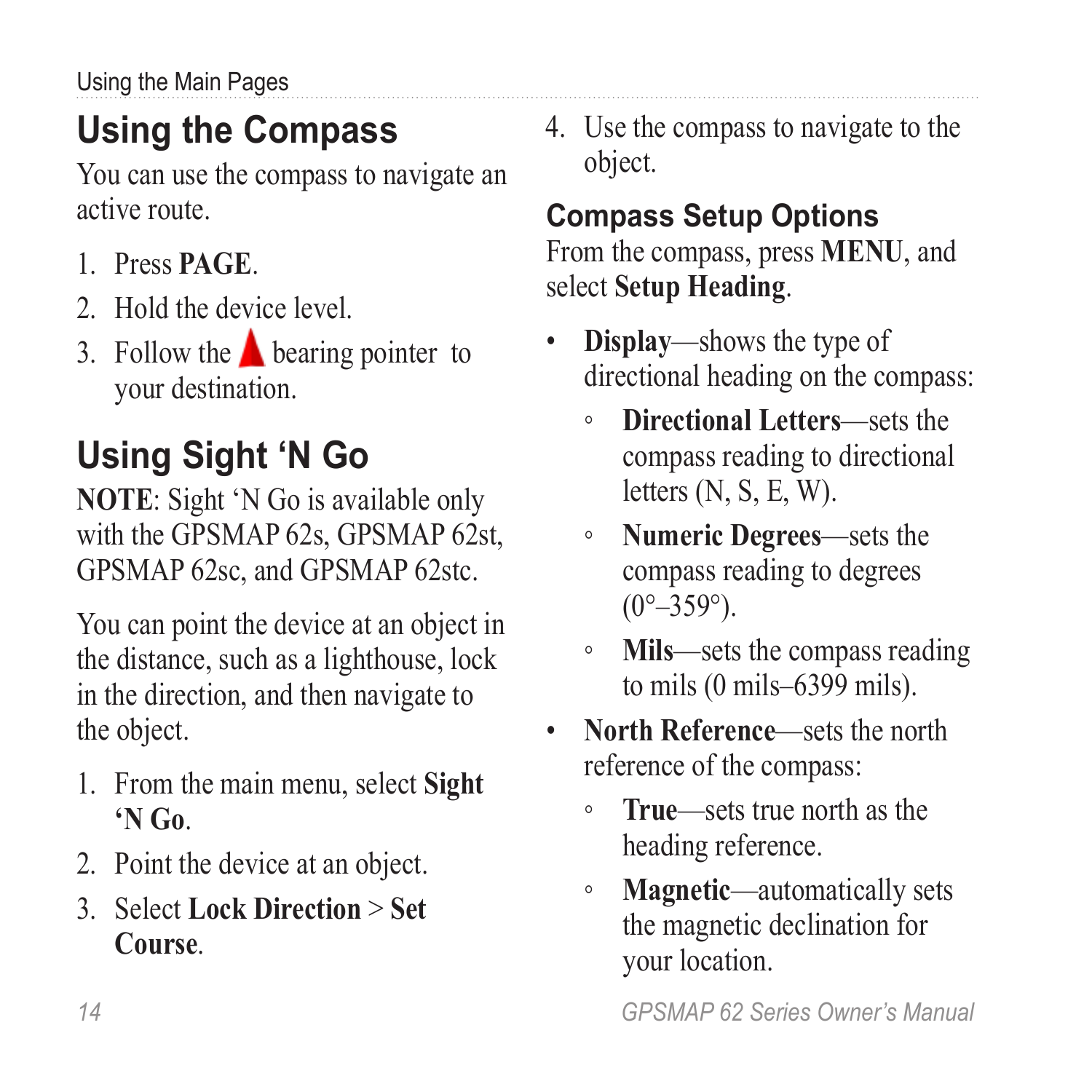## Using the Compass

You can use the compass to navigate an active route.

1. Press **PAGE**.
2. Hold the device level.
3. Follow the ▲ bearing pointer to your destination.

## Using Sight 'N Go

**NOTE**: Sight 'N Go is available only with the GPSMAP 62s, GPSMAP 62st, GPSMAP 62sc, and GPSMAP 62stc.

You can point the device at an object in the distance, such as a lighthouse, lock in the direction, and then navigate to the object.

1. From the main menu, select **Sight 'N Go**.
2. Point the device at an object.
3. Select **Lock Direction** > **Set Course**.
4. Use the compass to navigate to the object.

### Compass Setup Options

From the compass, press **MENU**, and select **Setup Heading**.

- **Display**—shows the type of directional heading on the compass:
    - **Directional Letters**—sets the compass reading to directional letters (N, S, E, W).
    - **Numeric Degrees**—sets the compass reading to degrees (0°–359°).
    - **Mils**—sets the compass reading to mils (0 mils–6399 mils).
- **North Reference**—sets the north reference of the compass:
    - **True**—sets true north as the heading reference.
    - **Magnetic**—automatically sets the magnetic declination for your location.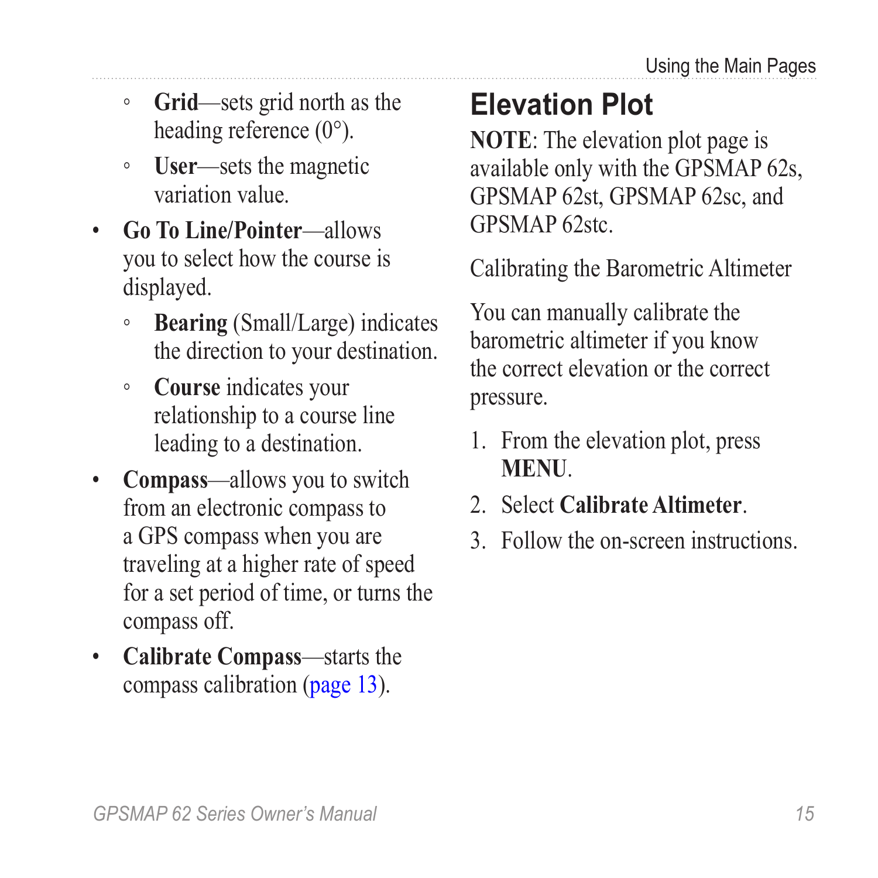- **Grid**—sets grid north as the heading reference (0°).
- **User**—sets the magnetic variation value.

- **Go To Line/Pointer**—allows you to select how the course is displayed.
  - **Bearing** (Small/Large) indicates the direction to your destination.
  - **Course** indicates your relationship to a course line leading to a destination.
- **Compass**—allows you to switch from an electronic compass to a GPS compass when you are traveling at a higher rate of speed for a set period of time, or turns the compass off.
- **Calibrate Compass**—starts the compass calibration (page 13).

## Elevation Plot

**NOTE**: The elevation plot page is available only with the GPSMAP 62s, GPSMAP 62st, GPSMAP 62sc, and GPSMAP 62stc.

### Calibrating the Barometric Altimeter

You can manually calibrate the barometric altimeter if you know the correct elevation or the correct pressure.

1. From the elevation plot, press **MENU**.
2. Select **Calibrate Altimeter**.
3. Follow the on-screen instructions.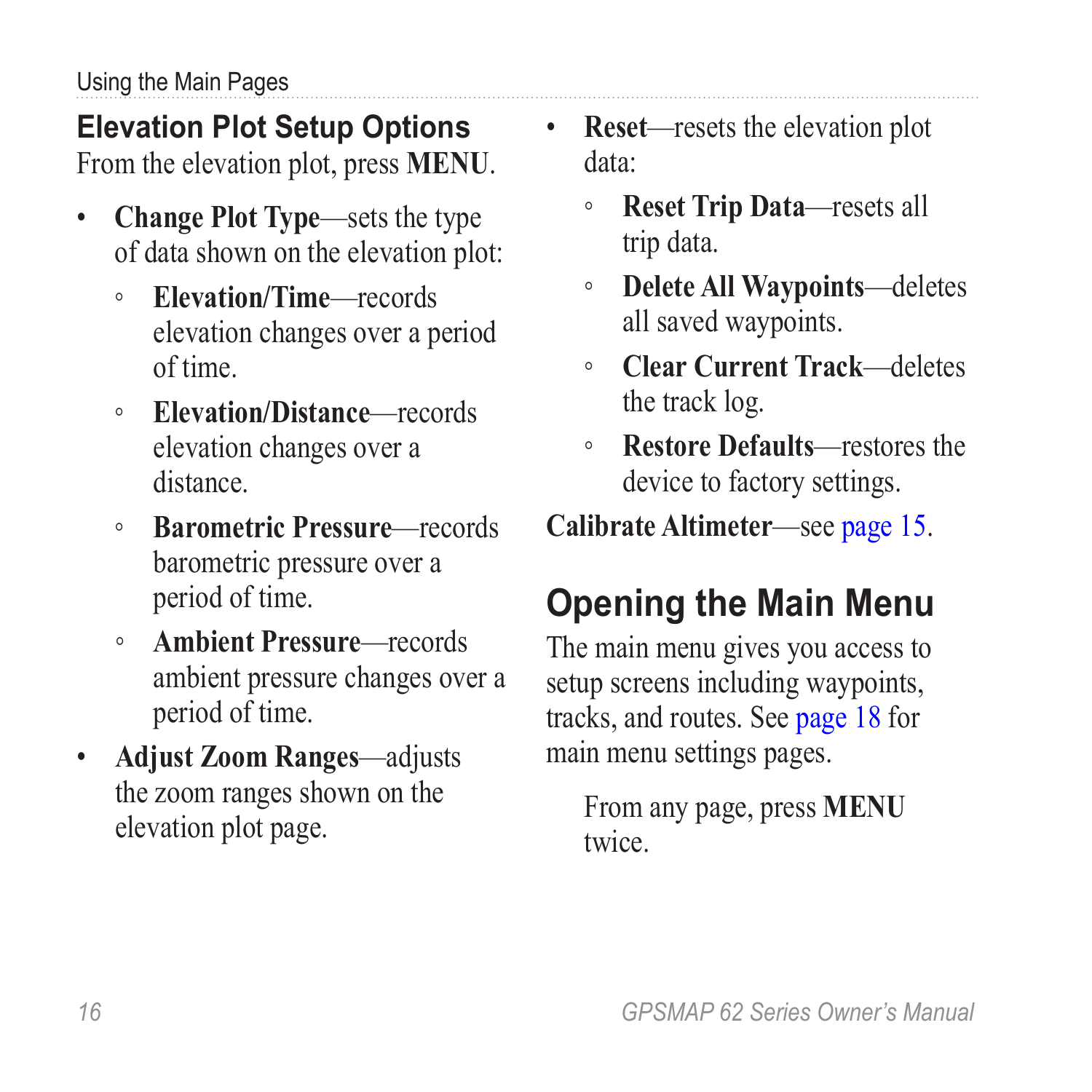## Elevation Plot Setup Options

From the elevation plot, press **MENU**.

- **Change Plot Type**—sets the type of data shown on the elevation plot:
  - **Elevation/Time**—records elevation changes over a period of time.
  - **Elevation/Distance**—records elevation changes over a distance.
  - **Barometric Pressure**—records barometric pressure over a period of time.
  - **Ambient Pressure**—records ambient pressure changes over a period of time.
- **Adjust Zoom Ranges**—adjusts the zoom ranges shown on the elevation plot page.
- **Reset**—resets the elevation plot data:
  - **Reset Trip Data**—resets all trip data.
  - **Delete All Waypoints**—deletes all saved waypoints.
  - **Clear Current Track**—deletes the track log.
  - **Restore Defaults**—restores the device to factory settings.

**Calibrate Altimeter**—see page 15.

## Opening the Main Menu

The main menu gives you access to setup screens including waypoints, tracks, and routes. See page 18 for main menu settings pages.

From any page, press **MENU** twice.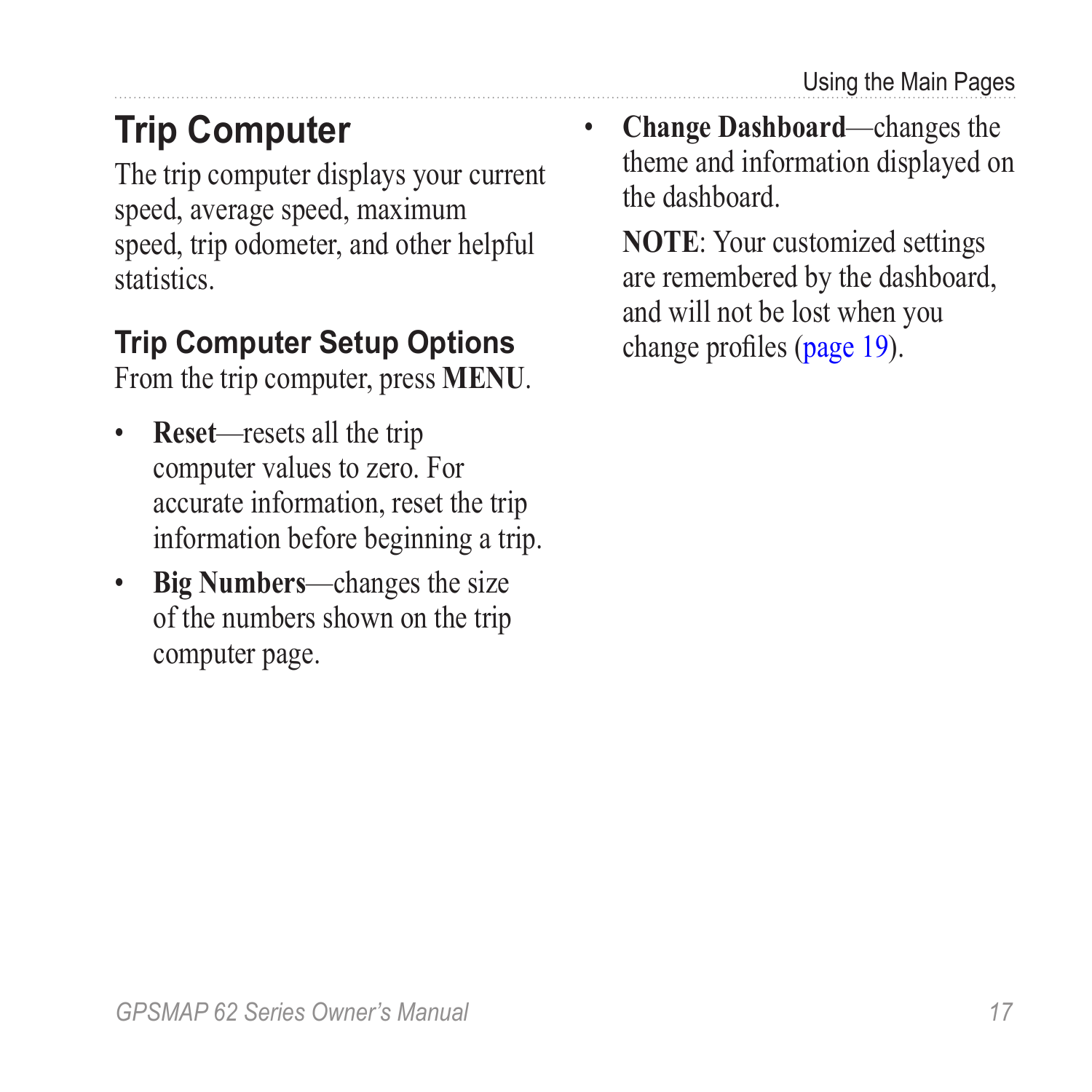## Trip Computer

The trip computer displays your current speed, average speed, maximum speed, trip odometer, and other helpful statistics.

### Trip Computer Setup Options

From the trip computer, press **MENU**.

- **Reset**—resets all the trip computer values to zero. For accurate information, reset the trip information before beginning a trip.
- **Big Numbers**—changes the size of the numbers shown on the trip computer page.
- **Change Dashboard**—changes the theme and information displayed on the dashboard.

  **NOTE**: Your customized settings are remembered by the dashboard, and will not be lost when you change profiles (page 19).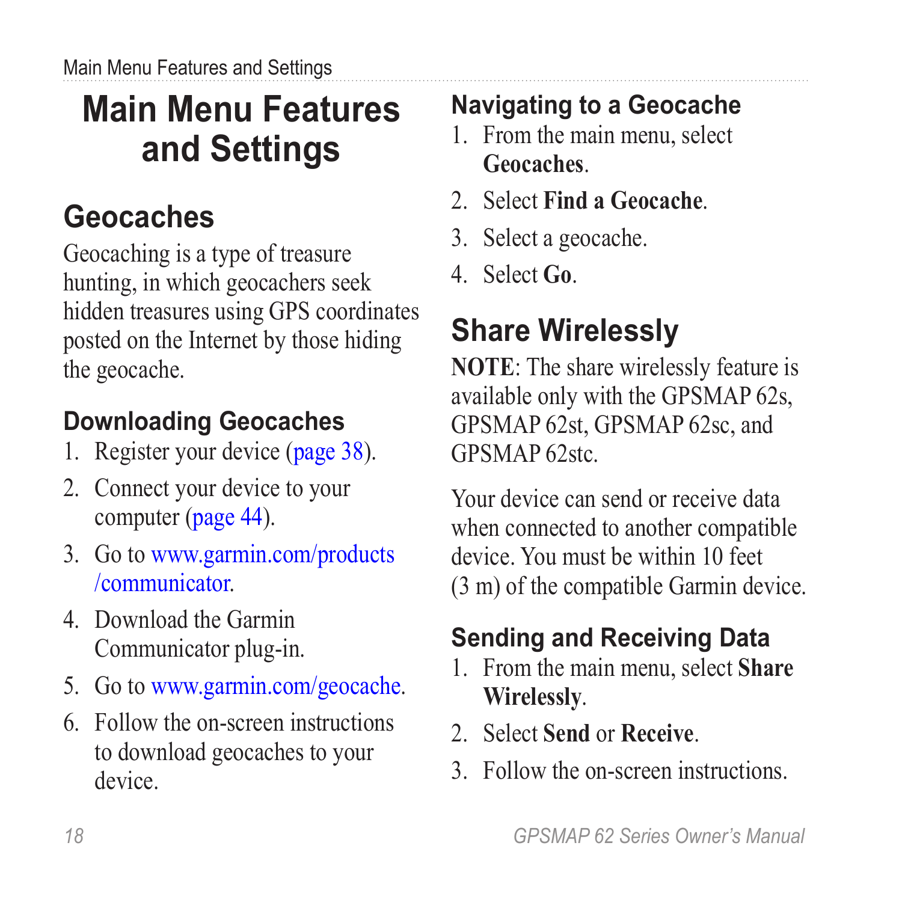# Main Menu Features and Settings

## Geocaches

Geocaching is a type of treasure hunting, in which geocachers seek hidden treasures using GPS coordinates posted on the Internet by those hiding the geocache.

### Downloading Geocaches

1. Register your device (page 38).
2. Connect your device to your computer (page 44).
3. Go to www.garmin.com/products/communicator.
4. Download the Garmin Communicator plug-in.
5. Go to www.garmin.com/geocache.
6. Follow the on-screen instructions to download geocaches to your device.

### Navigating to a Geocache

1. From the main menu, select **Geocaches**.
2. Select **Find a Geocache**.
3. Select a geocache.
4. Select **Go**.

## Share Wirelessly

**NOTE**: The share wirelessly feature is available only with the GPSMAP 62s, GPSMAP 62st, GPSMAP 62sc, and GPSMAP 62stc.

Your device can send or receive data when connected to another compatible device. You must be within 10 feet (3 m) of the compatible Garmin device.

### Sending and Receiving Data

1. From the main menu, select **Share Wirelessly**.
2. Select **Send** or **Receive**.
3. Follow the on-screen instructions.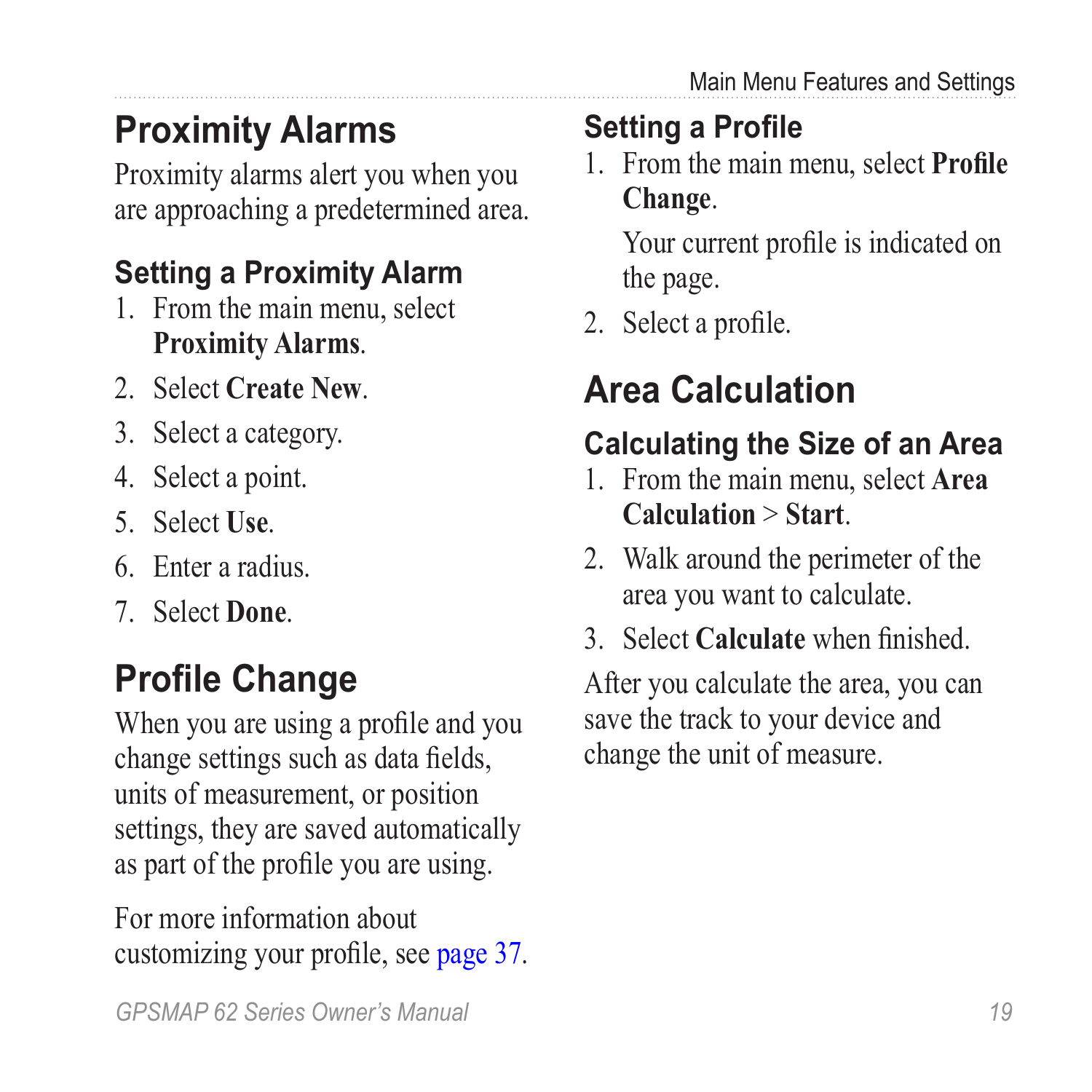# Proximity Alarms

Proximity alarms alert you when you are approaching a predetermined area.

## Setting a Proximity Alarm

1. From the main menu, select **Proximity Alarms**.
2. Select **Create New**.
3. Select a category.
4. Select a point.
5. Select **Use**.
6. Enter a radius.
7. Select **Done**.

# Profile Change

When you are using a profile and you change settings such as data fields, units of measurement, or position settings, they are saved automatically as part of the profile you are using.

For more information about customizing your profile, see page 37.

## Setting a Profile

1. From the main menu, select **Profile Change**.

   Your current profile is indicated on the page.
2. Select a profile.

# Area Calculation

## Calculating the Size of an Area

1. From the main menu, select **Area Calculation** > **Start**.
2. Walk around the perimeter of the area you want to calculate.
3. Select **Calculate** when finished.

After you calculate the area, you can save the track to your device and change the unit of measure.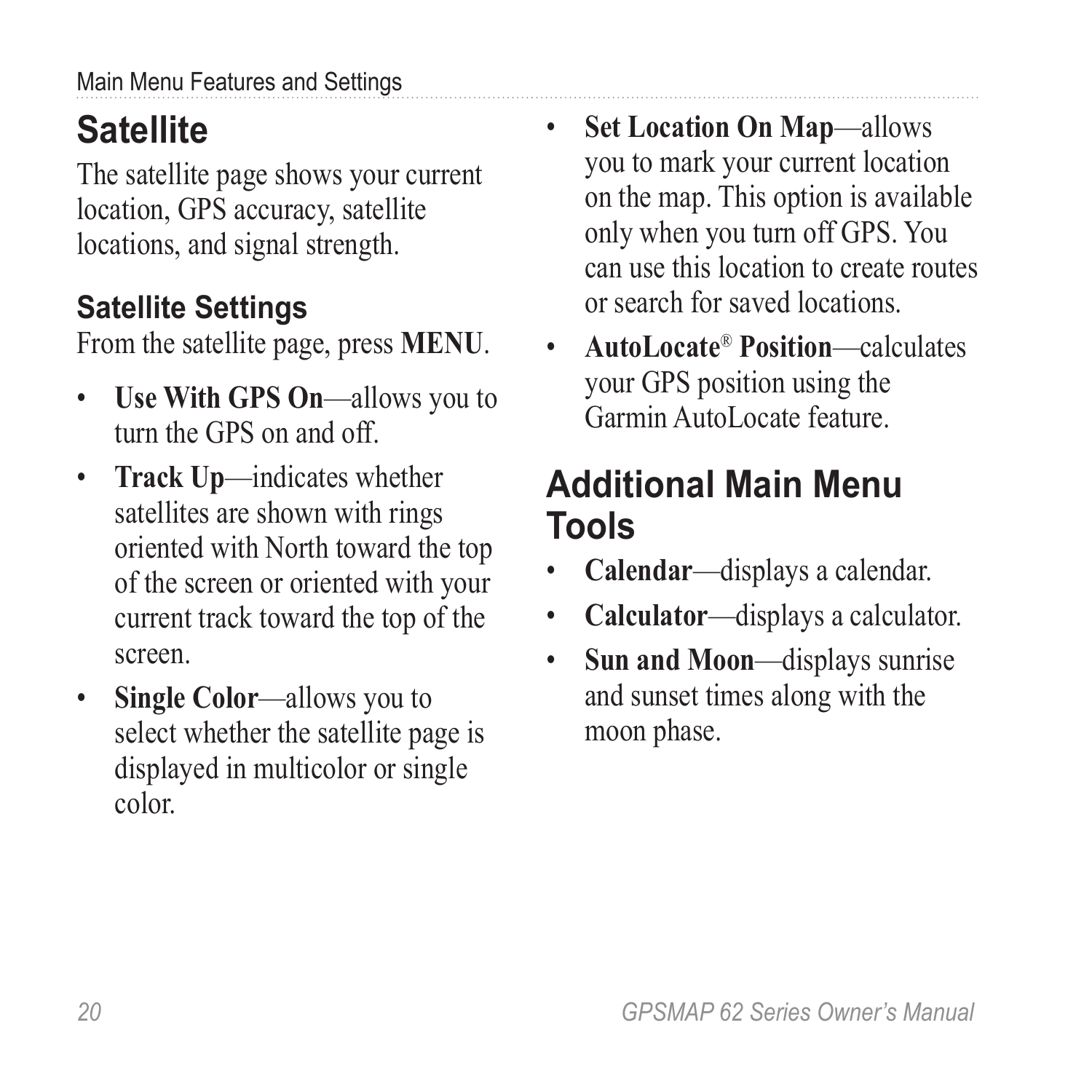## Satellite

The satellite page shows your current location, GPS accuracy, satellite locations, and signal strength.

### Satellite Settings

From the satellite page, press **MENU**.

- **Use With GPS On**—allows you to turn the GPS on and off.
- **Track Up**—indicates whether satellites are shown with rings oriented with North toward the top of the screen or oriented with your current track toward the top of the screen.
- **Single Color**—allows you to select whether the satellite page is displayed in multicolor or single color.
- **Set Location On Map**—allows you to mark your current location on the map. This option is available only when you turn off GPS. You can use this location to create routes or search for saved locations.
- **AutoLocate® Position**—calculates your GPS position using the Garmin AutoLocate feature.

## Additional Main Menu Tools

- **Calendar**—displays a calendar.
- **Calculator**—displays a calculator.
- **Sun and Moon**—displays sunrise and sunset times along with the moon phase.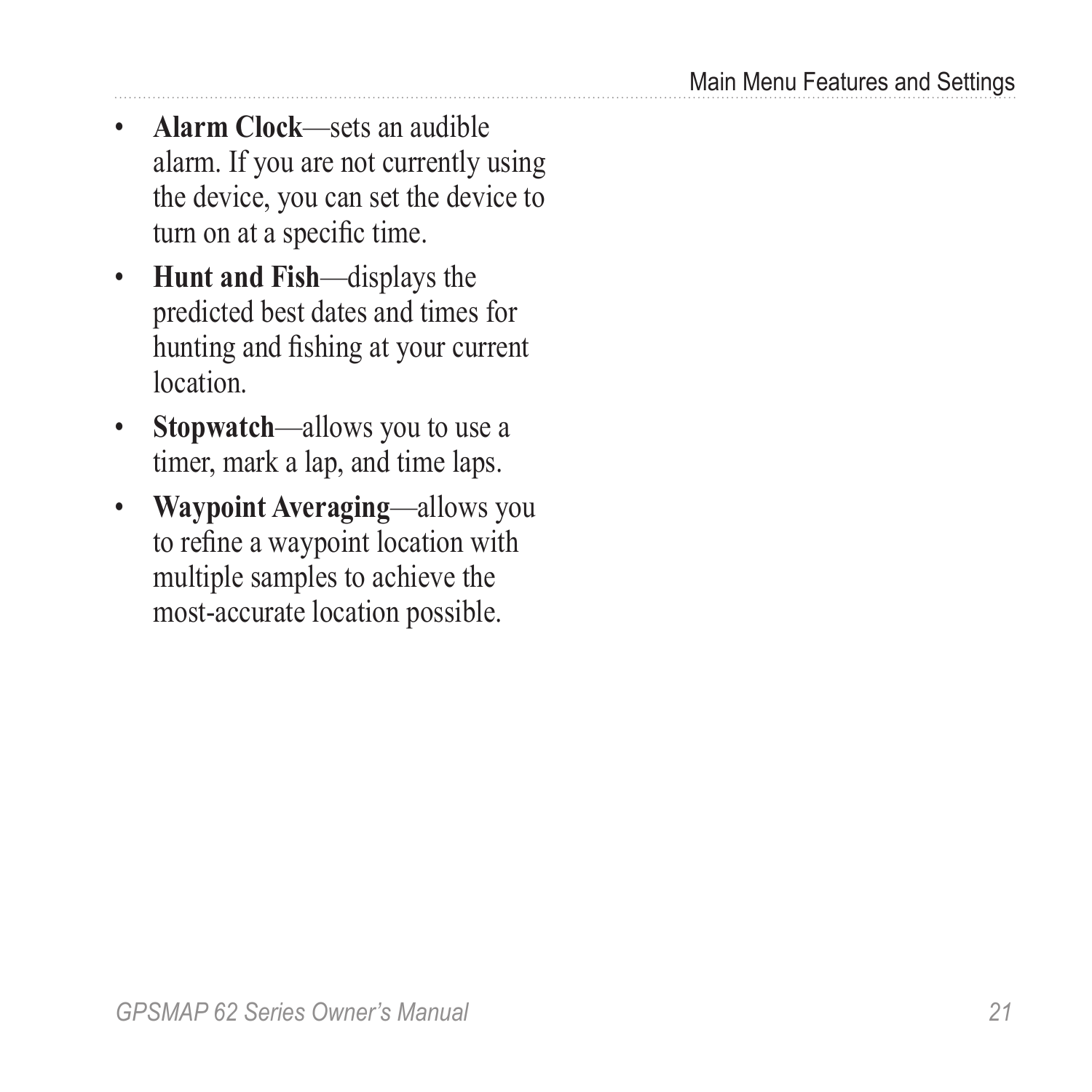- **Alarm Clock**—sets an audible alarm. If you are not currently using the device, you can set the device to turn on at a specific time.
- **Hunt and Fish**—displays the predicted best dates and times for hunting and fishing at your current location.
- **Stopwatch**—allows you to use a timer, mark a lap, and time laps.
- **Waypoint Averaging**—allows you to refine a waypoint location with multiple samples to achieve the most-accurate location possible.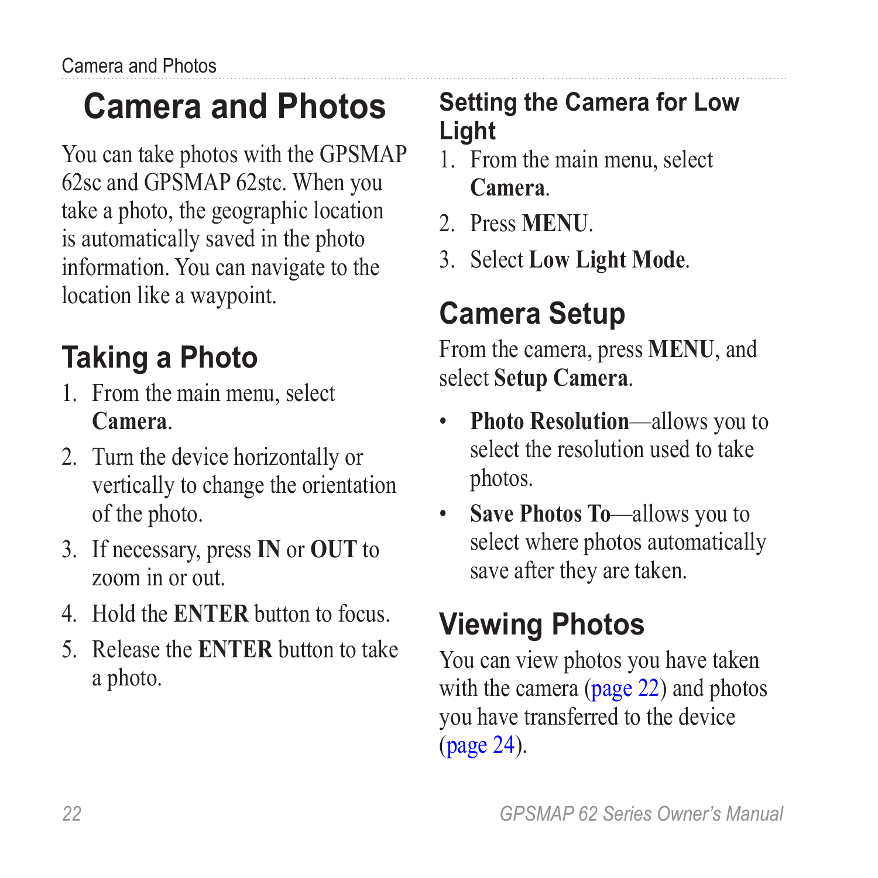# Camera and Photos

You can take photos with the GPSMAP 62sc and GPSMAP 62stc. When you take a photo, the geographic location is automatically saved in the photo information. You can navigate to the location like a waypoint.

## Taking a Photo

1. From the main menu, select **Camera**.
2. Turn the device horizontally or vertically to change the orientation of the photo.
3. If necessary, press **IN** or **OUT** to zoom in or out.
4. Hold the **ENTER** button to focus.
5. Release the **ENTER** button to take a photo.

### Setting the Camera for Low Light

1. From the main menu, select **Camera**.
2. Press **MENU**.
3. Select **Low Light Mode**.

## Camera Setup

From the camera, press **MENU**, and select **Setup Camera**.

- **Photo Resolution**—allows you to select the resolution used to take photos.
- **Save Photos To**—allows you to select where photos automatically save after they are taken.

## Viewing Photos

You can view photos you have taken with the camera (page 22) and photos you have transferred to the device (page 24).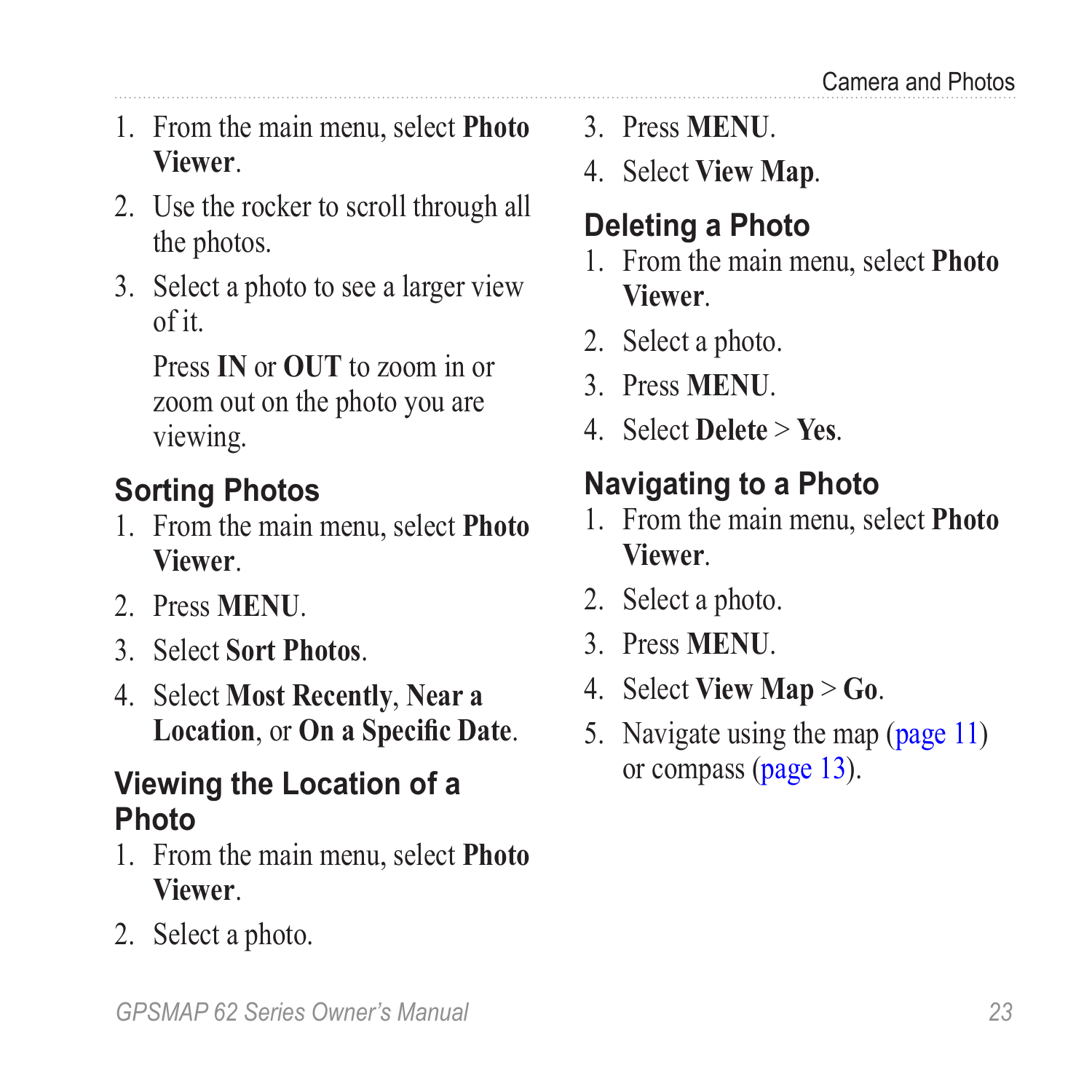1. From the main menu, select **Photo Viewer**.
2. Use the rocker to scroll through all the photos.
3. Select a photo to see a larger view of it.

   Press **IN** or **OUT** to zoom in or zoom out on the photo you are viewing.

## Sorting Photos

1. From the main menu, select **Photo Viewer**.
2. Press **MENU**.
3. Select **Sort Photos**.
4. Select **Most Recently**, **Near a Location**, or **On a Specific Date**.

## Viewing the Location of a Photo

1. From the main menu, select **Photo Viewer**.
2. Select a photo.
3. Press **MENU**.
4. Select **View Map**.

## Deleting a Photo

1. From the main menu, select **Photo Viewer**.
2. Select a photo.
3. Press **MENU**.
4. Select **Delete** > **Yes**.

## Navigating to a Photo

1. From the main menu, select **Photo Viewer**.
2. Select a photo.
3. Press **MENU**.
4. Select **View Map** > **Go**.
5. Navigate using the map (page 11) or compass (page 13).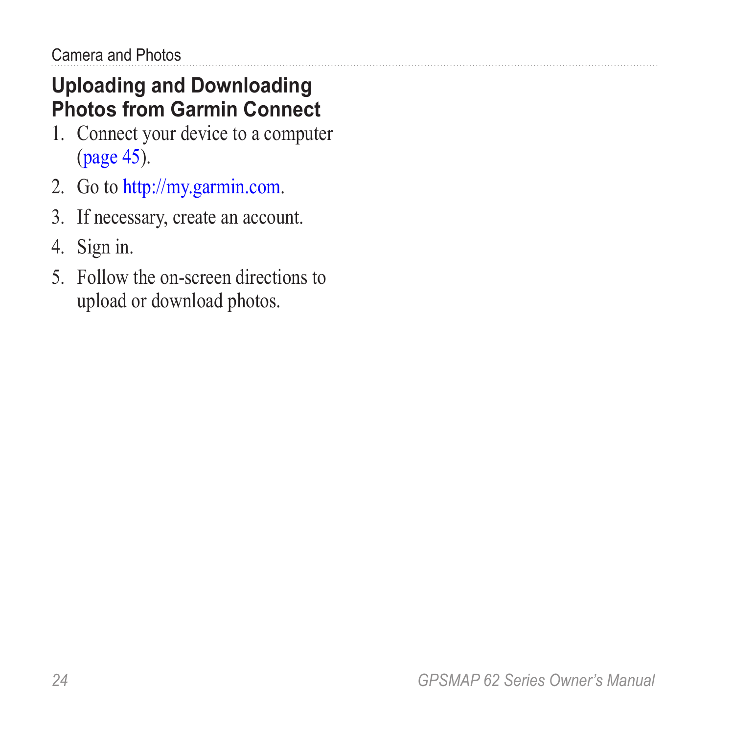## Uploading and Downloading Photos from Garmin Connect

1. Connect your device to a computer (page 45).
2. Go to http://my.garmin.com.
3. If necessary, create an account.
4. Sign in.
5. Follow the on-screen directions to upload or download photos.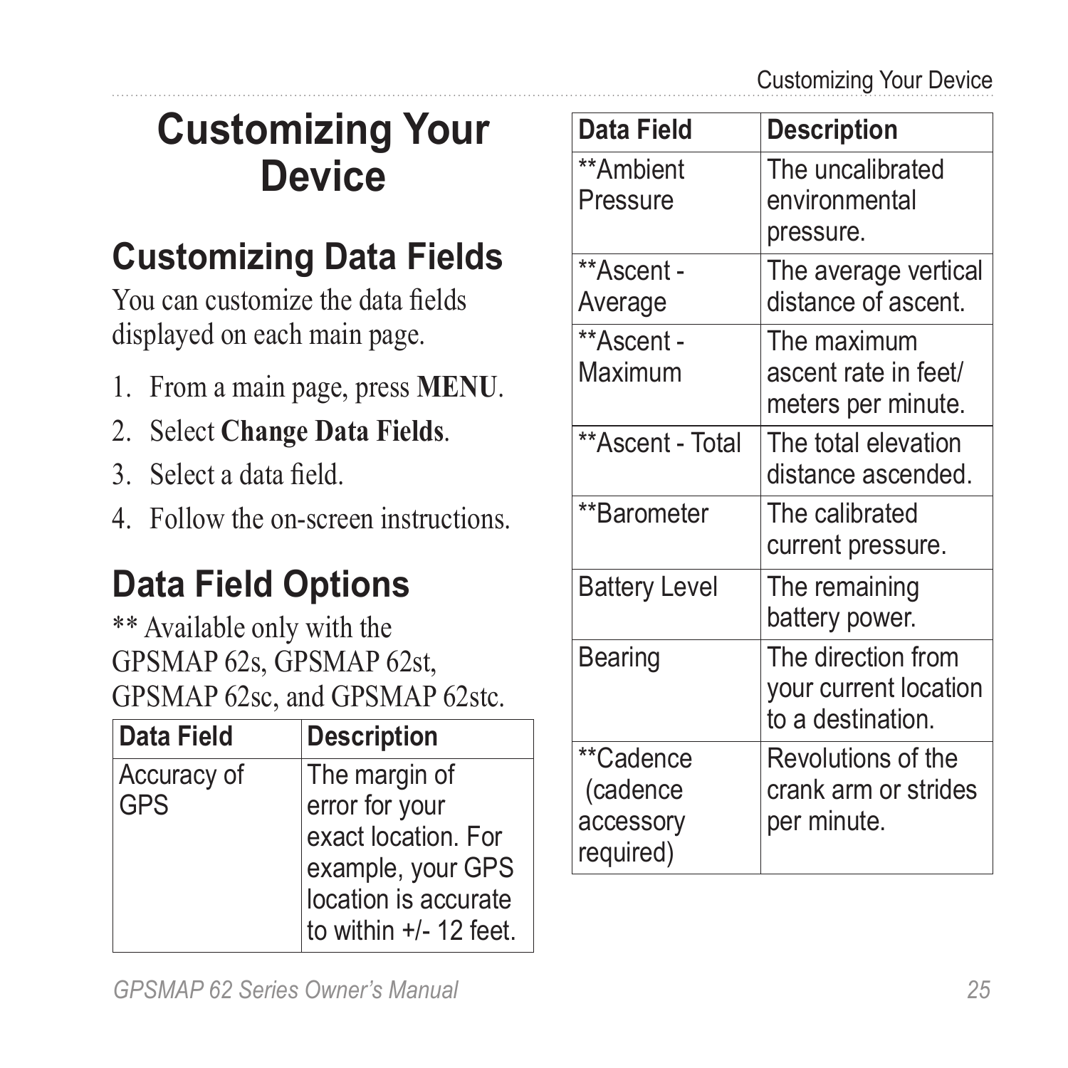# Customizing Your Device

## Customizing Data Fields

You can customize the data fields displayed on each main page.

1. From a main page, press **MENU**.
2. Select **Change Data Fields**.
3. Select a data field.
4. Follow the on-screen instructions.

## Data Field Options

** Available only with the GPSMAP 62s, GPSMAP 62st, GPSMAP 62sc, and GPSMAP 62stc.

| Data Field | Description |
| --- | --- |
| Accuracy of GPS | The margin of error for your exact location. For example, your GPS location is accurate to within +/- 12 feet. |
| **Ambient Pressure | The uncalibrated environmental pressure. |
| **Ascent - Average | The average vertical distance of ascent. |
| **Ascent - Maximum | The maximum ascent rate in feet/meters per minute. |
| **Ascent - Total | The total elevation distance ascended. |
| **Barometer | The calibrated current pressure. |
| Battery Level | The remaining battery power. |
| Bearing | The direction from your current location to a destination. |
| **Cadence (cadence accessory required) | Revolutions of the crank arm or strides per minute. |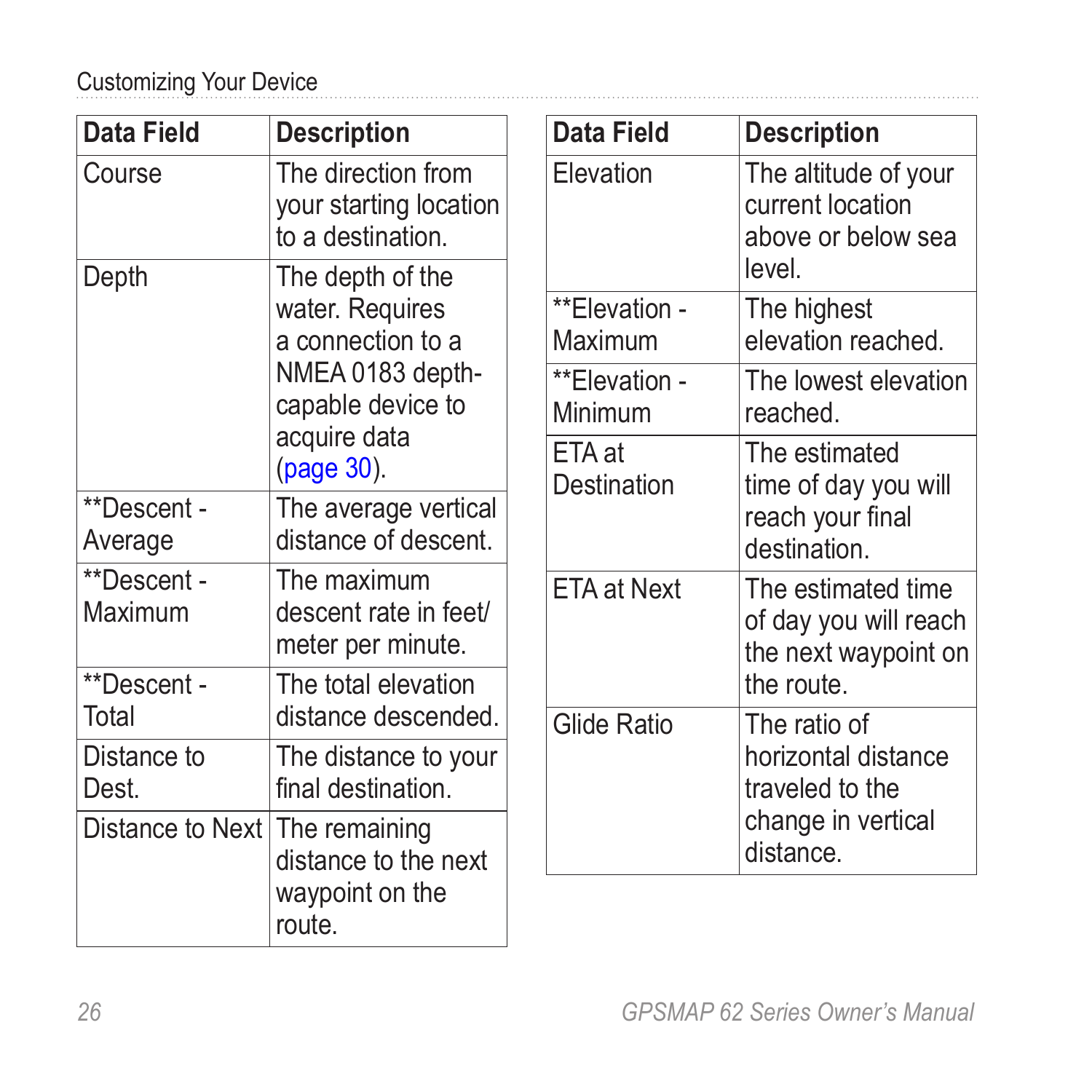| Data Field | Description |
| --- | --- |
| Course | The direction from your starting location to a destination. |
| Depth | The depth of the water. Requires a connection to a NMEA 0183 depth-capable device to acquire data (page 30). |
| **Descent - Average | The average vertical distance of descent. |
| **Descent - Maximum | The maximum descent rate in feet/meter per minute. |
| **Descent - Total | The total elevation distance descended. |
| Distance to Dest. | The distance to your final destination. |
| Distance to Next | The remaining distance to the next waypoint on the route. |

| Data Field | Description |
| --- | --- |
| Elevation | The altitude of your current location above or below sea level. |
| **Elevation - Maximum | The highest elevation reached. |
| **Elevation - Minimum | The lowest elevation reached. |
| ETA at Destination | The estimated time of day you will reach your final destination. |
| ETA at Next | The estimated time of day you will reach the next waypoint on the route. |
| Glide Ratio | The ratio of horizontal distance traveled to the change in vertical distance. |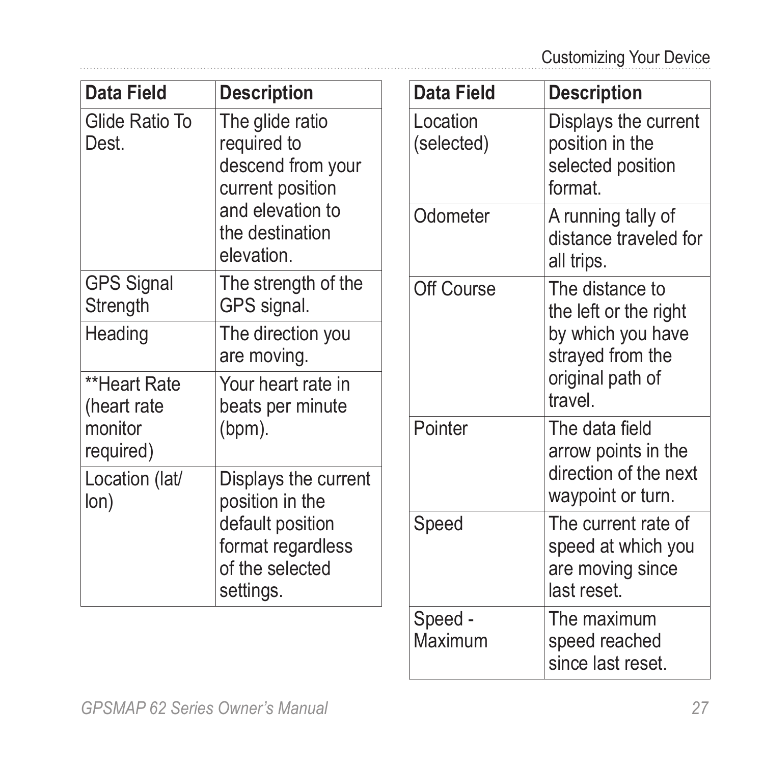| Data Field | Description |
|---|---|
| Glide Ratio To Dest. | The glide ratio required to descend from your current position and elevation to the destination elevation. |
| GPS Signal Strength | The strength of the GPS signal. |
| Heading | The direction you are moving. |
| **Heart Rate (heart rate monitor required) | Your heart rate in beats per minute (bpm). |
| Location (lat/lon) | Displays the current position in the default position format regardless of the selected settings. |
| Location (selected) | Displays the current position in the selected position format. |
| Odometer | A running tally of distance traveled for all trips. |
| Off Course | The distance to the left or the right by which you have strayed from the original path of travel. |
| Pointer | The data field arrow points in the direction of the next waypoint or turn. |
| Speed | The current rate of speed at which you are moving since last reset. |
| Speed - Maximum | The maximum speed reached since last reset. |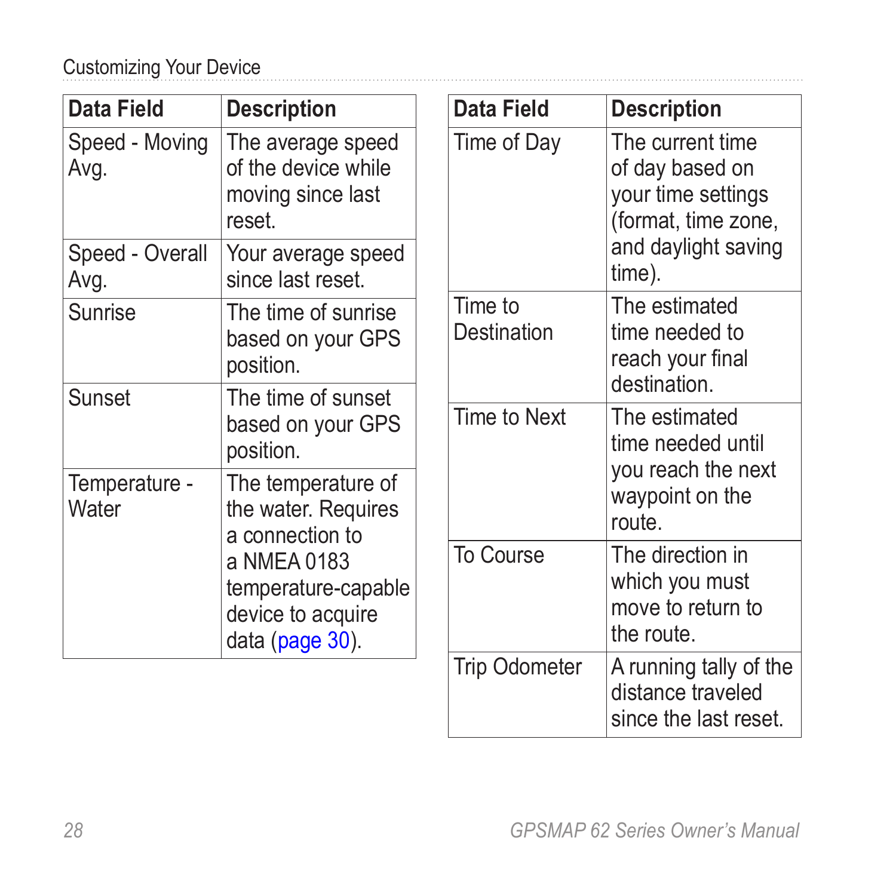| Data Field | Description |
|---|---|
| Speed - Moving Avg. | The average speed of the device while moving since last reset. |
| Speed - Overall Avg. | Your average speed since last reset. |
| Sunrise | The time of sunrise based on your GPS position. |
| Sunset | The time of sunset based on your GPS position. |
| Temperature - Water | The temperature of the water. Requires a connection to a NMEA 0183 temperature-capable device to acquire data (page 30). |
| Time of Day | The current time of day based on your time settings (format, time zone, and daylight saving time). |
| Time to Destination | The estimated time needed to reach your final destination. |
| Time to Next | The estimated time needed until you reach the next waypoint on the route. |
| To Course | The direction in which you must move to return to the route. |
| Trip Odometer | A running tally of the distance traveled since the last reset. |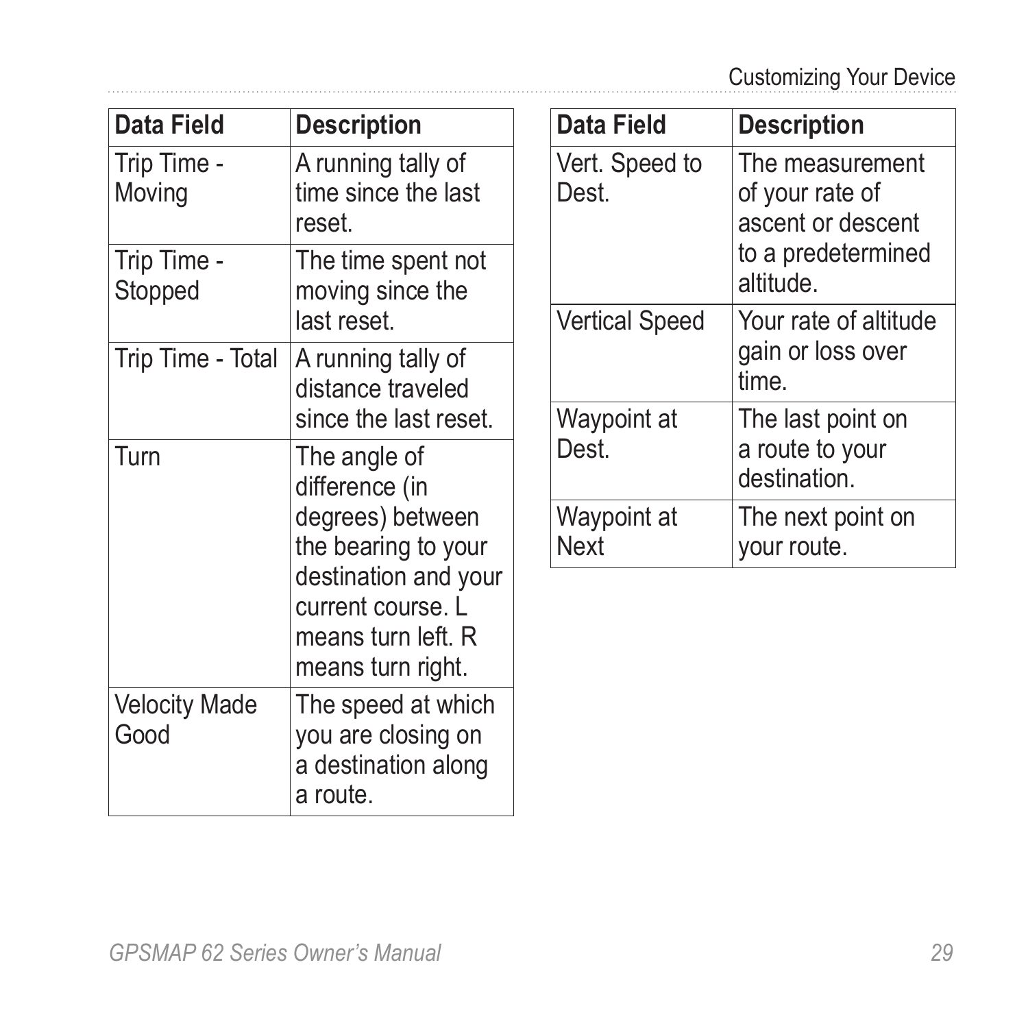| Data Field | Description |
|---|---|
| Trip Time - Moving | A running tally of time since the last reset. |
| Trip Time - Stopped | The time spent not moving since the last reset. |
| Trip Time - Total | A running tally of distance traveled since the last reset. |
| Turn | The angle of difference (in degrees) between the bearing to your destination and your current course. L means turn left. R means turn right. |
| Velocity Made Good | The speed at which you are closing on a destination along a route. |
| Vert. Speed to Dest. | The measurement of your rate of ascent or descent to a predetermined altitude. |
| Vertical Speed | Your rate of altitude gain or loss over time. |
| Waypoint at Dest. | The last point on a route to your destination. |
| Waypoint at Next | The next point on your route. |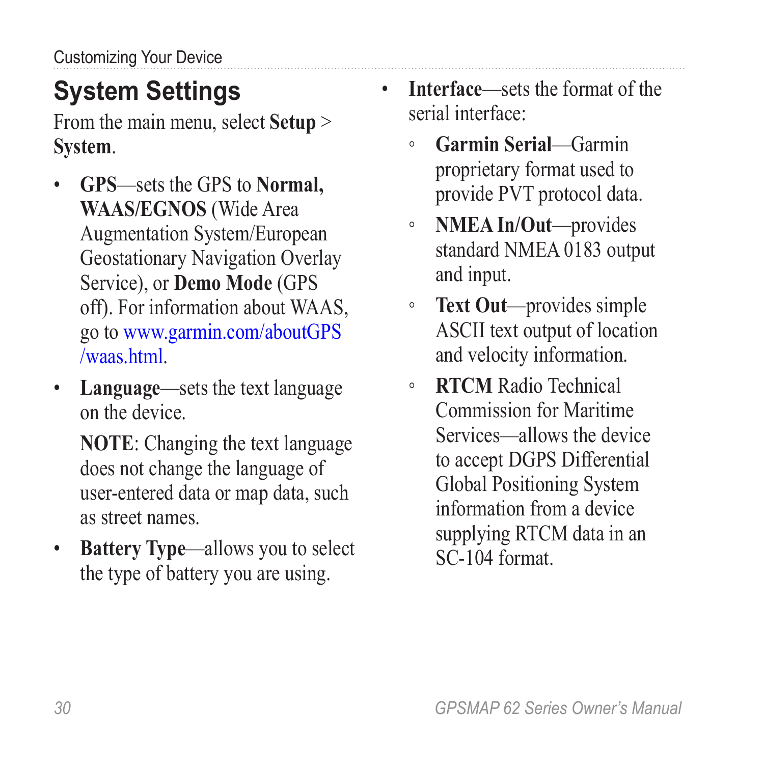## System Settings

From the main menu, select **Setup** > **System**.

- **GPS**—sets the GPS to **Normal, WAAS/EGNOS** (Wide Area Augmentation System/European Geostationary Navigation Overlay Service), or **Demo Mode** (GPS off). For information about WAAS, go to www.garmin.com/aboutGPS/waas.html.
- **Language**—sets the text language on the device.

  **NOTE**: Changing the text language does not change the language of user-entered data or map data, such as street names.
- **Battery Type**—allows you to select the type of battery you are using.
- **Interface**—sets the format of the serial interface:
  - **Garmin Serial**—Garmin proprietary format used to provide PVT protocol data.
  - **NMEA In/Out**—provides standard NMEA 0183 output and input.
  - **Text Out**—provides simple ASCII text output of location and velocity information.
  - **RTCM** Radio Technical Commission for Maritime Services—allows the device to accept DGPS Differential Global Positioning System information from a device supplying RTCM data in an SC-104 format.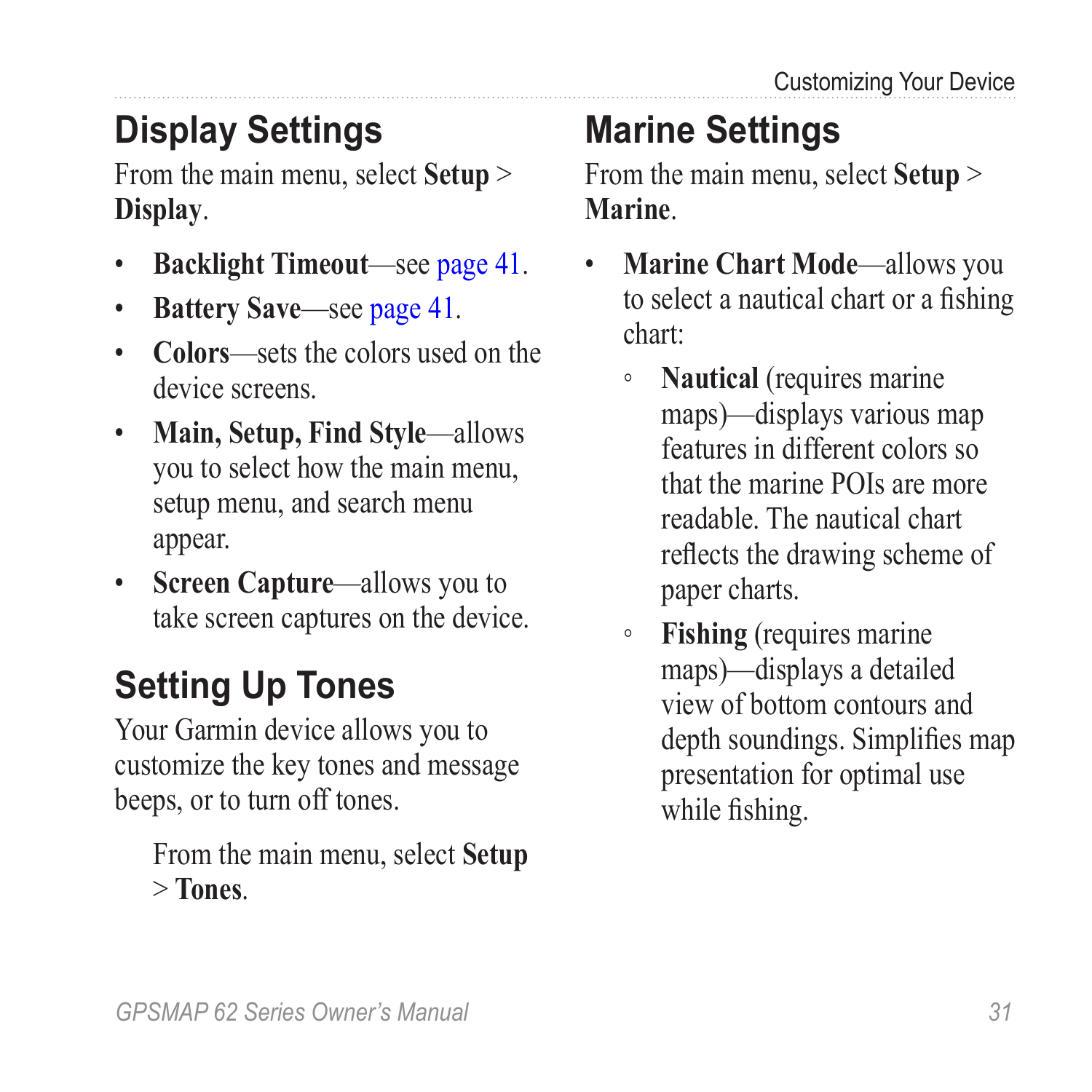## Display Settings

From the main menu, select **Setup** > **Display**.

- **Backlight Timeout**—see page 41.
- **Battery Save**—see page 41.
- **Colors**—sets the colors used on the device screens.
- **Main, Setup, Find Style**—allows you to select how the main menu, setup menu, and search menu appear.
- **Screen Capture**—allows you to take screen captures on the device.

## Setting Up Tones

Your Garmin device allows you to customize the key tones and message beeps, or to turn off tones.

From the main menu, select **Setup** > **Tones**.

## Marine Settings

From the main menu, select **Setup** > **Marine**.

- **Marine Chart Mode**—allows you to select a nautical chart or a fishing chart:
  - **Nautical** (requires marine maps)—displays various map features in different colors so that the marine POIs are more readable. The nautical chart reflects the drawing scheme of paper charts.
  - **Fishing** (requires marine maps)—displays a detailed view of bottom contours and depth soundings. Simplifies map presentation for optimal use while fishing.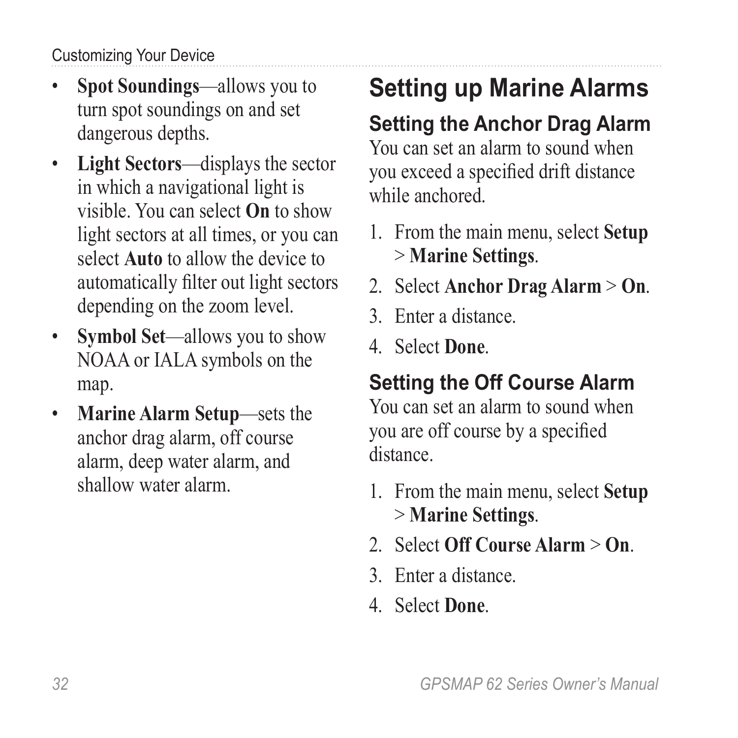- **Spot Soundings**—allows you to turn spot soundings on and set dangerous depths.
- **Light Sectors**—displays the sector in which a navigational light is visible. You can select **On** to show light sectors at all times, or you can select **Auto** to allow the device to automatically filter out light sectors depending on the zoom level.
- **Symbol Set**—allows you to show NOAA or IALA symbols on the map.
- **Marine Alarm Setup**—sets the anchor drag alarm, off course alarm, deep water alarm, and shallow water alarm.

## Setting up Marine Alarms

### Setting the Anchor Drag Alarm

You can set an alarm to sound when you exceed a specified drift distance while anchored.

1. From the main menu, select **Setup** > **Marine Settings**.
2. Select **Anchor Drag Alarm** > **On**.
3. Enter a distance.
4. Select **Done**.

### Setting the Off Course Alarm

You can set an alarm to sound when you are off course by a specified distance.

1. From the main menu, select **Setup** > **Marine Settings**.
2. Select **Off Course Alarm** > **On**.
3. Enter a distance.
4. Select **Done**.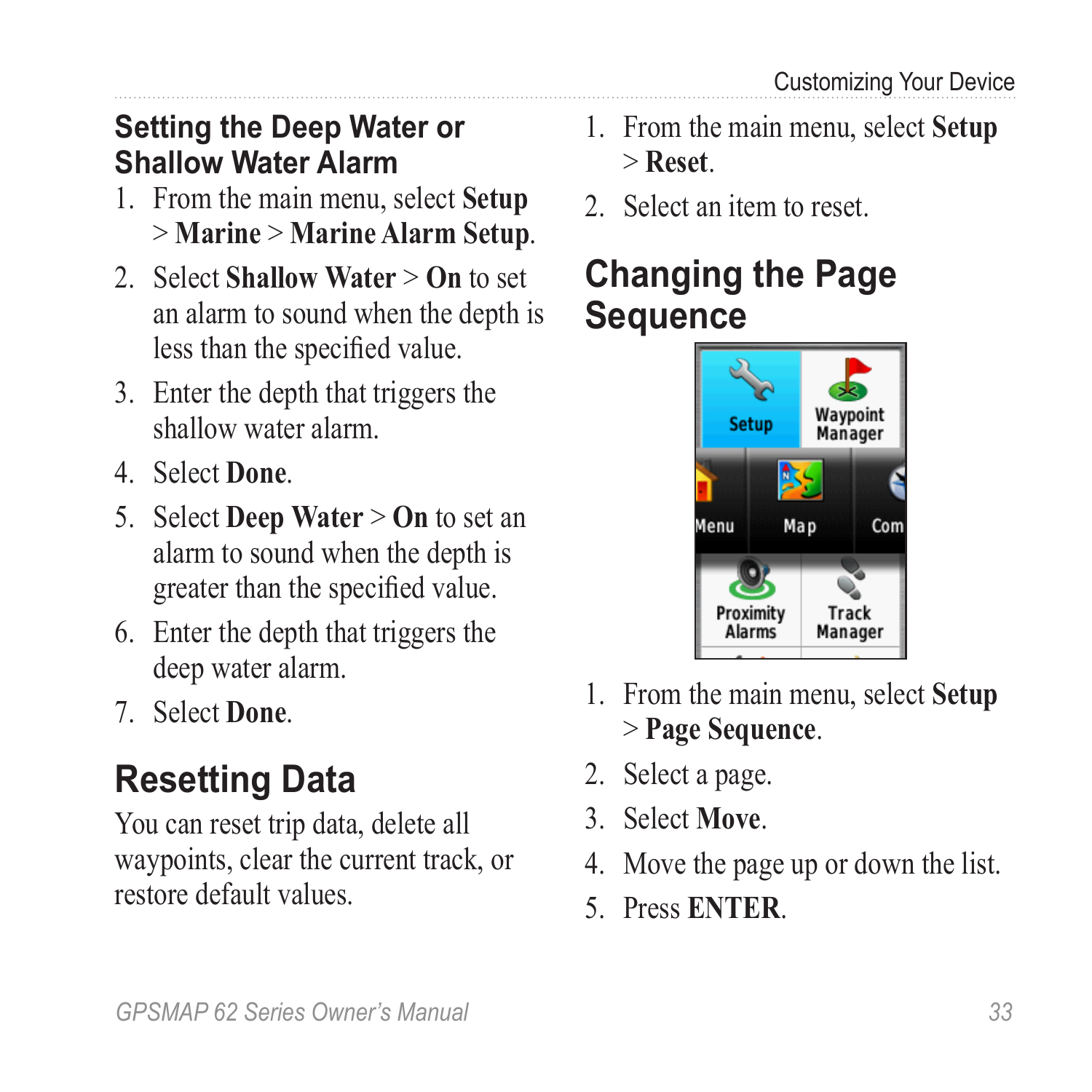## Setting the Deep Water or Shallow Water Alarm

1. From the main menu, select **Setup** > **Marine** > **Marine Alarm Setup**.
2. Select **Shallow Water** > **On** to set an alarm to sound when the depth is less than the specified value.
3. Enter the depth that triggers the shallow water alarm.
4. Select **Done**.
5. Select **Deep Water** > **On** to set an alarm to sound when the depth is greater than the specified value.
6. Enter the depth that triggers the deep water alarm.
7. Select **Done**.

## Resetting Data

You can reset trip data, delete all waypoints, clear the current track, or restore default values.

1. From the main menu, select **Setup** > **Reset**.
2. Select an item to reset.

## Changing the Page Sequence

1. From the main menu, select **Setup** > **Page Sequence**.
2. Select a page.
3. Select **Move**.
4. Move the page up or down the list.
5. Press **ENTER**.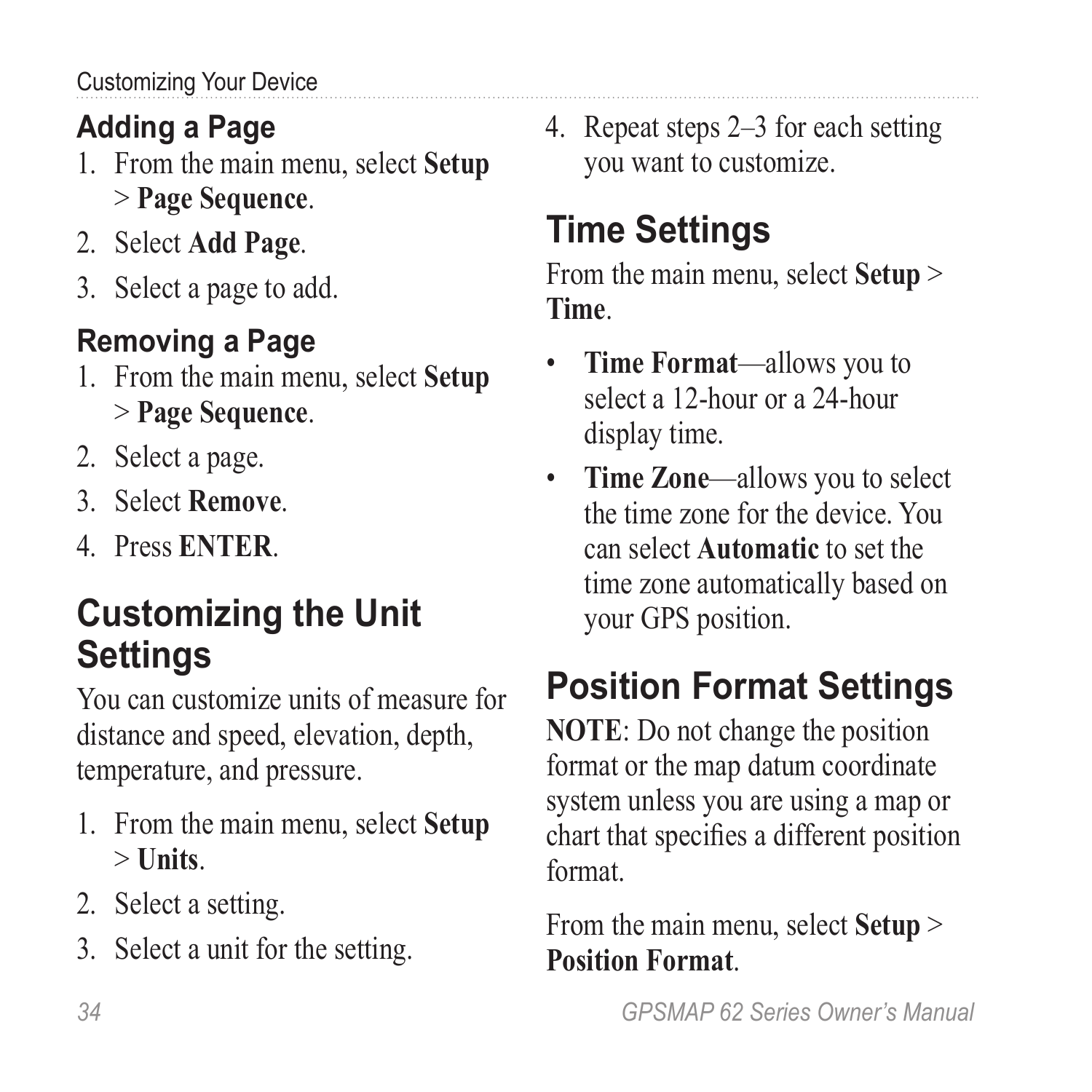### Adding a Page

1. From the main menu, select **Setup** > **Page Sequence**.
2. Select **Add Page**.
3. Select a page to add.

### Removing a Page

1. From the main menu, select **Setup** > **Page Sequence**.
2. Select a page.
3. Select **Remove**.
4. Press **ENTER**.

## Customizing the Unit Settings

You can customize units of measure for distance and speed, elevation, depth, temperature, and pressure.

1. From the main menu, select **Setup** > **Units**.
2. Select a setting.
3. Select a unit for the setting.
4. Repeat steps 2–3 for each setting you want to customize.

## Time Settings

From the main menu, select **Setup** > **Time**.

- **Time Format**—allows you to select a 12-hour or a 24-hour display time.
- **Time Zone**—allows you to select the time zone for the device. You can select **Automatic** to set the time zone automatically based on your GPS position.

## Position Format Settings

**NOTE**: Do not change the position format or the map datum coordinate system unless you are using a map or chart that specifies a different position format.

From the main menu, select **Setup** > **Position Format**.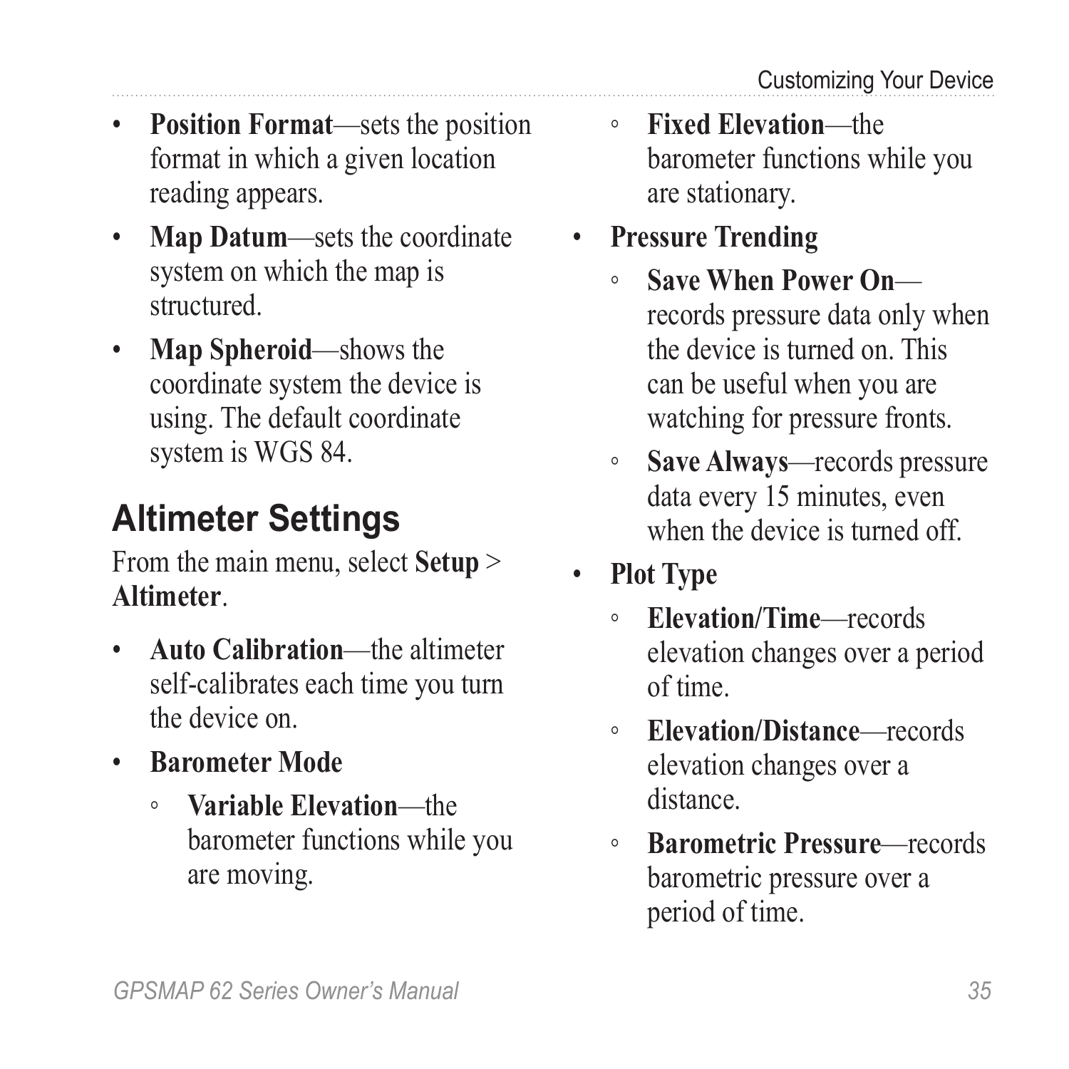- **Position Format**—sets the position format in which a given location reading appears.
- **Map Datum**—sets the coordinate system on which the map is structured.
- **Map Spheroid**—shows the coordinate system the device is using. The default coordinate system is WGS 84.

## Altimeter Settings

From the main menu, select **Setup** > **Altimeter**.

- **Auto Calibration**—the altimeter self-calibrates each time you turn the device on.
- **Barometer Mode**
    - **Variable Elevation**—the barometer functions while you are moving.
    - **Fixed Elevation**—the barometer functions while you are stationary.
- **Pressure Trending**
    - **Save When Power On**—records pressure data only when the device is turned on. This can be useful when you are watching for pressure fronts.
    - **Save Always**—records pressure data every 15 minutes, even when the device is turned off.
- **Plot Type**
    - **Elevation/Time**—records elevation changes over a period of time.
    - **Elevation/Distance**—records elevation changes over a distance.
    - **Barometric Pressure**—records barometric pressure over a period of time.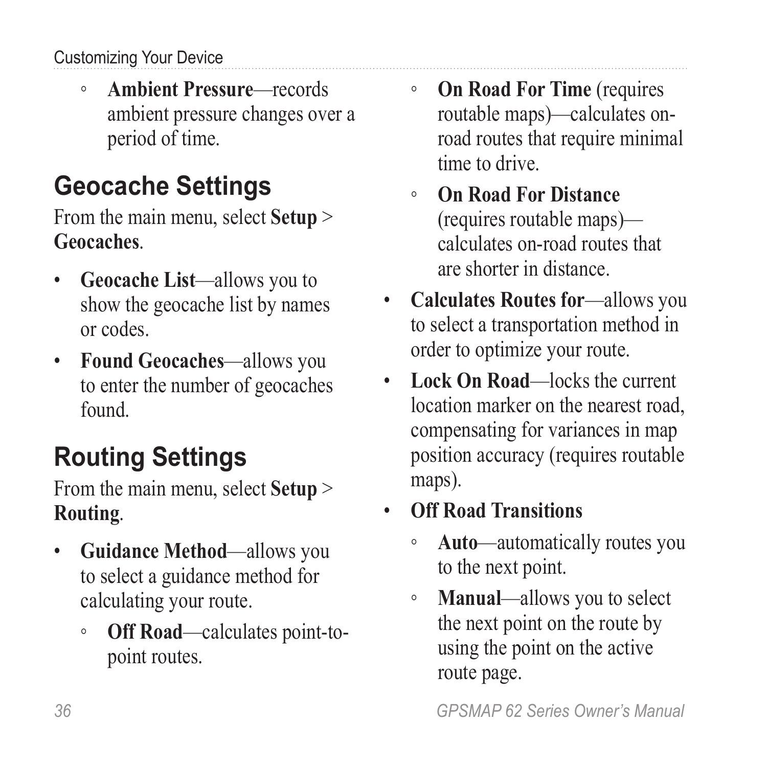- Ambient Pressure—records ambient pressure changes over a period of time.

## Geocache Settings

From the main menu, select **Setup** > **Geocaches**.

- **Geocache List**—allows you to show the geocache list by names or codes.
- **Found Geocaches**—allows you to enter the number of geocaches found.

## Routing Settings

From the main menu, select **Setup** > **Routing**.

- **Guidance Method**—allows you to select a guidance method for calculating your route.
    - **Off Road**—calculates point-to-point routes.
    - **On Road For Time** (requires routable maps)—calculates on-road routes that require minimal time to drive.
    - **On Road For Distance** (requires routable maps)—calculates on-road routes that are shorter in distance.
- **Calculates Routes for**—allows you to select a transportation method in order to optimize your route.
- **Lock On Road**—locks the current location marker on the nearest road, compensating for variances in map position accuracy (requires routable maps).
- **Off Road Transitions**
    - **Auto**—automatically routes you to the next point.
    - **Manual**—allows you to select the next point on the route by using the point on the active route page.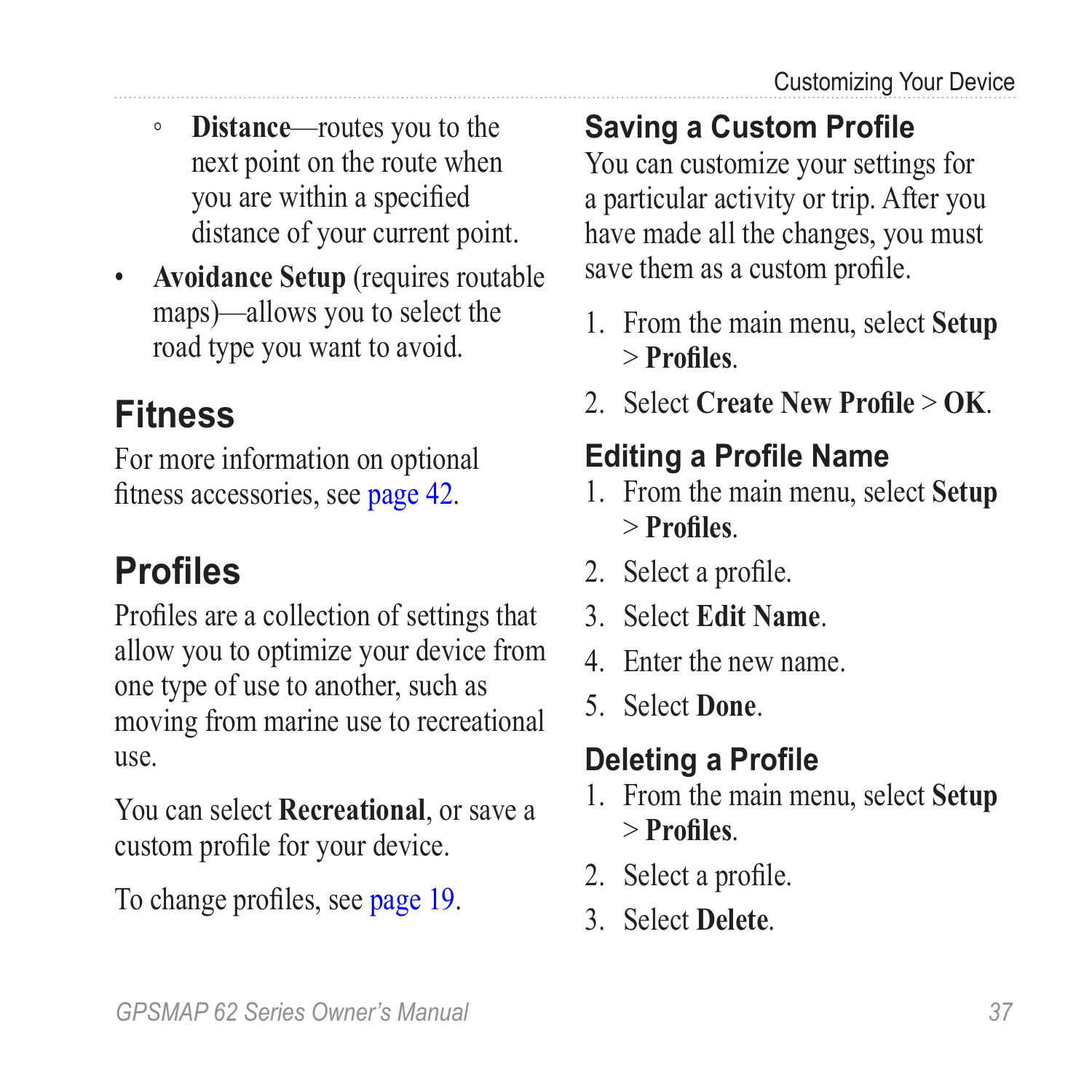- **Distance**—routes you to the next point on the route when you are within a specified distance of your current point.
- **Avoidance Setup** (requires routable maps)—allows you to select the road type you want to avoid.

## Fitness

For more information on optional fitness accessories, see page 42.

## Profiles

Profiles are a collection of settings that allow you to optimize your device from one type of use to another, such as moving from marine use to recreational use.

You can select **Recreational**, or save a custom profile for your device.

To change profiles, see page 19.

### Saving a Custom Profile

You can customize your settings for a particular activity or trip. After you have made all the changes, you must save them as a custom profile.

1. From the main menu, select **Setup** > **Profiles**.
2. Select **Create New Profile** > **OK**.

### Editing a Profile Name

1. From the main menu, select **Setup** > **Profiles**.
2. Select a profile.
3. Select **Edit Name**.
4. Enter the new name.
5. Select **Done**.

### Deleting a Profile

1. From the main menu, select **Setup** > **Profiles**.
2. Select a profile.
3. Select **Delete**.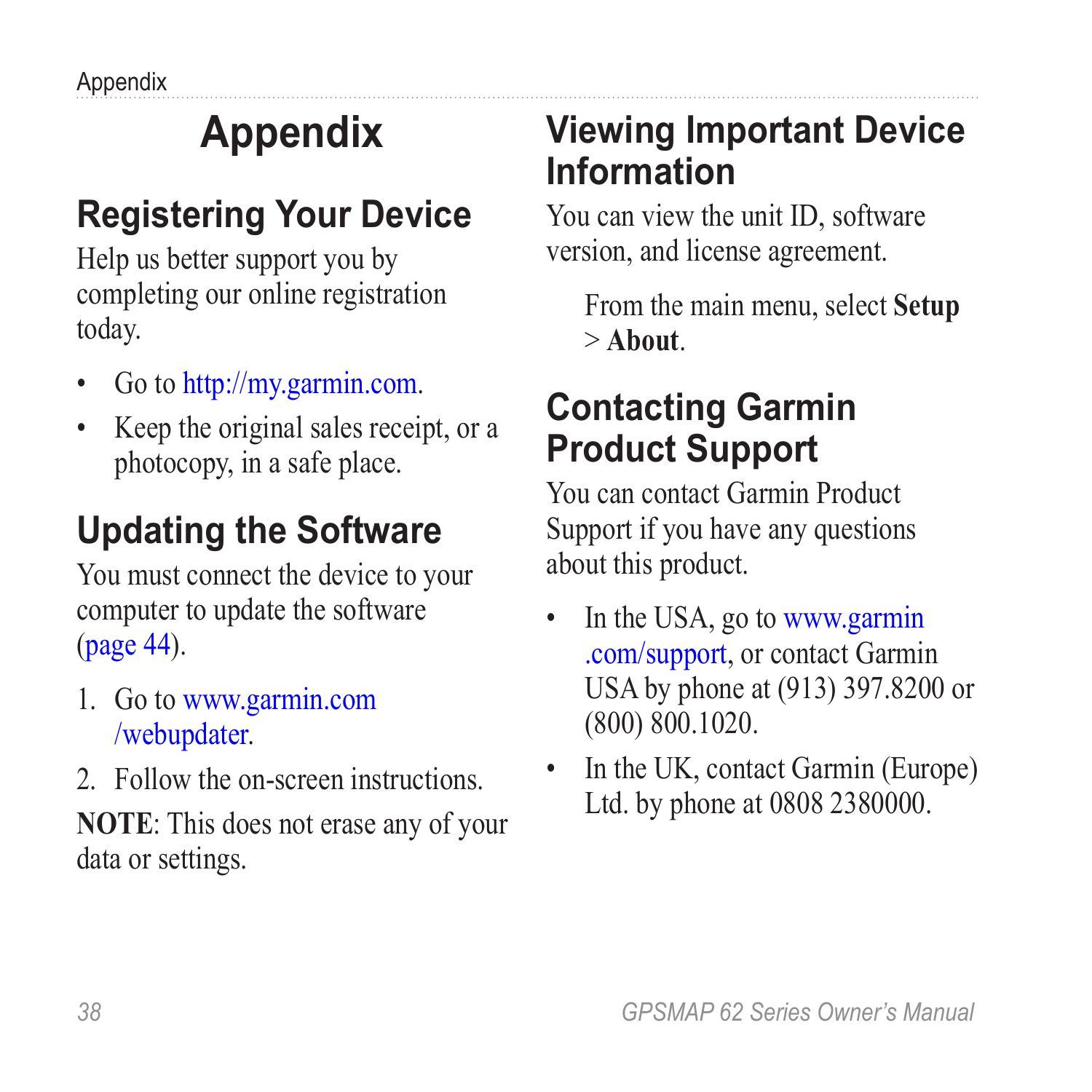# Appendix

## Registering Your Device

Help us better support you by completing our online registration today.

- Go to http://my.garmin.com.
- Keep the original sales receipt, or a photocopy, in a safe place.

## Updating the Software

You must connect the device to your computer to update the software (page 44).

1. Go to www.garmin.com/webupdater.
2. Follow the on-screen instructions.

**NOTE**: This does not erase any of your data or settings.

## Viewing Important Device Information

You can view the unit ID, software version, and license agreement.

From the main menu, select **Setup** > **About**.

## Contacting Garmin Product Support

You can contact Garmin Product Support if you have any questions about this product.

- In the USA, go to www.garmin.com/support, or contact Garmin USA by phone at (913) 397.8200 or (800) 800.1020.
- In the UK, contact Garmin (Europe) Ltd. by phone at 0808 2380000.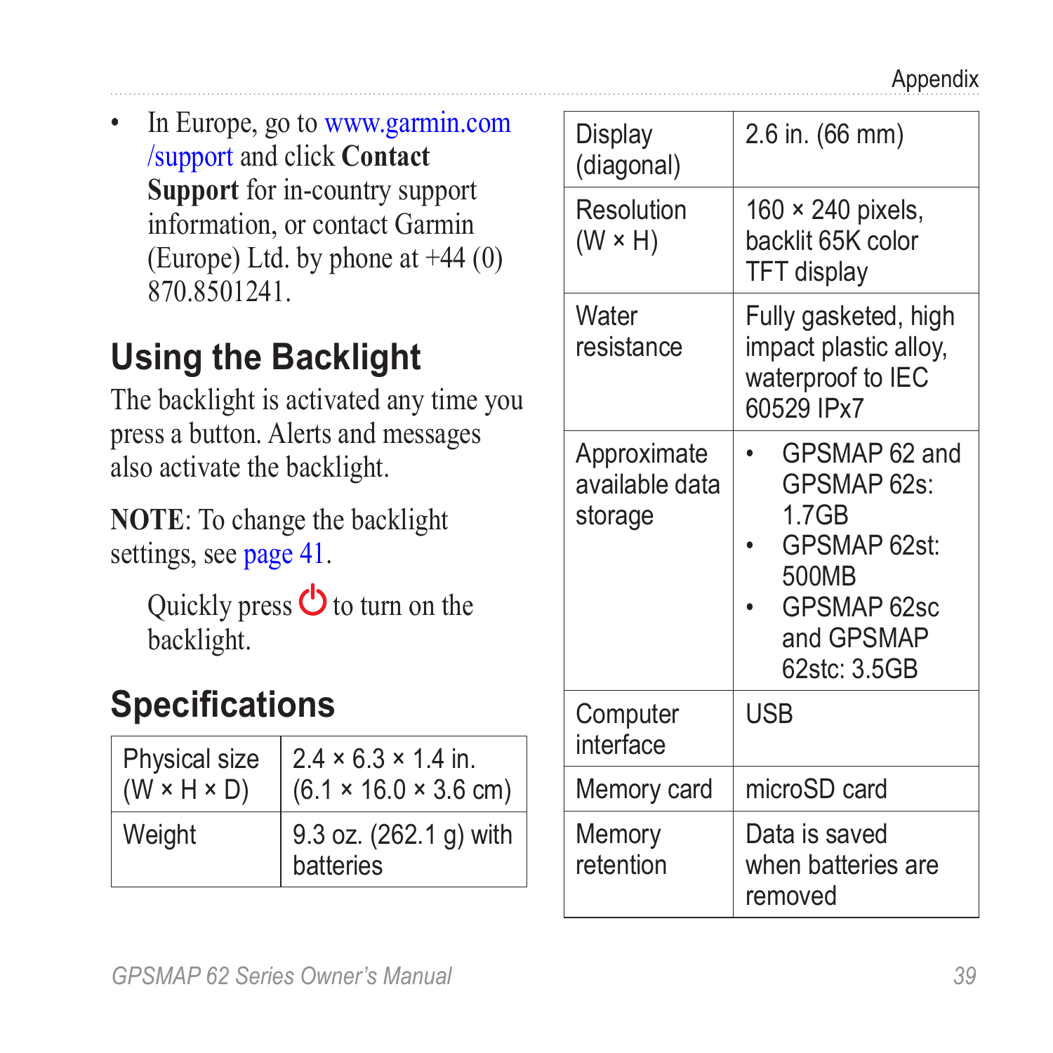- In Europe, go to www.garmin.com/support and click **Contact Support** for in-country support information, or contact Garmin (Europe) Ltd. by phone at +44 (0) 870.8501241.

## Using the Backlight

The backlight is activated any time you press a button. Alerts and messages also activate the backlight.

**NOTE**: To change the backlight settings, see page 41.

Quickly press ⏻ to turn on the backlight.

## Specifications

| | |
|---|---|
| Physical size (W × H × D) | 2.4 × 6.3 × 1.4 in. (6.1 × 16.0 × 3.6 cm) |
| Weight | 9.3 oz. (262.1 g) with batteries |
| Display (diagonal) | 2.6 in. (66 mm) |
| Resolution (W × H) | 160 × 240 pixels, backlit 65K color TFT display |
| Water resistance | Fully gasketed, high impact plastic alloy, waterproof to IEC 60529 IPx7 |
| Approximate available data storage | • GPSMAP 62 and GPSMAP 62s: 1.7GB<br>• GPSMAP 62st: 500MB<br>• GPSMAP 62sc and GPSMAP 62stc: 3.5GB |
| Computer interface | USB |
| Memory card | microSD card |
| Memory retention | Data is saved when batteries are removed |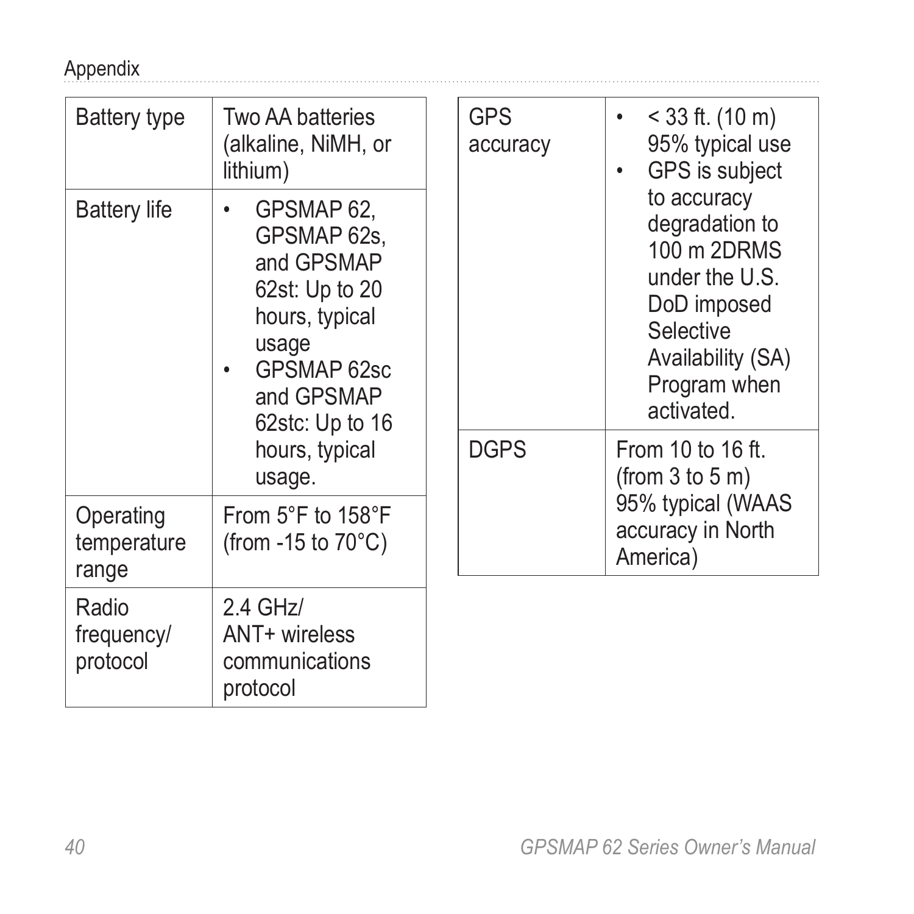| | |
|---|---|
| Battery type | Two AA batteries (alkaline, NiMH, or lithium) |
| Battery life | • GPSMAP 62, GPSMAP 62s, and GPSMAP 62st: Up to 20 hours, typical usage<br>• GPSMAP 62sc and GPSMAP 62stc: Up to 16 hours, typical usage. |
| Operating temperature range | From 5°F to 158°F (from -15 to 70°C) |
| Radio frequency/ protocol | 2.4 GHz/ ANT+ wireless communications protocol |
| GPS accuracy | • < 33 ft. (10 m) 95% typical use<br>• GPS is subject to accuracy degradation to 100 m 2DRMS under the U.S. DoD imposed Selective Availability (SA) Program when activated. |
| DGPS | From 10 to 16 ft. (from 3 to 5 m) 95% typical (WAAS accuracy in North America) |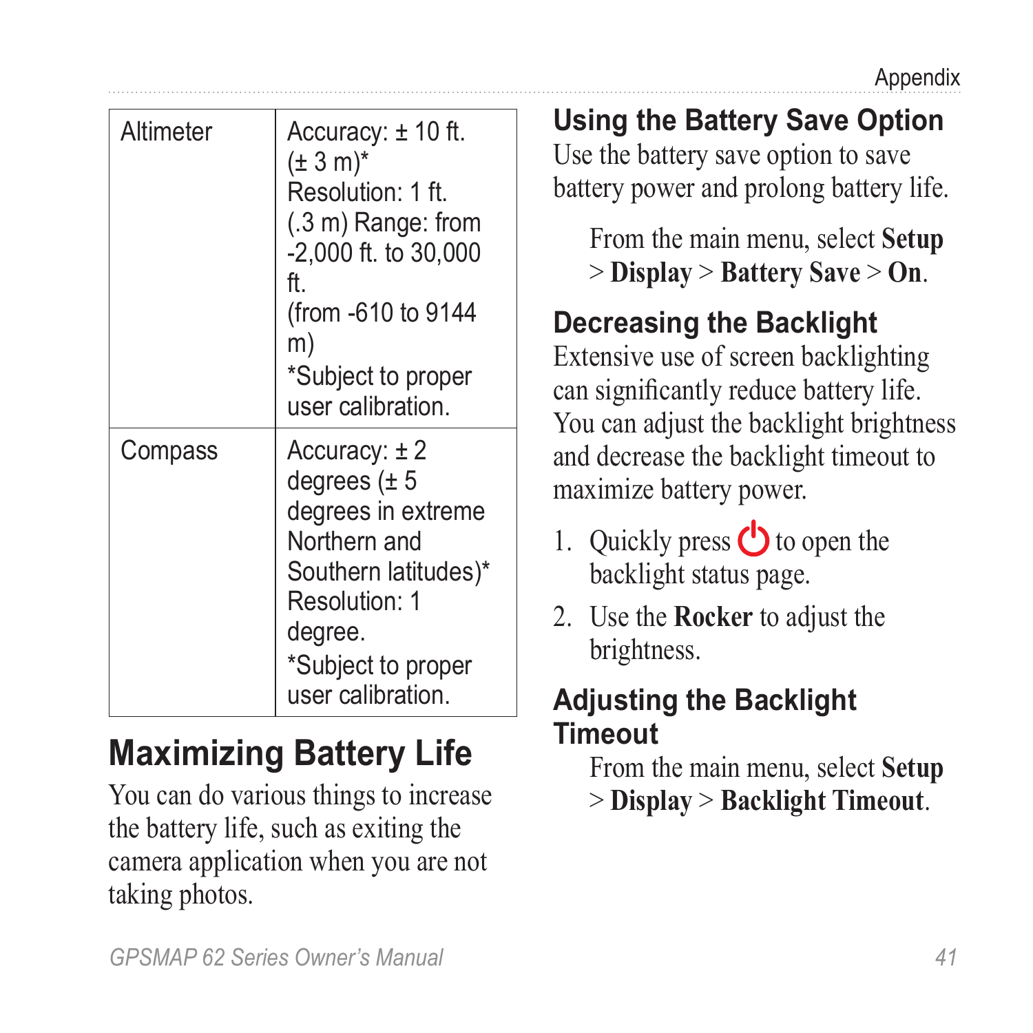| Altimeter | Accuracy: ± 10 ft. (± 3 m)*<br>Resolution: 1 ft. (.3 m) Range: from -2,000 ft. to 30,000 ft.<br>(from -610 to 9144 m)<br>*Subject to proper user calibration. |
|---|---|
| Compass | Accuracy: ± 2 degrees (± 5 degrees in extreme Northern and Southern latitudes)*<br>Resolution: 1 degree.<br>*Subject to proper user calibration. |

## Maximizing Battery Life

You can do various things to increase the battery life, such as exiting the camera application when you are not taking photos.

### Using the Battery Save Option

Use the battery save option to save battery power and prolong battery life.

From the main menu, select **Setup** > **Display** > **Battery Save** > **On**.

### Decreasing the Backlight

Extensive use of screen backlighting can significantly reduce battery life. You can adjust the backlight brightness and decrease the backlight timeout to maximize battery power.

1. Quickly press ⏻ to open the backlight status page.
2. Use the **Rocker** to adjust the brightness.

### Adjusting the Backlight Timeout

From the main menu, select **Setup** > **Display** > **Backlight Timeout**.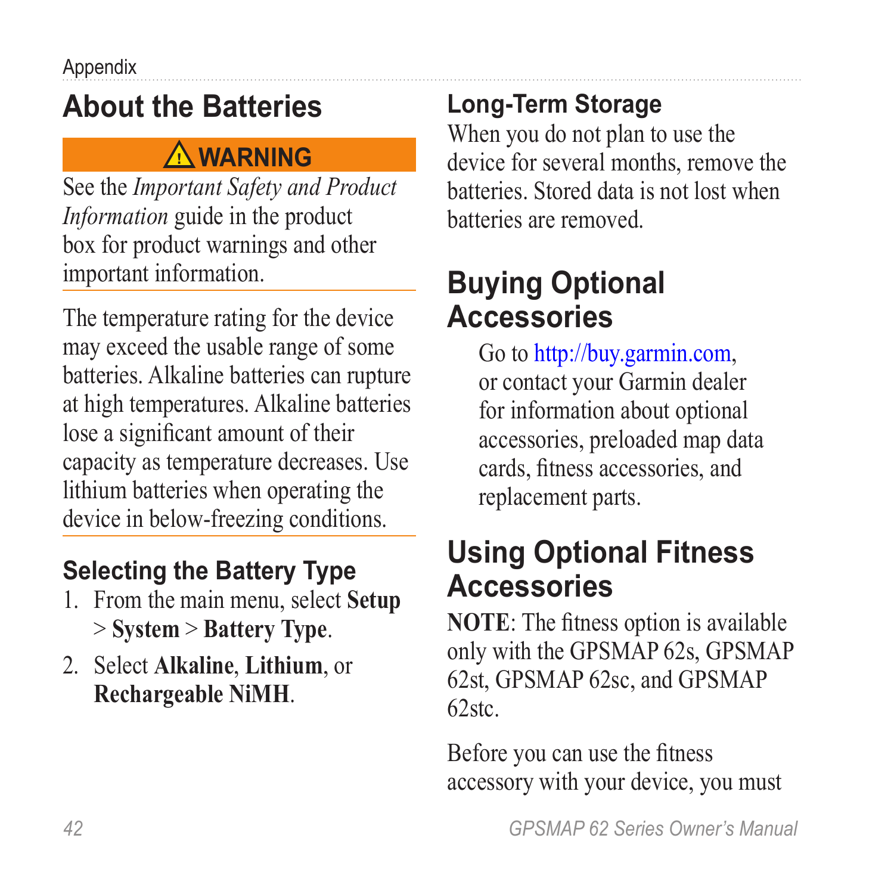## About the Batteries

**⚠ WARNING**

See the *Important Safety and Product Information* guide in the product box for product warnings and other important information.

The temperature rating for the device may exceed the usable range of some batteries. Alkaline batteries can rupture at high temperatures. Alkaline batteries lose a significant amount of their capacity as temperature decreases. Use lithium batteries when operating the device in below-freezing conditions.

### Selecting the Battery Type

1. From the main menu, select **Setup** > **System** > **Battery Type**.
2. Select **Alkaline**, **Lithium**, or **Rechargeable NiMH**.

### Long-Term Storage

When you do not plan to use the device for several months, remove the batteries. Stored data is not lost when batteries are removed.

## Buying Optional Accessories

Go to http://buy.garmin.com, or contact your Garmin dealer for information about optional accessories, preloaded map data cards, fitness accessories, and replacement parts.

## Using Optional Fitness Accessories

**NOTE**: The fitness option is available only with the GPSMAP 62s, GPSMAP 62st, GPSMAP 62sc, and GPSMAP 62stc.

Before you can use the fitness accessory with your device, you must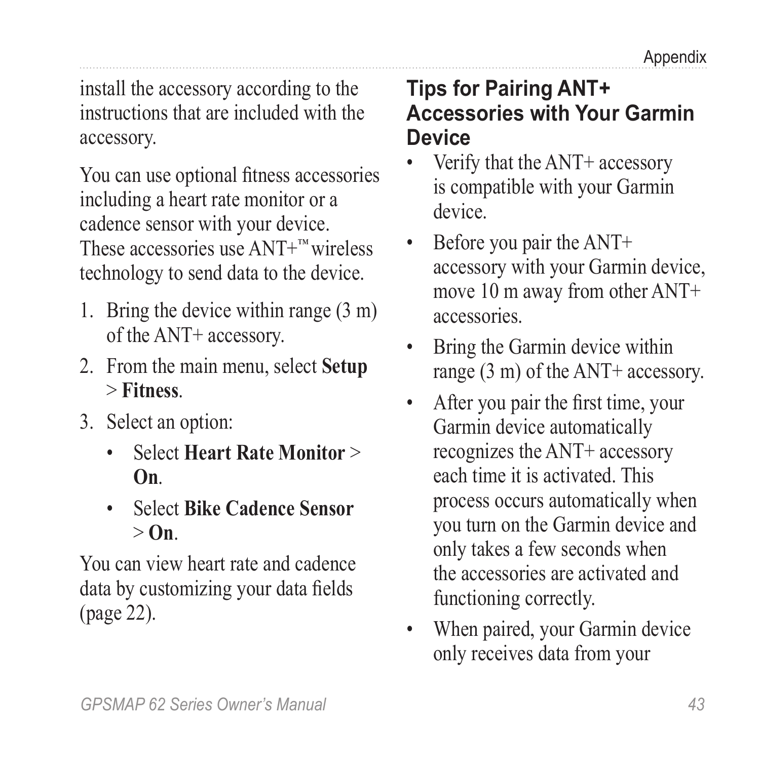install the accessory according to the instructions that are included with the accessory.

You can use optional fitness accessories including a heart rate monitor or a cadence sensor with your device. These accessories use ANT+™ wireless technology to send data to the device.

1. Bring the device within range (3 m) of the ANT+ accessory.
2. From the main menu, select **Setup** > **Fitness**.
3. Select an option:
    - Select **Heart Rate Monitor** > **On**.
    - Select **Bike Cadence Sensor** > **On**.

You can view heart rate and cadence data by customizing your data fields (page 22).

### Tips for Pairing ANT+ Accessories with Your Garmin Device

- Verify that the ANT+ accessory is compatible with your Garmin device.
- Before you pair the ANT+ accessory with your Garmin device, move 10 m away from other ANT+ accessories.
- Bring the Garmin device within range (3 m) of the ANT+ accessory.
- After you pair the first time, your Garmin device automatically recognizes the ANT+ accessory each time it is activated. This process occurs automatically when you turn on the Garmin device and only takes a few seconds when the accessories are activated and functioning correctly.
- When paired, your Garmin device only receives data from your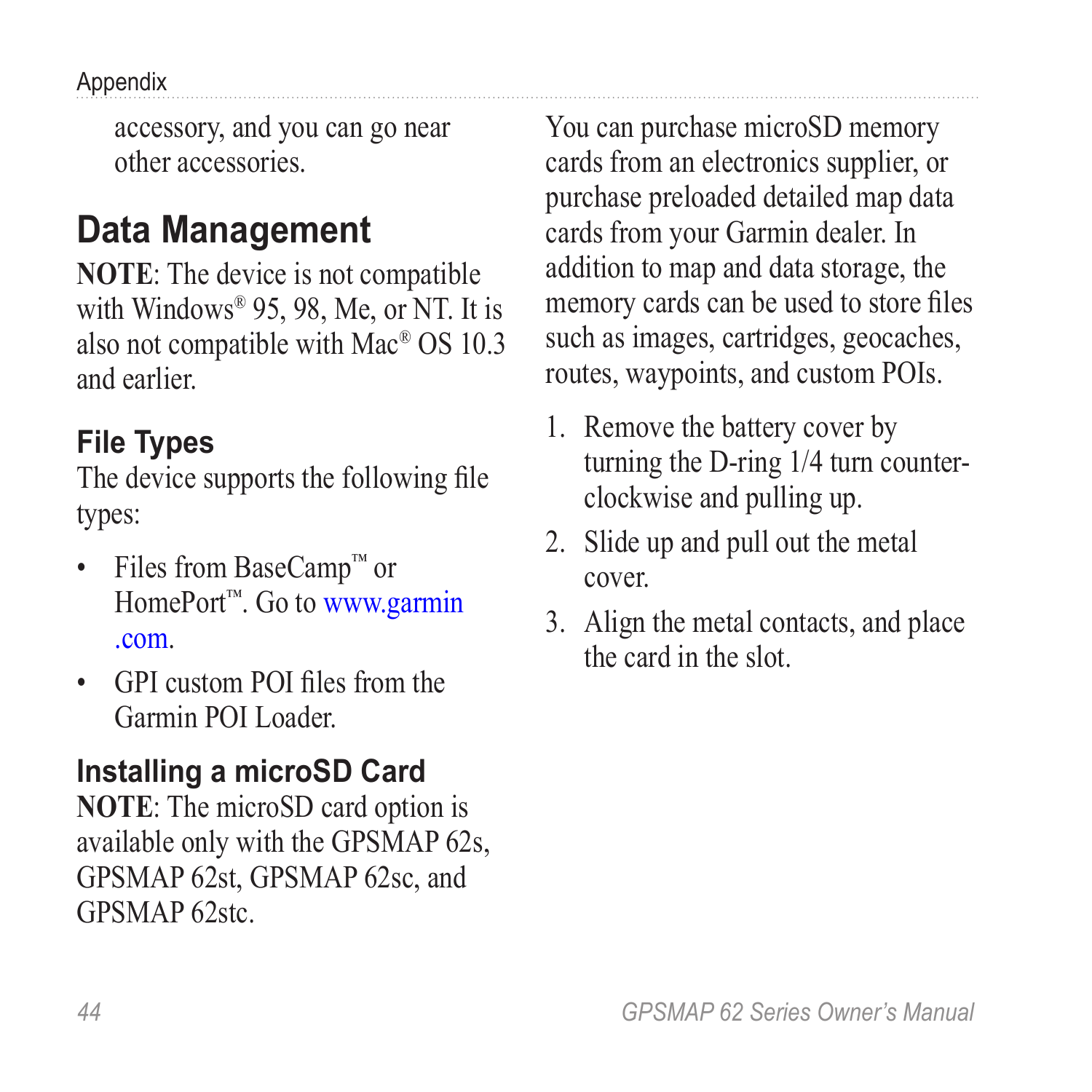accessory, and you can go near other accessories.

## Data Management

**NOTE**: The device is not compatible with Windows® 95, 98, Me, or NT. It is also not compatible with Mac® OS 10.3 and earlier.

### File Types

The device supports the following file types:

- Files from BaseCamp™ or HomePort™. Go to www.garmin.com.
- GPI custom POI files from the Garmin POI Loader.

### Installing a microSD Card

**NOTE**: The microSD card option is available only with the GPSMAP 62s, GPSMAP 62st, GPSMAP 62sc, and GPSMAP 62stc.

You can purchase microSD memory cards from an electronics supplier, or purchase preloaded detailed map data cards from your Garmin dealer. In addition to map and data storage, the memory cards can be used to store files such as images, cartridges, geocaches, routes, waypoints, and custom POIs.

1. Remove the battery cover by turning the D-ring 1/4 turn counter-clockwise and pulling up.
2. Slide up and pull out the metal cover.
3. Align the metal contacts, and place the card in the slot.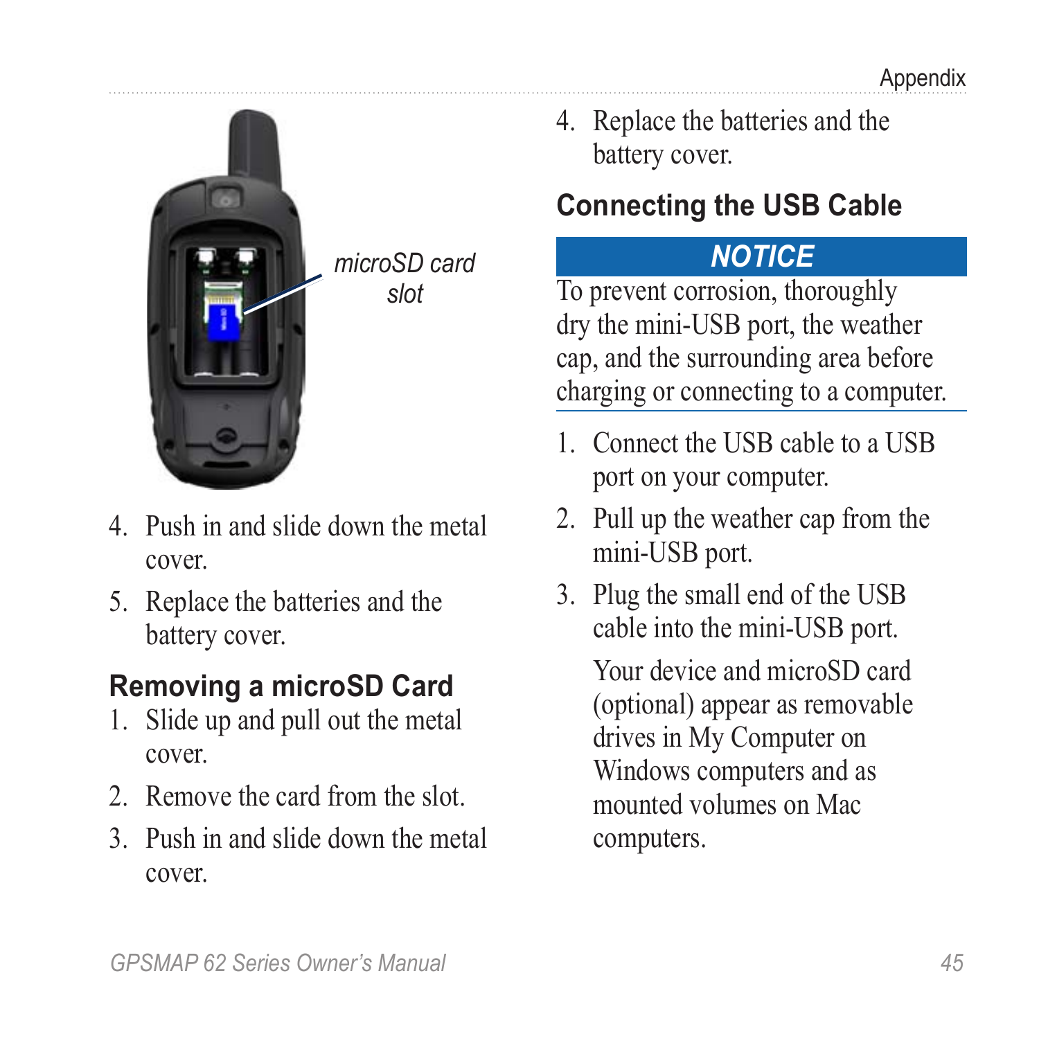microSD card slot

4. Push in and slide down the metal cover.
5. Replace the batteries and the battery cover.

## Removing a microSD Card

1. Slide up and pull out the metal cover.
2. Remove the card from the slot.
3. Push in and slide down the metal cover.
4. Replace the batteries and the battery cover.

## Connecting the USB Cable

**NOTICE**

To prevent corrosion, thoroughly dry the mini-USB port, the weather cap, and the surrounding area before charging or connecting to a computer.

1. Connect the USB cable to a USB port on your computer.
2. Pull up the weather cap from the mini-USB port.
3. Plug the small end of the USB cable into the mini-USB port.

   Your device and microSD card (optional) appear as removable drives in My Computer on Windows computers and as mounted volumes on Mac computers.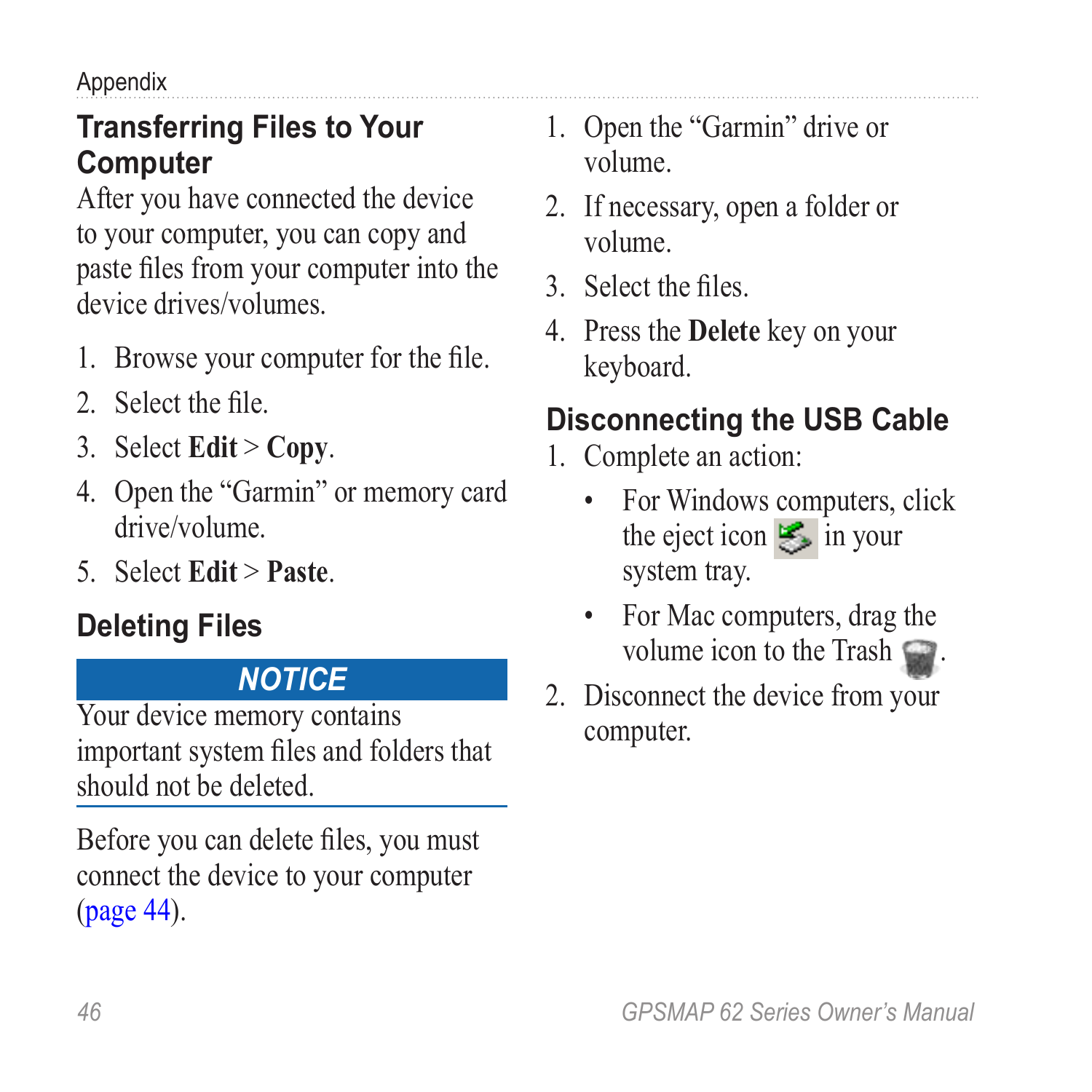## Transferring Files to Your Computer

After you have connected the device to your computer, you can copy and paste files from your computer into the device drives/volumes.

1. Browse your computer for the file.
2. Select the file.
3. Select **Edit** > **Copy**.
4. Open the "Garmin" or memory card drive/volume.
5. Select **Edit** > **Paste**.

## Deleting Files

**NOTICE**

Your device memory contains important system files and folders that should not be deleted.

Before you can delete files, you must connect the device to your computer (page 44).

1. Open the "Garmin" drive or volume.
2. If necessary, open a folder or volume.
3. Select the files.
4. Press the **Delete** key on your keyboard.

## Disconnecting the USB Cable

1. Complete an action:
   - For Windows computers, click the eject icon in your system tray.
   - For Mac computers, drag the volume icon to the Trash.
2. Disconnect the device from your computer.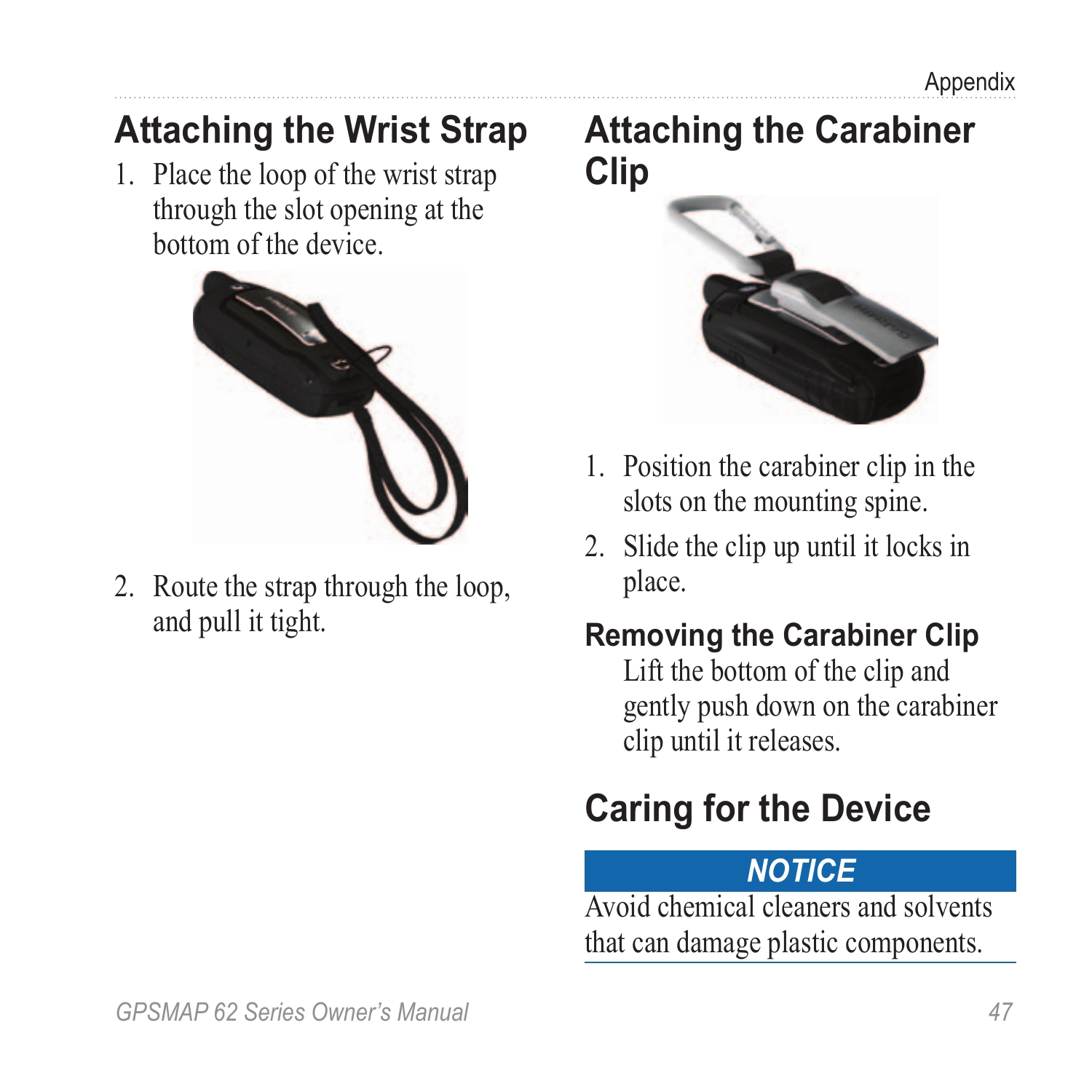## Attaching the Wrist Strap

1. Place the loop of the wrist strap through the slot opening at the bottom of the device.
2. Route the strap through the loop, and pull it tight.

## Attaching the Carabiner Clip

1. Position the carabiner clip in the slots on the mounting spine.
2. Slide the clip up until it locks in place.

### Removing the Carabiner Clip

Lift the bottom of the clip and gently push down on the carabiner clip until it releases.

## Caring for the Device

**NOTICE**

Avoid chemical cleaners and solvents that can damage plastic components.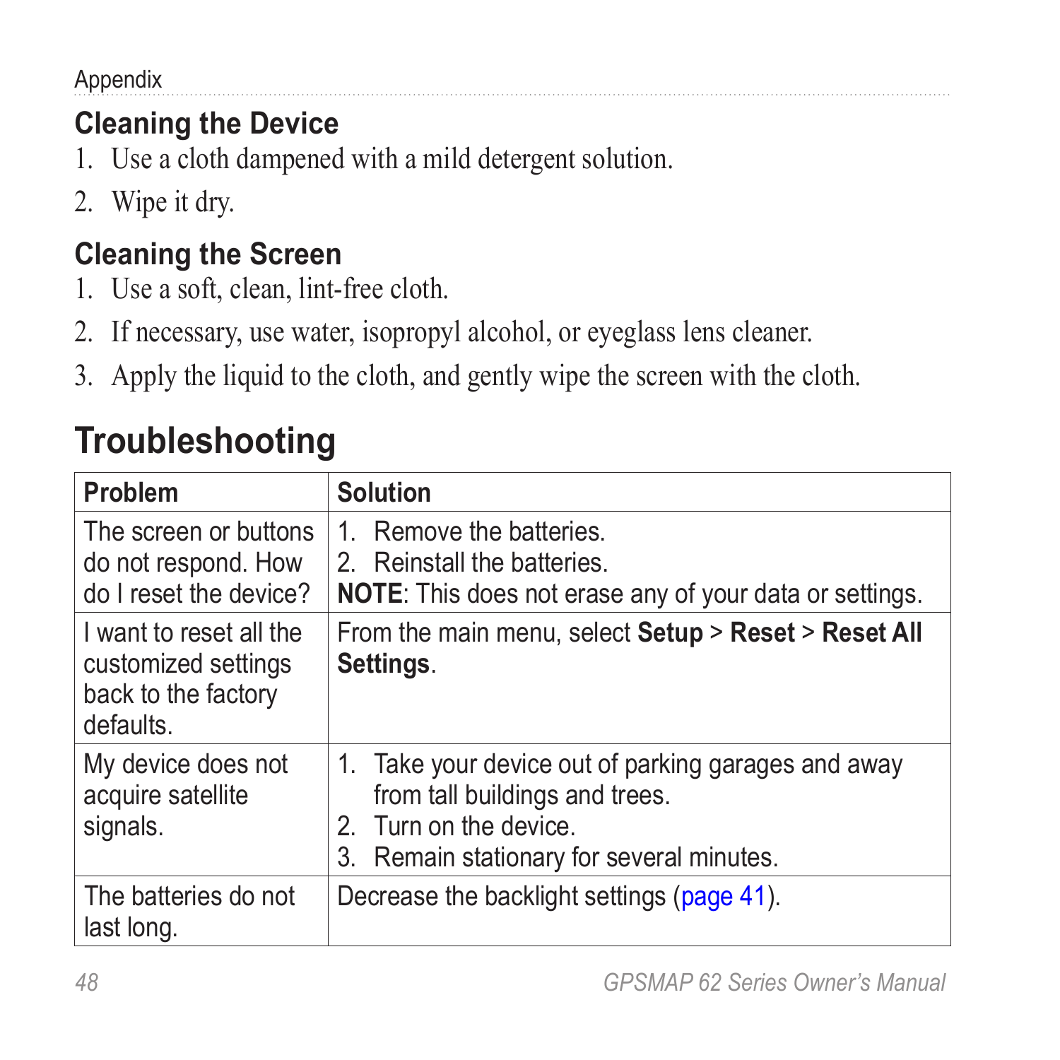### Cleaning the Device

1. Use a cloth dampened with a mild detergent solution.
2. Wipe it dry.

### Cleaning the Screen

1. Use a soft, clean, lint-free cloth.
2. If necessary, use water, isopropyl alcohol, or eyeglass lens cleaner.
3. Apply the liquid to the cloth, and gently wipe the screen with the cloth.

## Troubleshooting

| Problem | Solution |
| --- | --- |
| The screen or buttons do not respond. How do I reset the device? | 1. Remove the batteries.<br>2. Reinstall the batteries.<br>**NOTE**: This does not erase any of your data or settings. |
| I want to reset all the customized settings back to the factory defaults. | From the main menu, select **Setup** > **Reset** > **Reset All Settings**. |
| My device does not acquire satellite signals. | 1. Take your device out of parking garages and away from tall buildings and trees.<br>2. Turn on the device.<br>3. Remain stationary for several minutes. |
| The batteries do not last long. | Decrease the backlight settings (page 41). |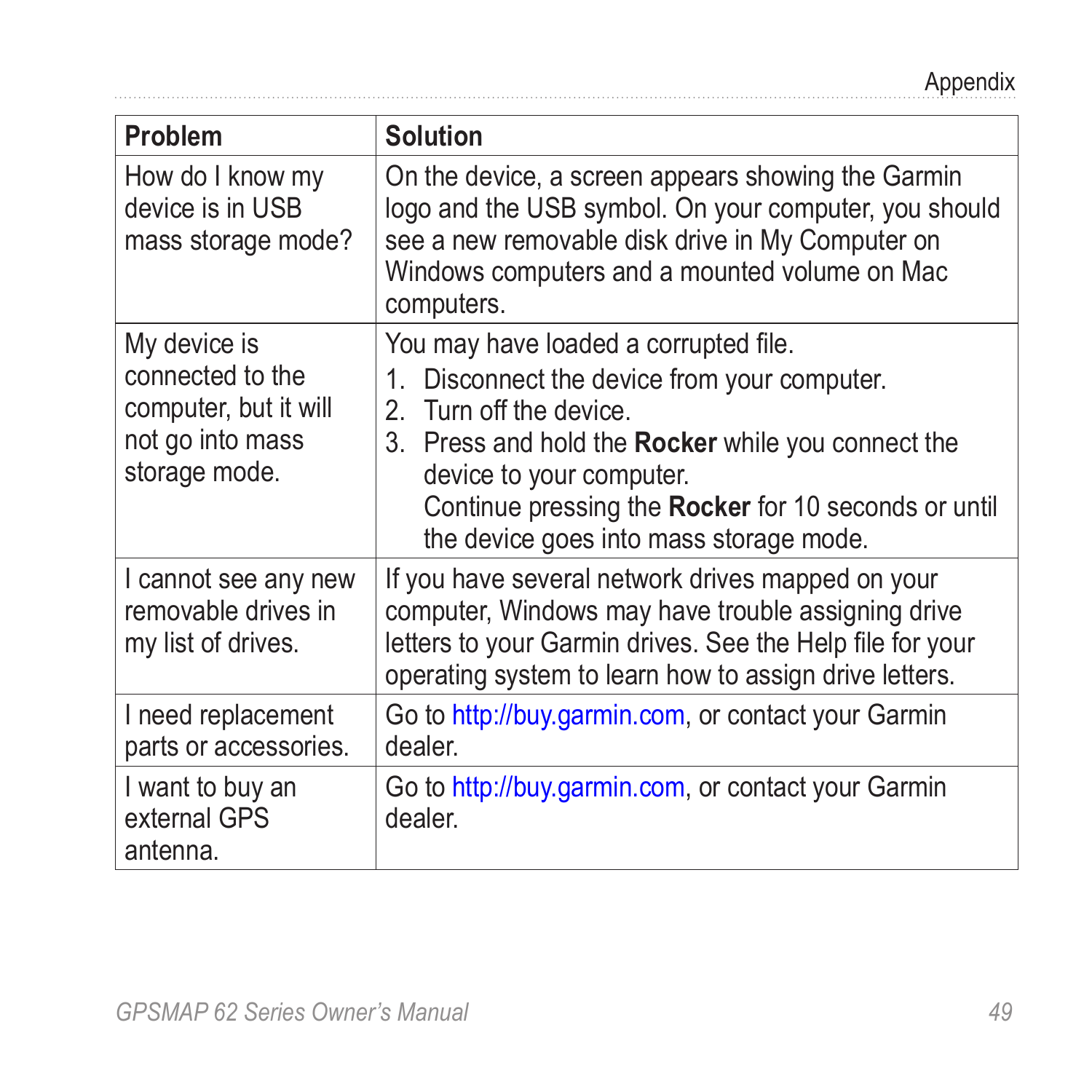| Problem | Solution |
| --- | --- |
| How do I know my device is in USB mass storage mode? | On the device, a screen appears showing the Garmin logo and the USB symbol. On your computer, you should see a new removable disk drive in My Computer on Windows computers and a mounted volume on Mac computers. |
| My device is connected to the computer, but it will not go into mass storage mode. | You may have loaded a corrupted file.<br>1. Disconnect the device from your computer.<br>2. Turn off the device.<br>3. Press and hold the **Rocker** while you connect the device to your computer.<br>Continue pressing the **Rocker** for 10 seconds or until the device goes into mass storage mode. |
| I cannot see any new removable drives in my list of drives. | If you have several network drives mapped on your computer, Windows may have trouble assigning drive letters to your Garmin drives. See the Help file for your operating system to learn how to assign drive letters. |
| I need replacement parts or accessories. | Go to http://buy.garmin.com, or contact your Garmin dealer. |
| I want to buy an external GPS antenna. | Go to http://buy.garmin.com, or contact your Garmin dealer. |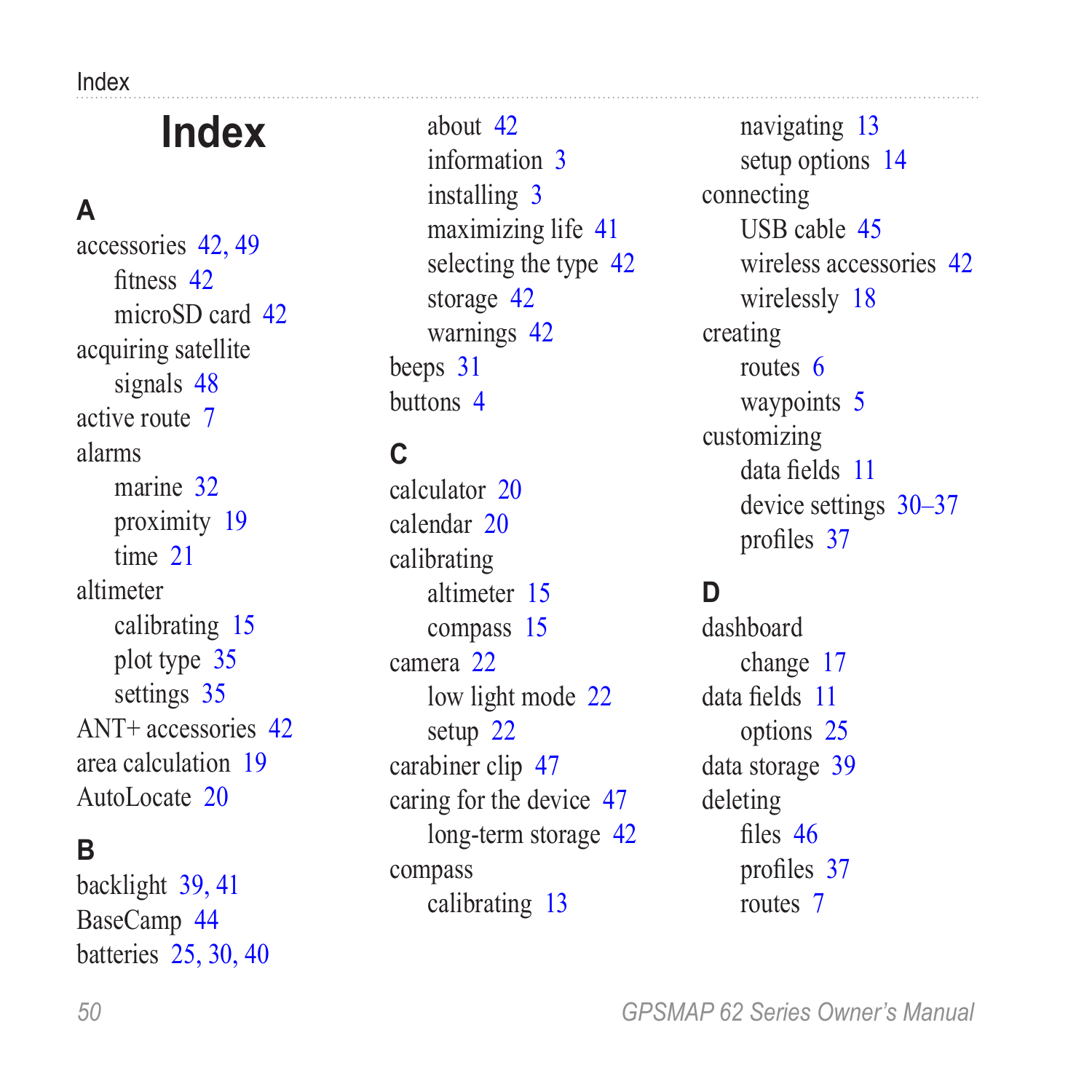# Index

## A

accessories 42, 49
- fitness 42
- microSD card 42

acquiring satellite
- signals 48

active route 7

alarms
- marine 32
- proximity 19
- time 21

altimeter
- calibrating 15
- plot type 35
- settings 35

ANT+ accessories 42

area calculation 19

AutoLocate 20

## B

backlight 39, 41

BaseCamp 44

batteries 25, 30, 40
- about 42
- information 3
- installing 3
- maximizing life 41
- selecting the type 42
- storage 42
- warnings 42

beeps 31

buttons 4

## C

calculator 20

calendar 20

calibrating
- altimeter 15
- compass 15

camera 22
- low light mode 22
- setup 22

carabiner clip 47

caring for the device 47
- long-term storage 42

compass
- calibrating 13
- navigating 13
- setup options 14

connecting
- USB cable 45
- wireless accessories 42
- wirelessly 18

creating
- routes 6
- waypoints 5

customizing
- data fields 11
- device settings 30–37
- profiles 37

## D

dashboard
- change 17

data fields 11
- options 25

data storage 39

deleting
- files 46
- profiles 37
- routes 7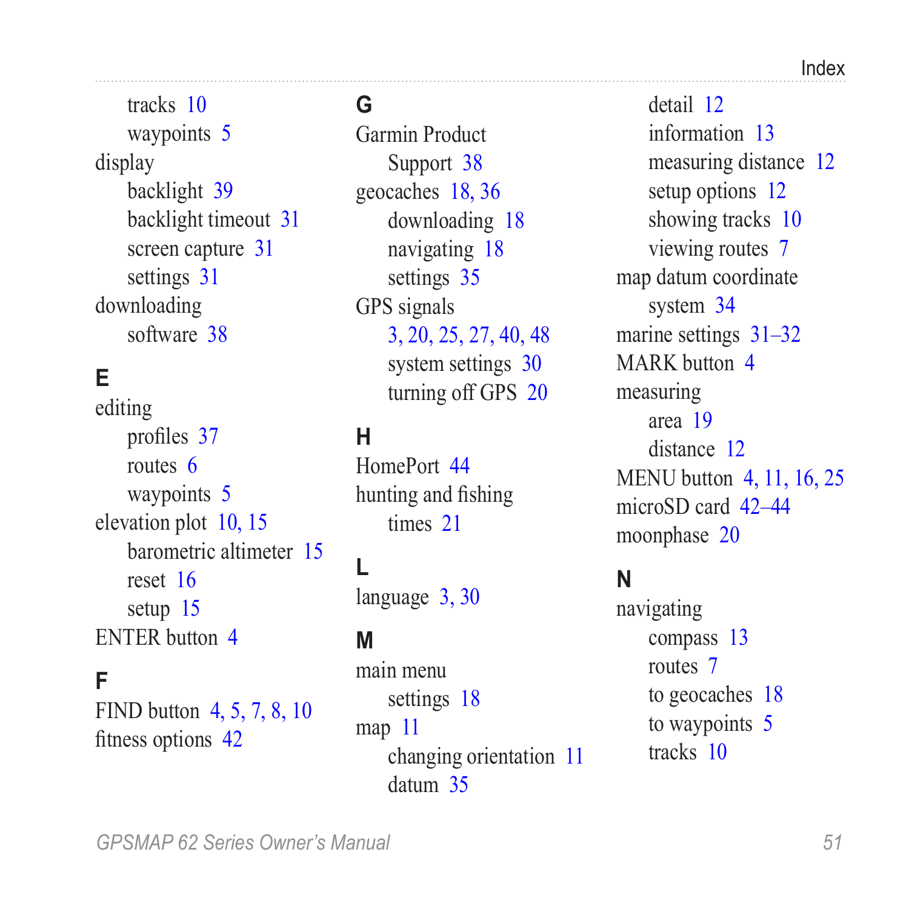tracks 10
waypoints 5

display
- backlight 39
- backlight timeout 31
- screen capture 31
- settings 31

downloading
- software 38

## E

editing
- profiles 37
- routes 6
- waypoints 5

elevation plot 10, 15
- barometric altimeter 15
- reset 16
- setup 15

ENTER button 4

## F

FIND button 4, 5, 7, 8, 10

fitness options 42

## G

Garmin Product Support 38

geocaches 18, 36
- downloading 18
- navigating 18
- settings 35

GPS signals 3, 20, 25, 27, 40, 48
- system settings 30
- turning off GPS 20

## H

HomePort 44

hunting and fishing times 21

## L

language 3, 30

## M

main menu
- settings 18

map 11
- changing orientation 11
- datum 35
- detail 12
- information 13
- measuring distance 12
- setup options 12
- showing tracks 10
- viewing routes 7

map datum coordinate system 34

marine settings 31–32

MARK button 4

measuring
- area 19
- distance 12

MENU button 4, 11, 16, 25

microSD card 42–44

moonphase 20

## N

navigating
- compass 13
- routes 7
- to geocaches 18
- to waypoints 5
- tracks 10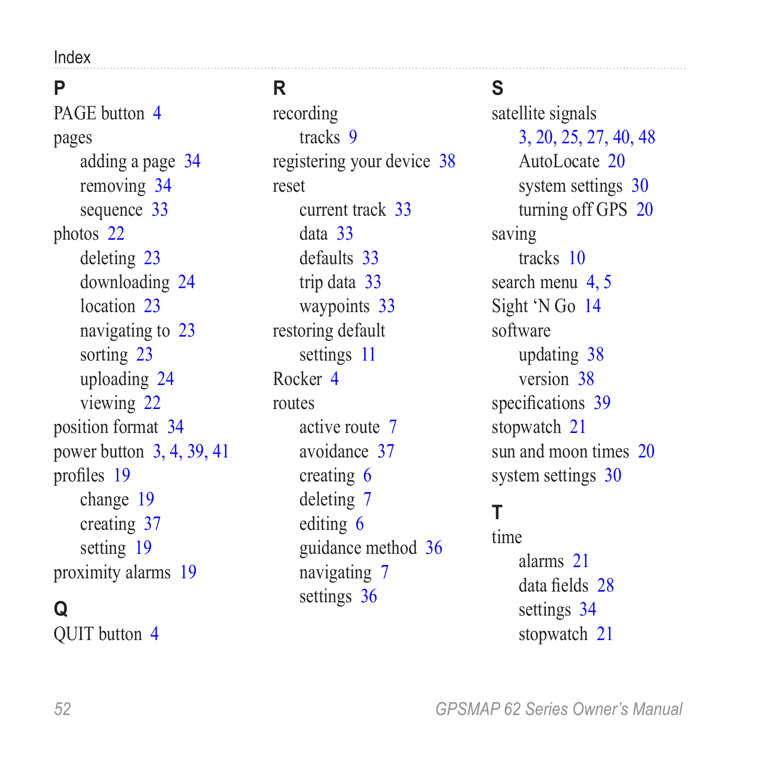## P

PAGE button 4
pages
- adding a page 34
- removing 34
- sequence 33

photos 22
- deleting 23
- downloading 24
- location 23
- navigating to 23
- sorting 23
- uploading 24
- viewing 22

position format 34
power button 3, 4, 39, 41
profiles 19
- change 19
- creating 37
- setting 19

proximity alarms 19

## Q

QUIT button 4

## R

recording
- tracks 9

registering your device 38
reset
- current track 33
- data 33
- defaults 33
- trip data 33
- waypoints 33

restoring default
- settings 11

Rocker 4
routes
- active route 7
- avoidance 37
- creating 6
- deleting 7
- editing 6
- guidance method 36
- navigating 7
- settings 36

## S

satellite signals
- 3, 20, 25, 27, 40, 48
- AutoLocate 20
- system settings 30
- turning off GPS 20

saving
- tracks 10

search menu 4, 5
Sight 'N Go 14
software
- updating 38
- version 38

specifications 39
stopwatch 21
sun and moon times 20
system settings 30

## T

time
- alarms 21
- data fields 28
- settings 34
- stopwatch 21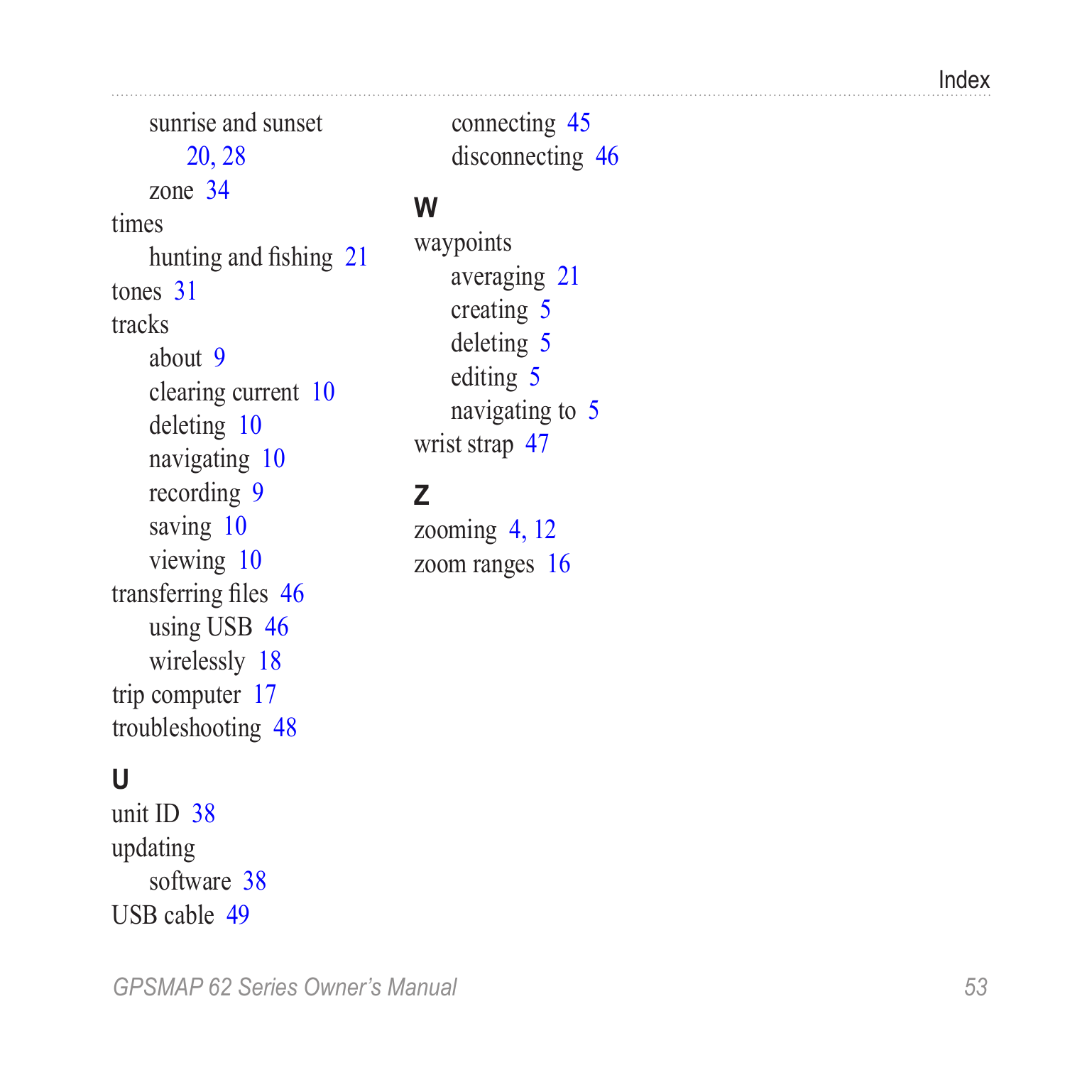sunrise and sunset 20, 28
zone 34

times
hunting and fishing 21

tones 31

tracks
about 9
clearing current 10
deleting 10
navigating 10
recording 9
saving 10
viewing 10

transferring files 46
using USB 46
wirelessly 18

trip computer 17

troubleshooting 48

## U

unit ID 38

updating
software 38

USB cable 49
connecting 45
disconnecting 46

## W

waypoints
averaging 21
creating 5
deleting 5
editing 5
navigating to 5

wrist strap 47

## Z

zooming 4, 12

zoom ranges 16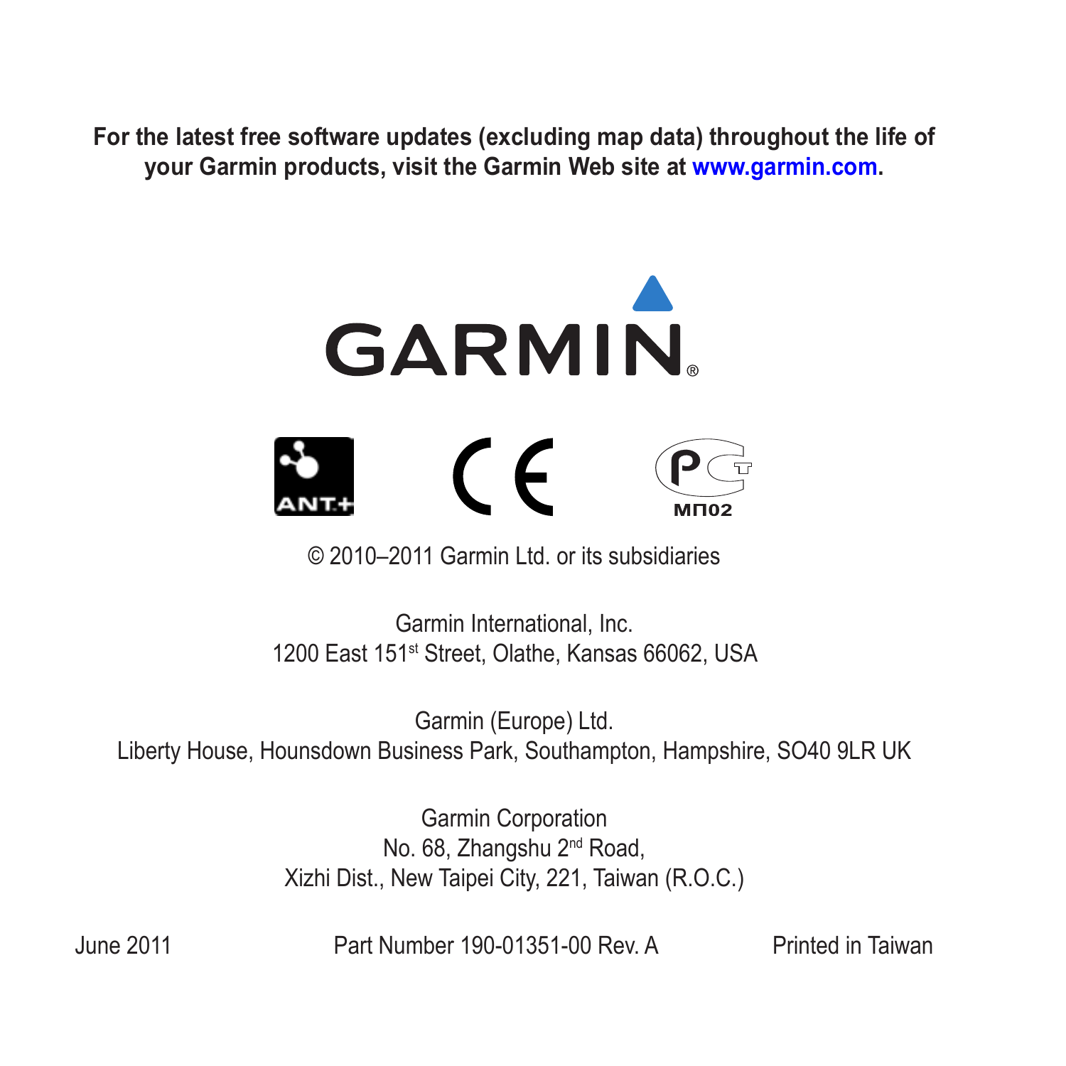**For the latest free software updates (excluding map data) throughout the life of your Garmin products, visit the Garmin Web site at www.garmin.com.**

© 2010–2011 Garmin Ltd. or its subsidiaries

Garmin International, Inc.
1200 East 151st Street, Olathe, Kansas 66062, USA

Garmin (Europe) Ltd.
Liberty House, Hounsdown Business Park, Southampton, Hampshire, SO40 9LR UK

Garmin Corporation
No. 68, Zhangshu 2nd Road,
Xizhi Dist., New Taipei City, 221, Taiwan (R.O.C.)

June 2011 Part Number 190-01351-00 Rev. A Printed in Taiwan